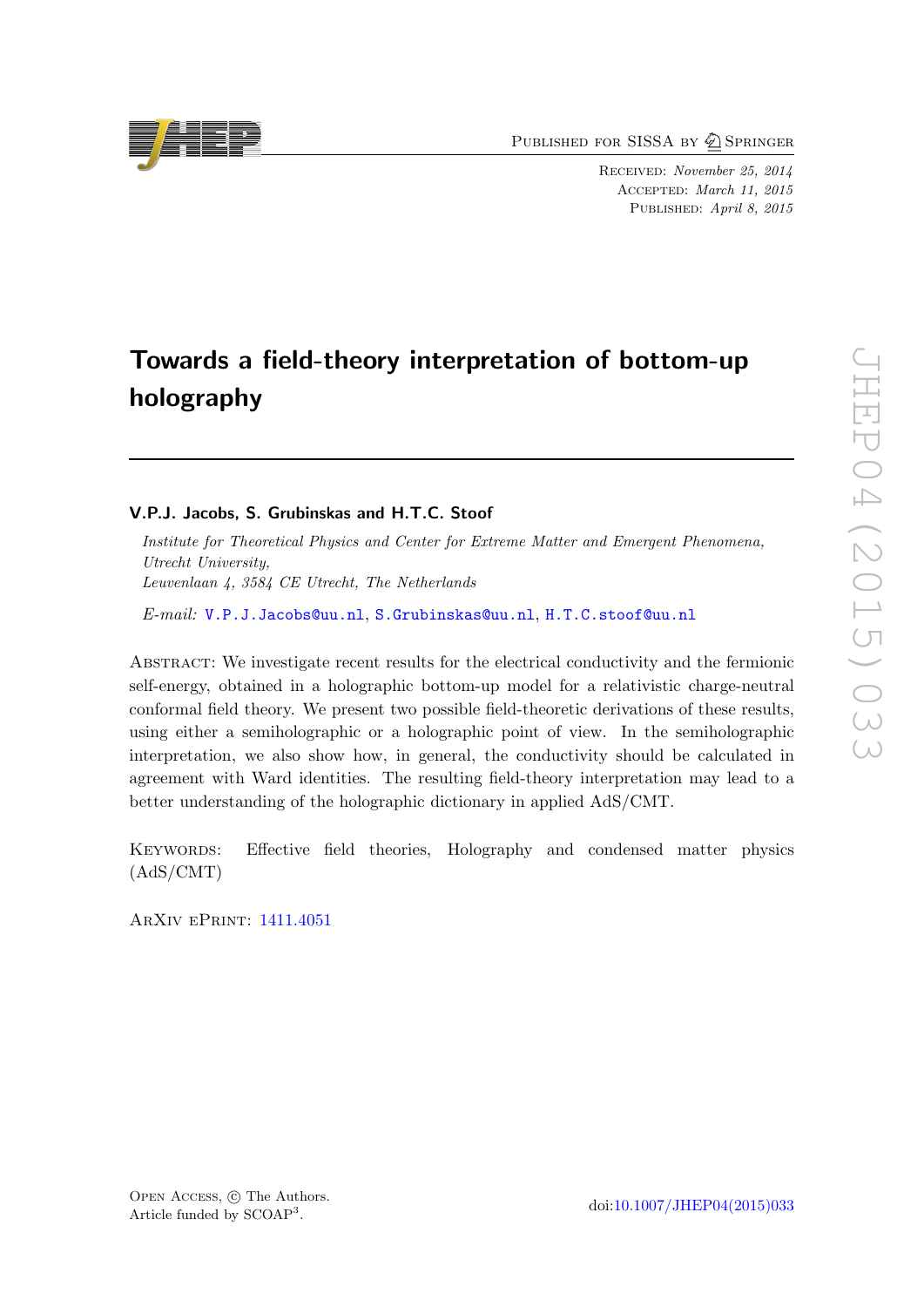Published for SISSA by Springer

Received: *November 25, 2014*
Accepted: *March 11, 2015*
Published: *April 8, 2015*

# Towards a field-theory interpretation of bottom-up holography

**V.P.J. Jacobs, S. Grubinskas and H.T.C. Stoof**

*Institute for Theoretical Physics and Center for Extreme Matter and Emergent Phenomena, Utrecht University, Leuvenlaan 4, 3584 CE Utrecht, The Netherlands*

*E-mail:* V.P.J.Jacobs@uu.nl, S.Grubinskas@uu.nl, H.T.C.stoof@uu.nl

Abstract: We investigate recent results for the electrical conductivity and the fermionic self-energy, obtained in a holographic bottom-up model for a relativistic charge-neutral conformal field theory. We present two possible field-theoretic derivations of these results, using either a semiholographic or a holographic point of view. In the semiholographic interpretation, we also show how, in general, the conductivity should be calculated in agreement with Ward identities. The resulting field-theory interpretation may lead to a better understanding of the holographic dictionary in applied AdS/CMT.

Keywords: Effective field theories, Holography and condensed matter physics (AdS/CMT)

ArXiv ePrint: 1411.4051

Open Access, © The Authors.
Article funded by SCOAP[3].

doi:10.1007/JHEP04(2015)033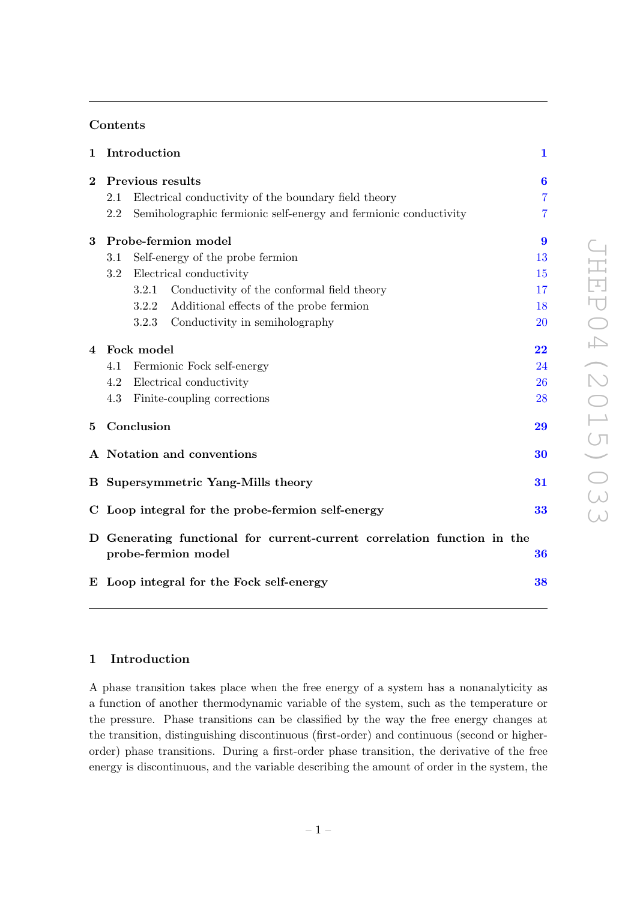## Contents

| | | |
|---|---|---|
| **1** | **Introduction** | **1** |
| **2** | **Previous results** | **6** |
| 2.1 | Electrical conductivity of the boundary field theory | 7 |
| 2.2 | Semiholographic fermionic self-energy and fermionic conductivity | 7 |
| **3** | **Probe-fermion model** | **9** |
| 3.1 | Self-energy of the probe fermion | 13 |
| 3.2 | Electrical conductivity | 15 |
| 3.2.1 | Conductivity of the conformal field theory | 17 |
| 3.2.2 | Additional effects of the probe fermion | 18 |
| 3.2.3 | Conductivity in semiholography | 20 |
| **4** | **Fock model** | **22** |
| 4.1 | Fermionic Fock self-energy | 24 |
| 4.2 | Electrical conductivity | 26 |
| 4.3 | Finite-coupling corrections | 28 |
| **5** | **Conclusion** | **29** |
| **A** | **Notation and conventions** | **30** |
| **B** | **Supersymmetric Yang-Mills theory** | **31** |
| **C** | **Loop integral for the probe-fermion self-energy** | **33** |
| **D** | **Generating functional for current-current correlation function in the probe-fermion model** | **36** |
| **E** | **Loop integral for the Fock self-energy** | **38** |

# 1 Introduction

A phase transition takes place when the free energy of a system has a nonanalyticity as a function of another thermodynamic variable of the system, such as the temperature or the pressure. Phase transitions can be classified by the way the free energy changes at the transition, distinguishing discontinuous (first-order) and continuous (second or higher-order) phase transitions. During a first-order phase transition, the derivative of the free energy is discontinuous, and the variable describing the amount of order in the system, the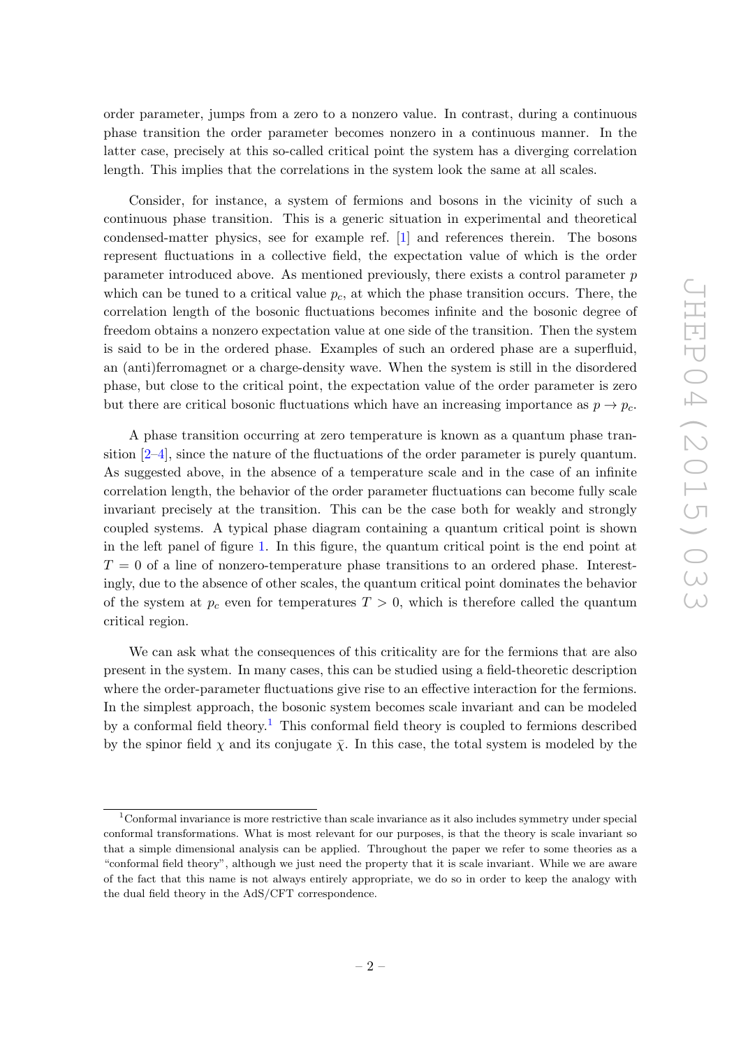order parameter, jumps from a zero to a nonzero value. In contrast, during a continuous phase transition the order parameter becomes nonzero in a continuous manner. In the latter case, precisely at this so-called critical point the system has a diverging correlation length. This implies that the correlations in the system look the same at all scales.

Consider, for instance, a system of fermions and bosons in the vicinity of such a continuous phase transition. This is a generic situation in experimental and theoretical condensed-matter physics, see for example ref. [1] and references therein. The bosons represent fluctuations in a collective field, the expectation value of which is the order parameter introduced above. As mentioned previously, there exists a control parameter $p$ which can be tuned to a critical value $p_c$, at which the phase transition occurs. There, the correlation length of the bosonic fluctuations becomes infinite and the bosonic degree of freedom obtains a nonzero expectation value at one side of the transition. Then the system is said to be in the ordered phase. Examples of such an ordered phase are a superfluid, an (anti)ferromagnet or a charge-density wave. When the system is still in the disordered phase, but close to the critical point, the expectation value of the order parameter is zero but there are critical bosonic fluctuations which have an increasing importance as $p \to p_c$.

A phase transition occurring at zero temperature is known as a quantum phase transition [2–4], since the nature of the fluctuations of the order parameter is purely quantum. As suggested above, in the absence of a temperature scale and in the case of an infinite correlation length, the behavior of the order parameter fluctuations can become fully scale invariant precisely at the transition. This can be the case both for weakly and strongly coupled systems. A typical phase diagram containing a quantum critical point is shown in the left panel of figure 1. In this figure, the quantum critical point is the end point at $T = 0$ of a line of nonzero-temperature phase transitions to an ordered phase. Interestingly, due to the absence of other scales, the quantum critical point dominates the behavior of the system at $p_c$ even for temperatures $T > 0$, which is therefore called the quantum critical region.

We can ask what the consequences of this criticality are for the fermions that are also present in the system. In many cases, this can be studied using a field-theoretic description where the order-parameter fluctuations give rise to an effective interaction for the fermions. In the simplest approach, the bosonic system becomes scale invariant and can be modeled by a conformal field theory.[1] This conformal field theory is coupled to fermions described by the spinor field $\chi$ and its conjugate $\bar{\chi}$. In this case, the total system is modeled by the

[1] Conformal invariance is more restrictive than scale invariance as it also includes symmetry under special conformal transformations. What is most relevant for our purposes, is that the theory is scale invariant so that a simple dimensional analysis can be applied. Throughout the paper we refer to some theories as a "conformal field theory", although we just need the property that it is scale invariant. While we are aware of the fact that this name is not always entirely appropriate, we do so in order to keep the analogy with the dual field theory in the AdS/CFT correspondence.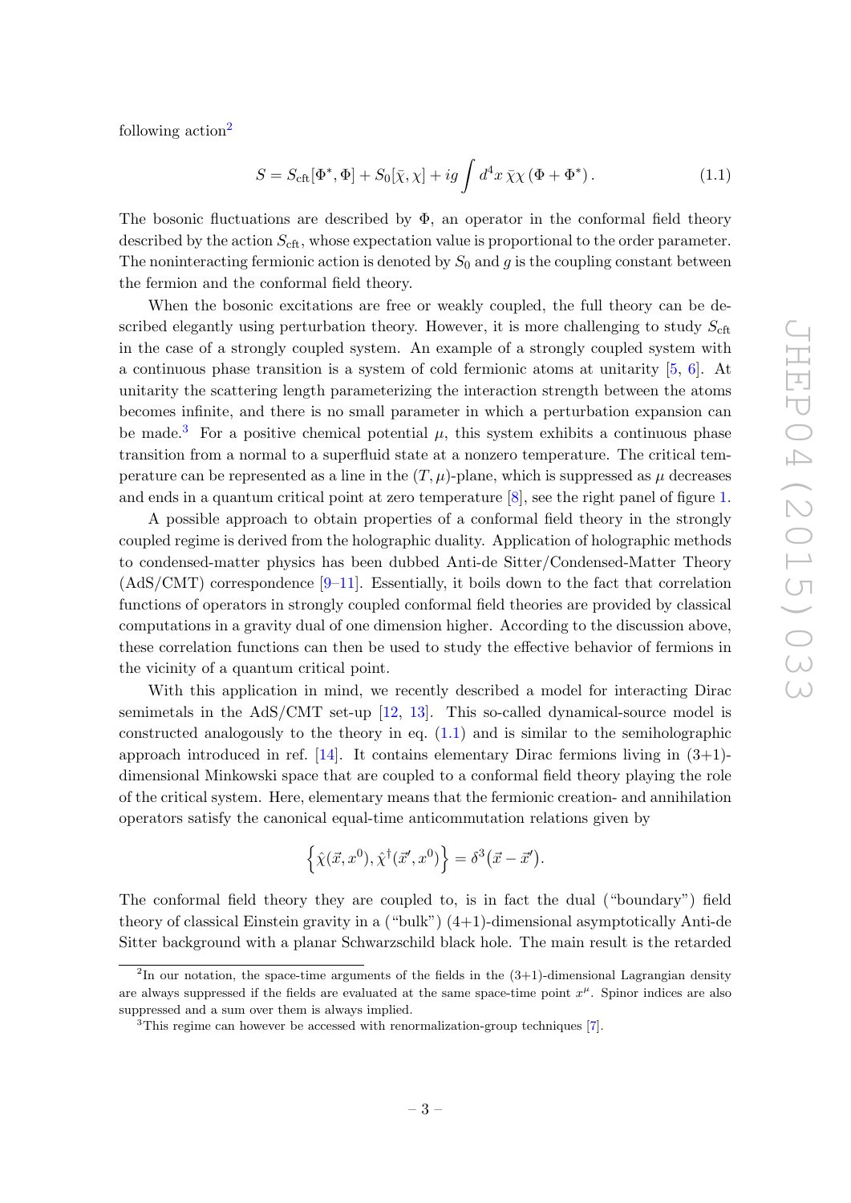following action[2]

$$S = S_{\mathrm{cft}}[\Phi^*, \Phi] + S_0[\bar{\chi}, \chi] + ig \int d^4x \, \bar{\chi}\chi \left(\Phi + \Phi^*\right). \tag{1.1}$$

The bosonic fluctuations are described by $\Phi$, an operator in the conformal field theory described by the action $S_{\mathrm{cft}}$, whose expectation value is proportional to the order parameter. The noninteracting fermionic action is denoted by $S_0$ and $g$ is the coupling constant between the fermion and the conformal field theory.

When the bosonic excitations are free or weakly coupled, the full theory can be described elegantly using perturbation theory. However, it is more challenging to study $S_{\mathrm{cft}}$ in the case of a strongly coupled system. An example of a strongly coupled system with a continuous phase transition is a system of cold fermionic atoms at unitarity [5, 6]. At unitarity the scattering length parameterizing the interaction strength between the atoms becomes infinite, and there is no small parameter in which a perturbation expansion can be made.[3] For a positive chemical potential $\mu$, this system exhibits a continuous phase transition from a normal to a superfluid state at a nonzero temperature. The critical temperature can be represented as a line in the $(T, \mu)$-plane, which is suppressed as $\mu$ decreases and ends in a quantum critical point at zero temperature [8], see the right panel of figure 1.

A possible approach to obtain properties of a conformal field theory in the strongly coupled regime is derived from the holographic duality. Application of holographic methods to condensed-matter physics has been dubbed Anti-de Sitter/Condensed-Matter Theory (AdS/CMT) correspondence [9–11]. Essentially, it boils down to the fact that correlation functions of operators in strongly coupled conformal field theories are provided by classical computations in a gravity dual of one dimension higher. According to the discussion above, these correlation functions can then be used to study the effective behavior of fermions in the vicinity of a quantum critical point.

With this application in mind, we recently described a model for interacting Dirac semimetals in the AdS/CMT set-up [12, 13]. This so-called dynamical-source model is constructed analogously to the theory in eq. (1.1) and is similar to the semiholographic approach introduced in ref. [14]. It contains elementary Dirac fermions living in (3+1)-dimensional Minkowski space that are coupled to a conformal field theory playing the role of the critical system. Here, elementary means that the fermionic creation- and annihilation operators satisfy the canonical equal-time anticommutation relations given by

$$\left\{ \hat{\chi}(\vec{x}, x^0), \hat{\chi}^\dagger(\vec{x}\,', x^0) \right\} = \delta^3(\vec{x} - \vec{x}\,').$$

The conformal field theory they are coupled to, is in fact the dual ("boundary") field theory of classical Einstein gravity in a ("bulk") (4+1)-dimensional asymptotically Anti-de Sitter background with a planar Schwarzschild black hole. The main result is the retarded

---

[2] In our notation, the space-time arguments of the fields in the (3+1)-dimensional Lagrangian density are always suppressed if the fields are evaluated at the same space-time point $x^\mu$. Spinor indices are also suppressed and a sum over them is always implied.

[3] This regime can however be accessed with renormalization-group techniques [7].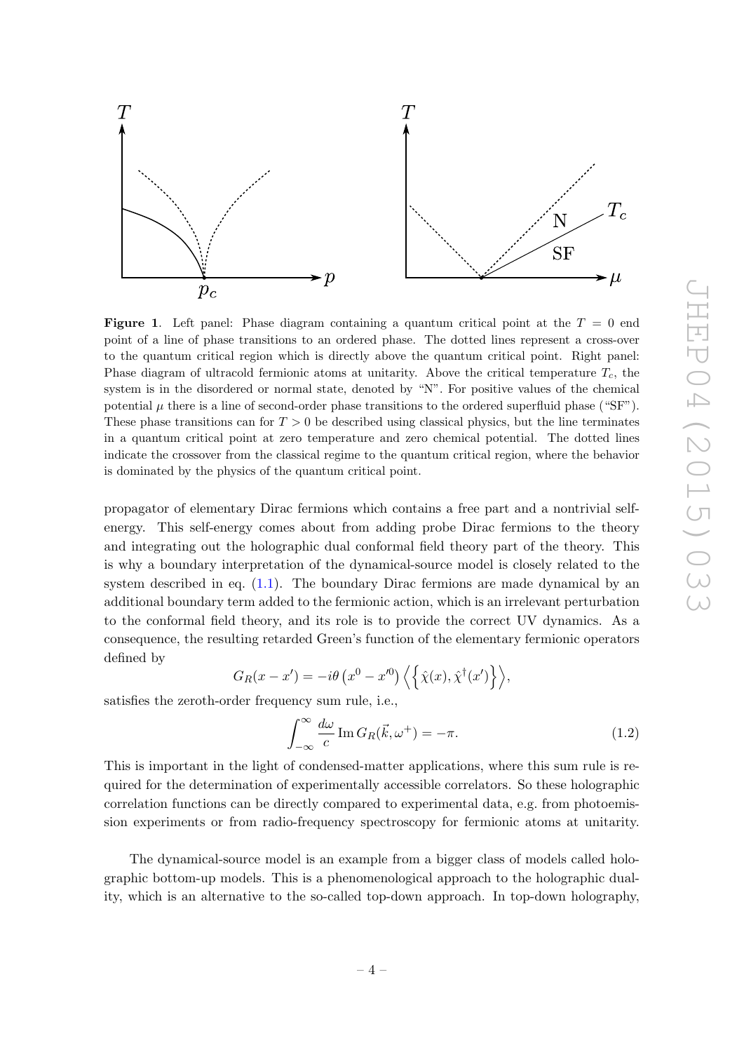**Figure 1**. Left panel: Phase diagram containing a quantum critical point at the $T = 0$ end point of a line of phase transitions to an ordered phase. The dotted lines represent a cross-over to the quantum critical region which is directly above the quantum critical point. Right panel: Phase diagram of ultracold fermionic atoms at unitarity. Above the critical temperature $T_c$, the system is in the disordered or normal state, denoted by "N". For positive values of the chemical potential $\mu$ there is a line of second-order phase transitions to the ordered superfluid phase ("SF"). These phase transitions can for $T > 0$ be described using classical physics, but the line terminates in a quantum critical point at zero temperature and zero chemical potential. The dotted lines indicate the crossover from the classical regime to the quantum critical region, where the behavior is dominated by the physics of the quantum critical point.

propagator of elementary Dirac fermions which contains a free part and a nontrivial self-energy. This self-energy comes about from adding probe Dirac fermions to the theory and integrating out the holographic dual conformal field theory part of the theory. This is why a boundary interpretation of the dynamical-source model is closely related to the system described in eq. (1.1). The boundary Dirac fermions are made dynamical by an additional boundary term added to the fermionic action, which is an irrelevant perturbation to the conformal field theory, and its role is to provide the correct UV dynamics. As a consequence, the resulting retarded Green's function of the elementary fermionic operators defined by

$$G_R(x - x') = -i\theta\left(x^0 - x'^0\right)\left\langle\left\{\hat{\chi}(x), \hat{\chi}^\dagger(x')\right\}\right\rangle,$$

satisfies the zeroth-order frequency sum rule, i.e.,

$$\int_{-\infty}^{\infty} \frac{d\omega}{c}\, \mathrm{Im}\, G_R(\vec{k}, \omega^+) = -\pi. \tag{1.2}$$

This is important in the light of condensed-matter applications, where this sum rule is required for the determination of experimentally accessible correlators. So these holographic correlation functions can be directly compared to experimental data, e.g. from photoemission experiments or from radio-frequency spectroscopy for fermionic atoms at unitarity.

The dynamical-source model is an example from a bigger class of models called holographic bottom-up models. This is a phenomenological approach to the holographic duality, which is an alternative to the so-called top-down approach. In top-down holography,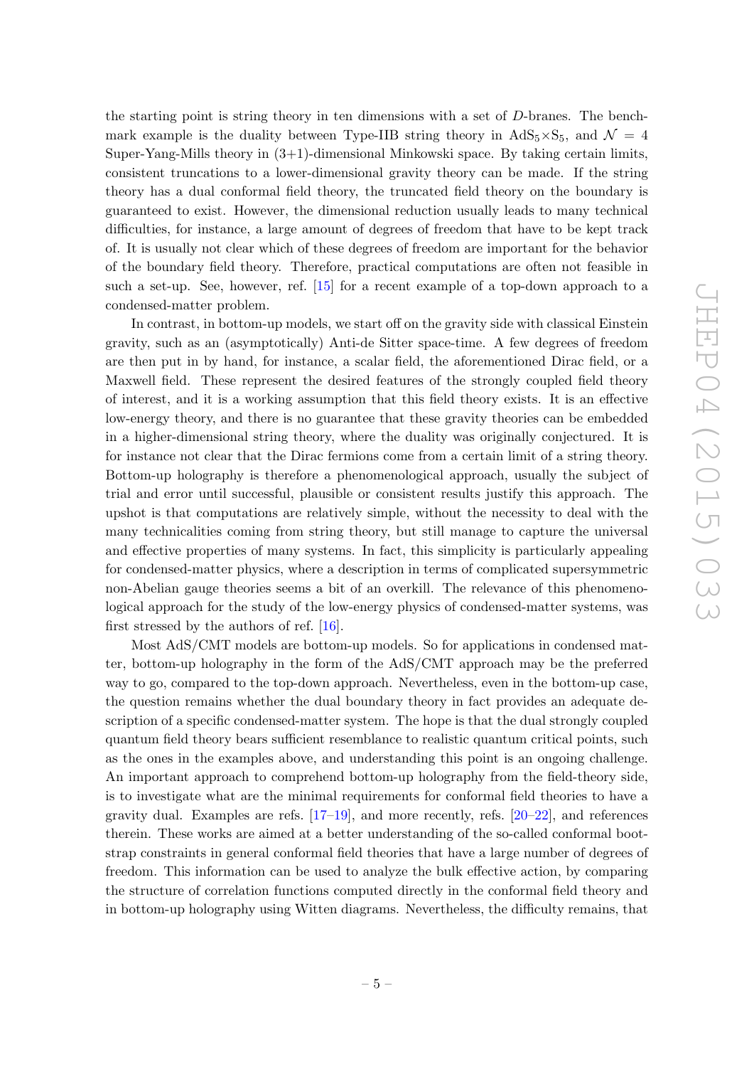the starting point is string theory in ten dimensions with a set of $D$-branes. The benchmark example is the duality between Type-IIB string theory in $\mathrm{AdS}_5\times\mathrm{S}_5$, and $\mathcal{N}=4$ Super-Yang-Mills theory in (3+1)-dimensional Minkowski space. By taking certain limits, consistent truncations to a lower-dimensional gravity theory can be made. If the string theory has a dual conformal field theory, the truncated field theory on the boundary is guaranteed to exist. However, the dimensional reduction usually leads to many technical difficulties, for instance, a large amount of degrees of freedom that have to be kept track of. It is usually not clear which of these degrees of freedom are important for the behavior of the boundary field theory. Therefore, practical computations are often not feasible in such a set-up. See, however, ref. [15] for a recent example of a top-down approach to a condensed-matter problem.

In contrast, in bottom-up models, we start off on the gravity side with classical Einstein gravity, such as an (asymptotically) Anti-de Sitter space-time. A few degrees of freedom are then put in by hand, for instance, a scalar field, the aforementioned Dirac field, or a Maxwell field. These represent the desired features of the strongly coupled field theory of interest, and it is a working assumption that this field theory exists. It is an effective low-energy theory, and there is no guarantee that these gravity theories can be embedded in a higher-dimensional string theory, where the duality was originally conjectured. It is for instance not clear that the Dirac fermions come from a certain limit of a string theory. Bottom-up holography is therefore a phenomenological approach, usually the subject of trial and error until successful, plausible or consistent results justify this approach. The upshot is that computations are relatively simple, without the necessity to deal with the many technicalities coming from string theory, but still manage to capture the universal and effective properties of many systems. In fact, this simplicity is particularly appealing for condensed-matter physics, where a description in terms of complicated supersymmetric non-Abelian gauge theories seems a bit of an overkill. The relevance of this phenomenological approach for the study of the low-energy physics of condensed-matter systems, was first stressed by the authors of ref. [16].

Most AdS/CMT models are bottom-up models. So for applications in condensed matter, bottom-up holography in the form of the AdS/CMT approach may be the preferred way to go, compared to the top-down approach. Nevertheless, even in the bottom-up case, the question remains whether the dual boundary theory in fact provides an adequate description of a specific condensed-matter system. The hope is that the dual strongly coupled quantum field theory bears sufficient resemblance to realistic quantum critical points, such as the ones in the examples above, and understanding this point is an ongoing challenge. An important approach to comprehend bottom-up holography from the field-theory side, is to investigate what are the minimal requirements for conformal field theories to have a gravity dual. Examples are refs. [17–19], and more recently, refs. [20–22], and references therein. These works are aimed at a better understanding of the so-called conformal bootstrap constraints in general conformal field theories that have a large number of degrees of freedom. This information can be used to analyze the bulk effective action, by comparing the structure of correlation functions computed directly in the conformal field theory and in bottom-up holography using Witten diagrams. Nevertheless, the difficulty remains, that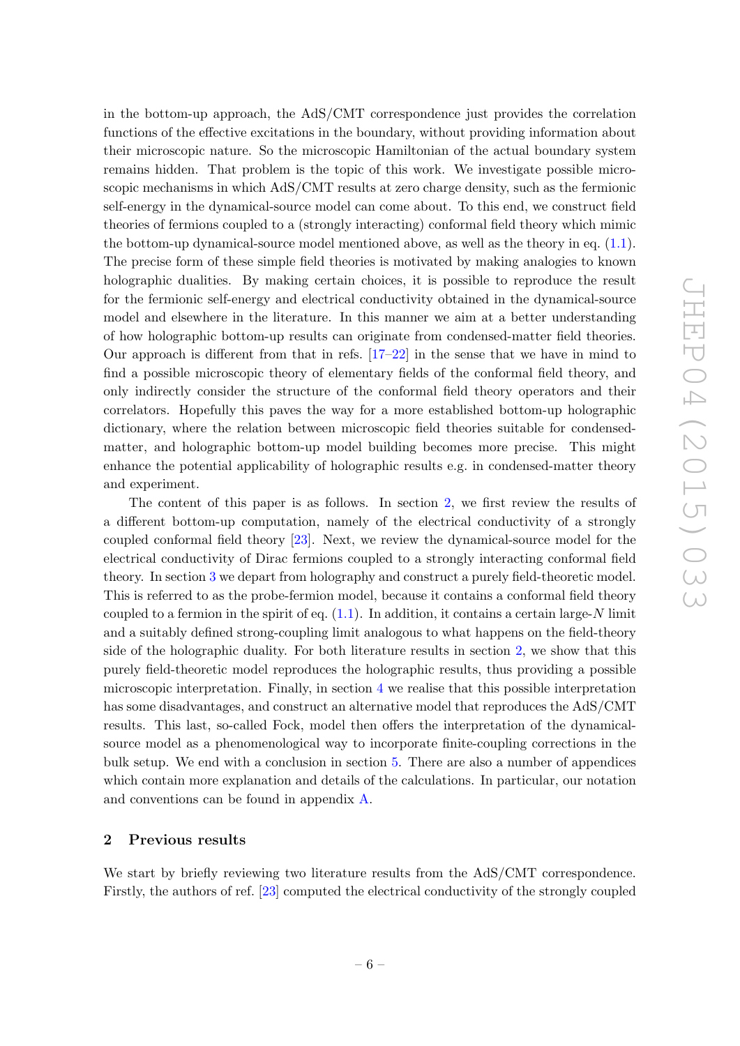in the bottom-up approach, the AdS/CMT correspondence just provides the correlation functions of the effective excitations in the boundary, without providing information about their microscopic nature. So the microscopic Hamiltonian of the actual boundary system remains hidden. That problem is the topic of this work. We investigate possible microscopic mechanisms in which AdS/CMT results at zero charge density, such as the fermionic self-energy in the dynamical-source model can come about. To this end, we construct field theories of fermions coupled to a (strongly interacting) conformal field theory which mimic the bottom-up dynamical-source model mentioned above, as well as the theory in eq. (1.1). The precise form of these simple field theories is motivated by making analogies to known holographic dualities. By making certain choices, it is possible to reproduce the result for the fermionic self-energy and electrical conductivity obtained in the dynamical-source model and elsewhere in the literature. In this manner we aim at a better understanding of how holographic bottom-up results can originate from condensed-matter field theories. Our approach is different from that in refs. [17–22] in the sense that we have in mind to find a possible microscopic theory of elementary fields of the conformal field theory, and only indirectly consider the structure of the conformal field theory operators and their correlators. Hopefully this paves the way for a more established bottom-up holographic dictionary, where the relation between microscopic field theories suitable for condensed-matter, and holographic bottom-up model building becomes more precise. This might enhance the potential applicability of holographic results e.g. in condensed-matter theory and experiment.

The content of this paper is as follows. In section 2, we first review the results of a different bottom-up computation, namely of the electrical conductivity of a strongly coupled conformal field theory [23]. Next, we review the dynamical-source model for the electrical conductivity of Dirac fermions coupled to a strongly interacting conformal field theory. In section 3 we depart from holography and construct a purely field-theoretic model. This is referred to as the probe-fermion model, because it contains a conformal field theory coupled to a fermion in the spirit of eq. (1.1). In addition, it contains a certain large-$N$ limit and a suitably defined strong-coupling limit analogous to what happens on the field-theory side of the holographic duality. For both literature results in section 2, we show that this purely field-theoretic model reproduces the holographic results, thus providing a possible microscopic interpretation. Finally, in section 4 we realise that this possible interpretation has some disadvantages, and construct an alternative model that reproduces the AdS/CMT results. This last, so-called Fock, model then offers the interpretation of the dynamical-source model as a phenomenological way to incorporate finite-coupling corrections in the bulk setup. We end with a conclusion in section 5. There are also a number of appendices which contain more explanation and details of the calculations. In particular, our notation and conventions can be found in appendix A.

## 2 Previous results

We start by briefly reviewing two literature results from the AdS/CMT correspondence. Firstly, the authors of ref. [23] computed the electrical conductivity of the strongly coupled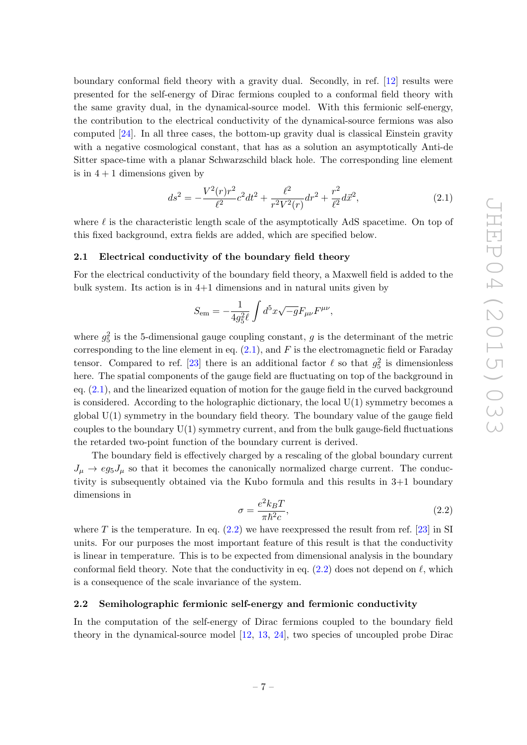boundary conformal field theory with a gravity dual. Secondly, in ref. [12] results were presented for the self-energy of Dirac fermions coupled to a conformal field theory with the same gravity dual, in the dynamical-source model. With this fermionic self-energy, the contribution to the electrical conductivity of the dynamical-source fermions was also computed [24]. In all three cases, the bottom-up gravity dual is classical Einstein gravity with a negative cosmological constant, that has as a solution an asymptotically Anti-de Sitter space-time with a planar Schwarzschild black hole. The corresponding line element is in $4+1$ dimensions given by

$$ds^2 = -\frac{V^2(r)r^2}{\ell^2}c^2dt^2 + \frac{\ell^2}{r^2V^2(r)}dr^2 + \frac{r^2}{\ell^2}d\vec{x}^2, \tag{2.1}$$

where $\ell$ is the characteristic length scale of the asymptotically AdS spacetime. On top of this fixed background, extra fields are added, which are specified below.

### 2.1 Electrical conductivity of the boundary field theory

For the electrical conductivity of the boundary field theory, a Maxwell field is added to the bulk system. Its action is in 4+1 dimensions and in natural units given by

$$S_{\text{em}} = -\frac{1}{4g_5^2\ell}\int d^5x\sqrt{-g}F_{\mu\nu}F^{\mu\nu},$$

where $g_5^2$ is the 5-dimensional gauge coupling constant, $g$ is the determinant of the metric corresponding to the line element in eq. (2.1), and $F$ is the electromagnetic field or Faraday tensor. Compared to ref. [23] there is an additional factor $\ell$ so that $g_5^2$ is dimensionless here. The spatial components of the gauge field are fluctuating on top of the background in eq. (2.1), and the linearized equation of motion for the gauge field in the curved background is considered. According to the holographic dictionary, the local U(1) symmetry becomes a global U(1) symmetry in the boundary field theory. The boundary value of the gauge field couples to the boundary U(1) symmetry current, and from the bulk gauge-field fluctuations the retarded two-point function of the boundary current is derived.

The boundary field is effectively charged by a rescaling of the global boundary current $J_\mu \to eg_5J_\mu$ so that it becomes the canonically normalized charge current. The conductivity is subsequently obtained via the Kubo formula and this results in 3+1 boundary dimensions in

$$\sigma = \frac{e^2k_BT}{\pi\hbar^2c}, \tag{2.2}$$

where $T$ is the temperature. In eq. (2.2) we have reexpressed the result from ref. [23] in SI units. For our purposes the most important feature of this result is that the conductivity is linear in temperature. This is to be expected from dimensional analysis in the boundary conformal field theory. Note that the conductivity in eq. (2.2) does not depend on $\ell$, which is a consequence of the scale invariance of the system.

### 2.2 Semiholographic fermionic self-energy and fermionic conductivity

In the computation of the self-energy of Dirac fermions coupled to the boundary field theory in the dynamical-source model [12, 13, 24], two species of uncoupled probe Dirac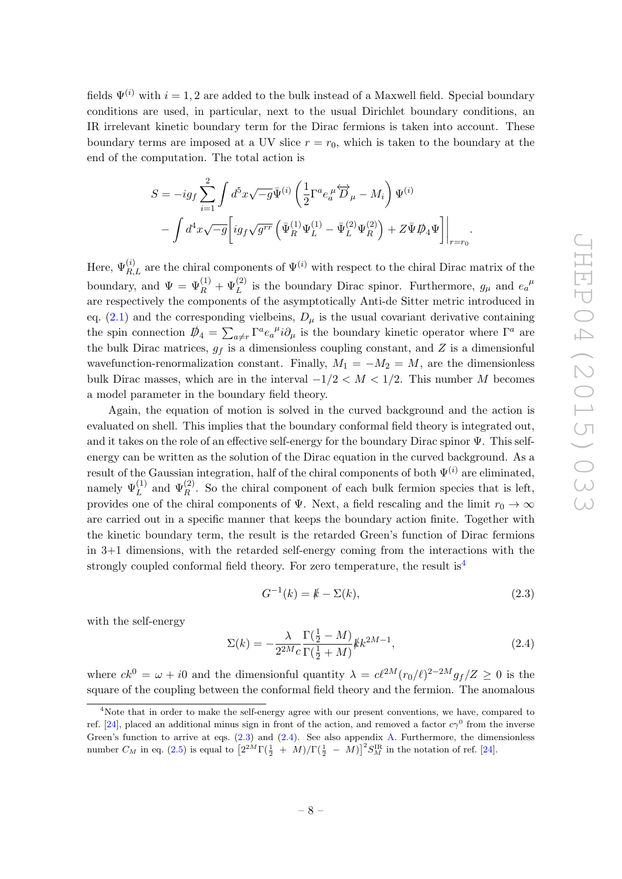fields $\Psi^{(i)}$ with $i = 1, 2$ are added to the bulk instead of a Maxwell field. Special boundary conditions are used, in particular, next to the usual Dirichlet boundary conditions, an IR irrelevant kinetic boundary term for the Dirac fermions is taken into account. These boundary terms are imposed at a UV slice $r = r_0$, which is taken to the boundary at the end of the computation. The total action is

$$S = -ig_f \sum_{i=1}^{2} \int d^5x \sqrt{-g}\, \bar{\Psi}^{(i)} \left( \frac{1}{2} \Gamma^a e_a{}^\mu \overleftrightarrow{D}_\mu - M_i \right) \Psi^{(i)}$$
$$- \int d^4x \sqrt{-g} \Big[ ig_f \sqrt{g^{rr}} \left( \bar{\Psi}_R^{(1)} \Psi_L^{(1)} - \bar{\Psi}_L^{(2)} \Psi_R^{(2)} \right) + Z \bar{\Psi} \not{D}_4 \Psi \Big] \Big|_{r=r_0}.$$

Here, $\Psi_{R,L}^{(i)}$ are the chiral components of $\Psi^{(i)}$ with respect to the chiral Dirac matrix of the boundary, and $\Psi = \Psi_R^{(1)} + \Psi_L^{(2)}$ is the boundary Dirac spinor. Furthermore, $g_\mu$ and $e_a{}^\mu$ are respectively the components of the asymptotically Anti-de Sitter metric introduced in eq. (2.1) and the corresponding vielbeins, $D_\mu$ is the usual covariant derivative containing the spin connection $\not{D}_4 = \sum_{a \neq r} \Gamma^a e_a{}^\mu i\partial_\mu$ is the boundary kinetic operator where $\Gamma^a$ are the bulk Dirac matrices, $g_f$ is a dimensionless coupling constant, and $Z$ is a dimensionful wavefunction-renormalization constant. Finally, $M_1 = -M_2 = M$, are the dimensionless bulk Dirac masses, which are in the interval $-1/2 < M < 1/2$. This number $M$ becomes a model parameter in the boundary field theory.

Again, the equation of motion is solved in the curved background and the action is evaluated on shell. This implies that the boundary conformal field theory is integrated out, and it takes on the role of an effective self-energy for the boundary Dirac spinor $\Psi$. This self-energy can be written as the solution of the Dirac equation in the curved background. As a result of the Gaussian integration, half of the chiral components of both $\Psi^{(i)}$ are eliminated, namely $\Psi_L^{(1)}$ and $\Psi_R^{(2)}$. So the chiral component of each bulk fermion species that is left, provides one of the chiral components of $\Psi$. Next, a field rescaling and the limit $r_0 \to \infty$ are carried out in a specific manner that keeps the boundary action finite. Together with the kinetic boundary term, the result is the retarded Green's function of Dirac fermions in 3+1 dimensions, with the retarded self-energy coming from the interactions with the strongly coupled conformal field theory. For zero temperature, the result is[4]

$$G^{-1}(k) = \not{k} - \Sigma(k), \tag{2.3}$$

with the self-energy

$$\Sigma(k) = -\frac{\lambda}{2^{2M} c} \frac{\Gamma(\frac{1}{2} - M)}{\Gamma(\frac{1}{2} + M)} \not{k} k^{2M-1}, \tag{2.4}$$

where $ck^0 = \omega + i0$ and the dimensionful quantity $\lambda = c\ell^{2M} (r_0/\ell)^{2-2M} g_f/Z \geq 0$ is the square of the coupling between the conformal field theory and the fermion. The anomalous

[4]Note that in order to make the self-energy agree with our present conventions, we have, compared to ref. [24], placed an additional minus sign in front of the action, and removed a factor $c\gamma^0$ from the inverse Green's function to arrive at eqs. (2.3) and (2.4). See also appendix A. Furthermore, the dimensionless number $C_M$ in eq. (2.5) is equal to $\left[2^{2M}\Gamma(\frac{1}{2} + M)/\Gamma(\frac{1}{2} - M)\right]^2 S_M^{\text{IR}}$ in the notation of ref. [24].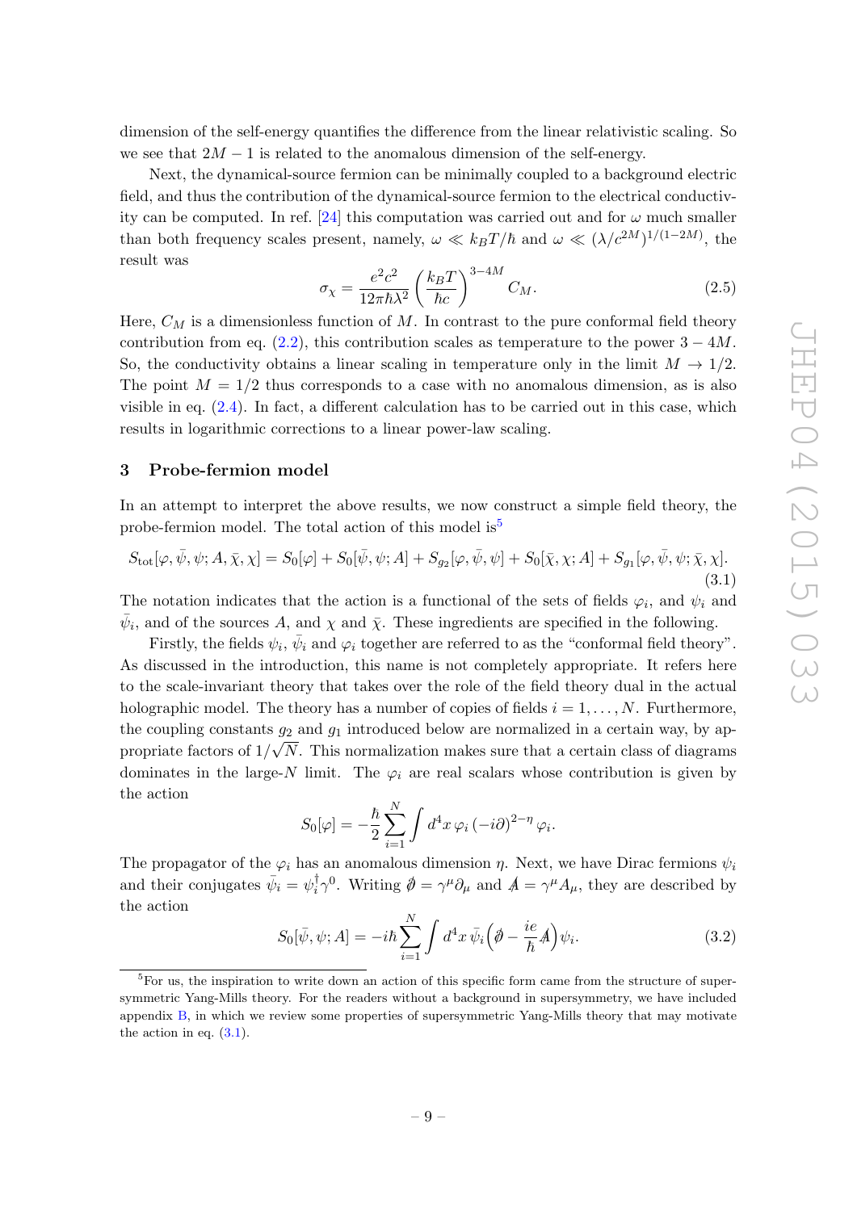dimension of the self-energy quantifies the difference from the linear relativistic scaling. So we see that $2M - 1$ is related to the anomalous dimension of the self-energy.

Next, the dynamical-source fermion can be minimally coupled to a background electric field, and thus the contribution of the dynamical-source fermion to the electrical conductivity can be computed. In ref. [24] this computation was carried out and for $\omega$ much smaller than both frequency scales present, namely, $\omega \ll k_B T/\hbar$ and $\omega \ll (\lambda/c^{2M})^{1/(1-2M)}$, the result was

$$\sigma_\chi = \frac{e^2 c^2}{12\pi\hbar\lambda^2}\left(\frac{k_B T}{\hbar c}\right)^{3-4M} C_M. \tag{2.5}$$

Here, $C_M$ is a dimensionless function of $M$. In contrast to the pure conformal field theory contribution from eq. (2.2), this contribution scales as temperature to the power $3 - 4M$. So, the conductivity obtains a linear scaling in temperature only in the limit $M \to 1/2$. The point $M = 1/2$ thus corresponds to a case with no anomalous dimension, as is also visible in eq. (2.4). In fact, a different calculation has to be carried out in this case, which results in logarithmic corrections to a linear power-law scaling.

## 3 Probe-fermion model

In an attempt to interpret the above results, we now construct a simple field theory, the probe-fermion model. The total action of this model is[5]

$$S_{\text{tot}}[\varphi, \bar\psi, \psi; A, \bar\chi, \chi] = S_0[\varphi] + S_0[\bar\psi, \psi; A] + S_{g_2}[\varphi, \bar\psi, \psi] + S_0[\bar\chi, \chi; A] + S_{g_1}[\varphi, \bar\psi, \psi; \bar\chi, \chi]. \tag{3.1}$$

The notation indicates that the action is a functional of the sets of fields $\varphi_i$, and $\psi_i$ and $\bar\psi_i$, and of the sources $A$, and $\chi$ and $\bar\chi$. These ingredients are specified in the following.

Firstly, the fields $\psi_i$, $\bar\psi_i$ and $\varphi_i$ together are referred to as the "conformal field theory". As discussed in the introduction, this name is not completely appropriate. It refers here to the scale-invariant theory that takes over the role of the field theory dual in the actual holographic model. The theory has a number of copies of fields $i = 1, \ldots, N$. Furthermore, the coupling constants $g_2$ and $g_1$ introduced below are normalized in a certain way, by appropriate factors of $1/\sqrt{N}$. This normalization makes sure that a certain class of diagrams dominates in the large-$N$ limit. The $\varphi_i$ are real scalars whose contribution is given by the action

$$S_0[\varphi] = -\frac{\hbar}{2}\sum_{i=1}^{N}\int d^4x\, \varphi_i\, (-i\partial)^{2-\eta}\, \varphi_i.$$

The propagator of the $\varphi_i$ has an anomalous dimension $\eta$. Next, we have Dirac fermions $\psi_i$ and their conjugates $\bar\psi_i = \psi_i^\dagger\gamma^0$. Writing $\partial\!\!\!/ = \gamma^\mu\partial_\mu$ and $A\!\!\!/ = \gamma^\mu A_\mu$, they are described by the action

$$S_0[\bar\psi, \psi; A] = -i\hbar\sum_{i=1}^{N}\int d^4x\, \bar\psi_i\Big(\partial\!\!\!/ - \frac{ie}{\hbar}A\!\!\!/\Big)\psi_i. \tag{3.2}$$

[5] For us, the inspiration to write down an action of this specific form came from the structure of supersymmetric Yang-Mills theory. For the readers without a background in supersymmetry, we have included appendix B, in which we review some properties of supersymmetric Yang-Mills theory that may motivate the action in eq. (3.1).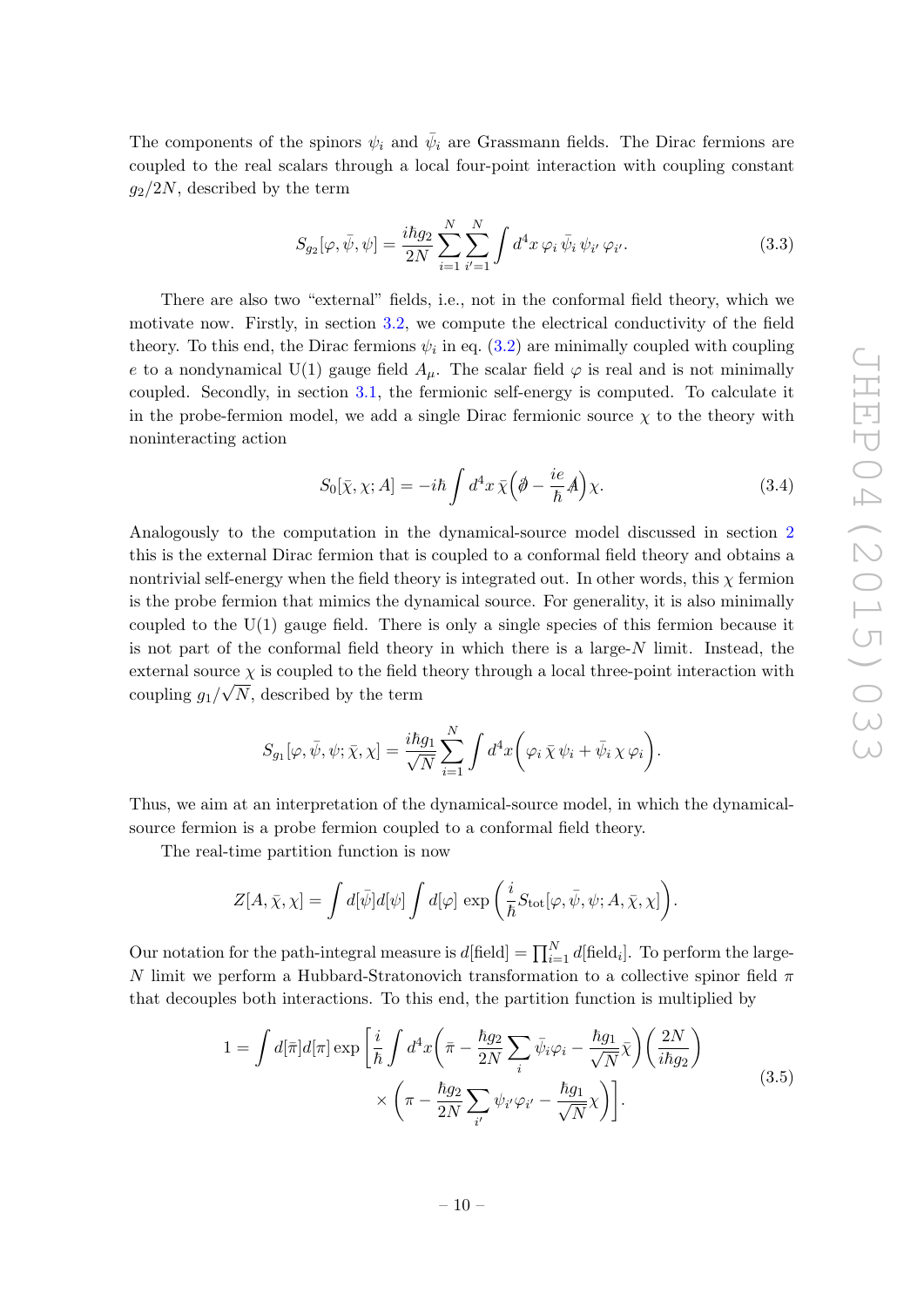The components of the spinors $\psi_i$ and $\bar{\psi}_i$ are Grassmann fields. The Dirac fermions are coupled to the real scalars through a local four-point interaction with coupling constant $g_2/2N$, described by the term

$$S_{g_2}[\varphi,\bar{\psi},\psi] = \frac{i\hbar g_2}{2N}\sum_{i=1}^{N}\sum_{i'=1}^{N}\int d^4x\, \varphi_i\,\bar{\psi}_i\,\psi_{i'}\,\varphi_{i'}. \tag{3.3}$$

There are also two "external" fields, i.e., not in the conformal field theory, which we motivate now. Firstly, in section 3.2, we compute the electrical conductivity of the field theory. To this end, the Dirac fermions $\psi_i$ in eq. (3.2) are minimally coupled with coupling $e$ to a nondynamical U(1) gauge field $A_\mu$. The scalar field $\varphi$ is real and is not minimally coupled. Secondly, in section 3.1, the fermionic self-energy is computed. To calculate it in the probe-fermion model, we add a single Dirac fermionic source $\chi$ to the theory with noninteracting action

$$S_0[\bar{\chi},\chi;A] = -i\hbar\int d^4x\,\bar{\chi}\Big(\partial\!\!\!/ - \frac{ie}{\hbar}A\!\!\!/\Big)\chi. \tag{3.4}$$

Analogously to the computation in the dynamical-source model discussed in section 2 this is the external Dirac fermion that is coupled to a conformal field theory and obtains a nontrivial self-energy when the field theory is integrated out. In other words, this $\chi$ fermion is the probe fermion that mimics the dynamical source. For generality, it is also minimally coupled to the U(1) gauge field. There is only a single species of this fermion because it is not part of the conformal field theory in which there is a large-$N$ limit. Instead, the external source $\chi$ is coupled to the field theory through a local three-point interaction with coupling $g_1/\sqrt{N}$, described by the term

$$S_{g_1}[\varphi,\bar{\psi},\psi;\bar{\chi},\chi] = \frac{i\hbar g_1}{\sqrt{N}}\sum_{i=1}^{N}\int d^4x\Big(\varphi_i\,\bar{\chi}\,\psi_i + \bar{\psi}_i\,\chi\,\varphi_i\Big).$$

Thus, we aim at an interpretation of the dynamical-source model, in which the dynamical-source fermion is a probe fermion coupled to a conformal field theory.

The real-time partition function is now

$$Z[A,\bar{\chi},\chi] = \int d[\bar{\psi}]d[\psi]\int d[\varphi]\,\exp\left(\frac{i}{\hbar}S_{\text{tot}}[\varphi,\bar{\psi},\psi;A,\bar{\chi},\chi]\right).$$

Our notation for the path-integral measure is $d[\text{field}] = \prod_{i=1}^{N} d[\text{field}_i]$. To perform the large-$N$ limit we perform a Hubbard-Stratonovich transformation to a collective spinor field $\pi$ that decouples both interactions. To this end, the partition function is multiplied by

$$\begin{aligned}1 = \int d[\bar{\pi}]d[\pi]\exp\Bigg[\frac{i}{\hbar}\int d^4x\bigg(\bar{\pi} - \frac{\hbar g_2}{2N}\sum_i\bar{\psi}_i\varphi_i - \frac{\hbar g_1}{\sqrt{N}}\bar{\chi}\bigg)\bigg(\frac{2N}{i\hbar g_2}\bigg)\\ \times\bigg(\pi - \frac{\hbar g_2}{2N}\sum_{i'}\psi_{i'}\varphi_{i'} - \frac{\hbar g_1}{\sqrt{N}}\chi\bigg)\Bigg].\end{aligned} \tag{3.5}$$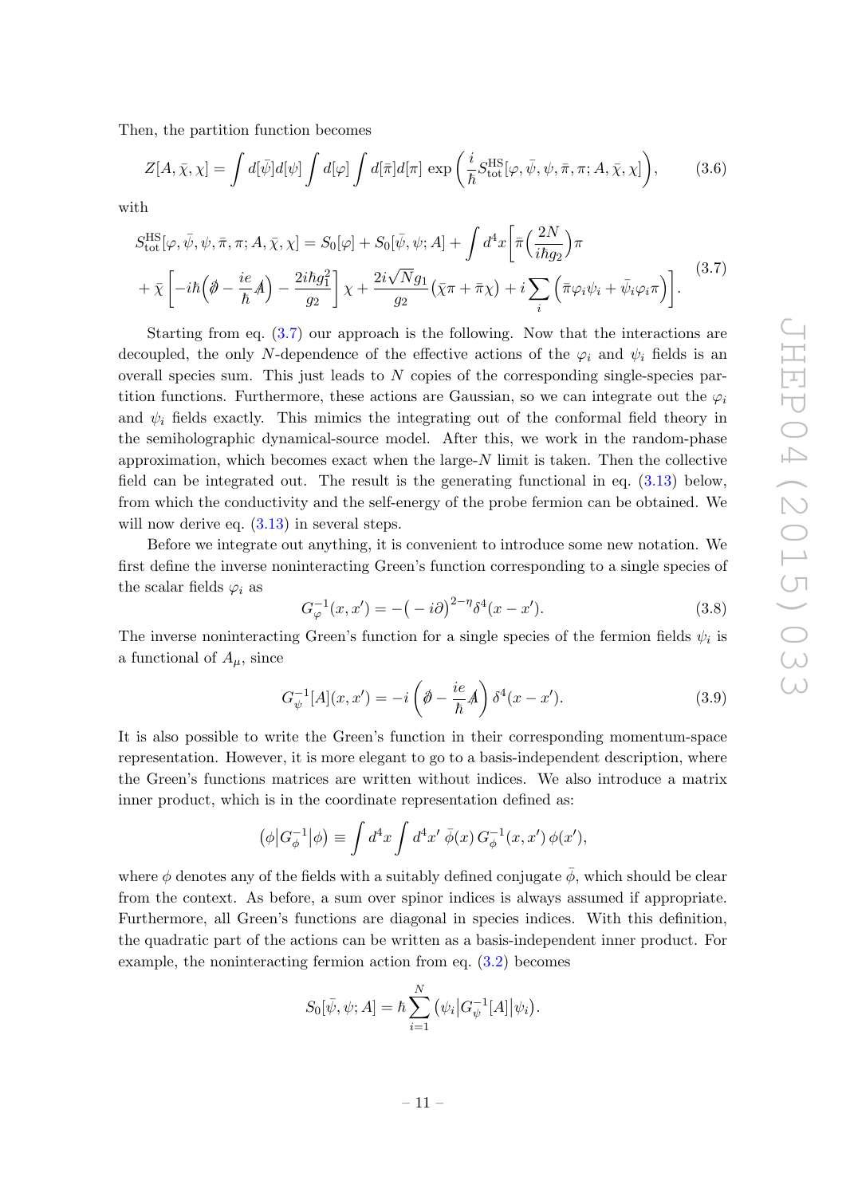Then, the partition function becomes

$$Z[A,\bar{\chi},\chi] = \int d[\bar{\psi}]d[\psi] \int d[\varphi] \int d[\bar{\pi}]d[\pi] \, \exp\left(\frac{i}{\hbar} S^{\rm HS}_{\rm tot}[\varphi,\bar{\psi},\psi,\bar{\pi},\pi;A,\bar{\chi},\chi]\right), \tag{3.6}$$

with

$$\begin{aligned} S^{\rm HS}_{\rm tot}[\varphi,\bar{\psi},\psi,\bar{\pi},\pi;A,\bar{\chi},\chi] &= S_0[\varphi] + S_0[\bar{\psi},\psi;A] + \int d^4x \bigg[ \bar{\pi}\Big(\frac{2N}{i\hbar g_2}\Big)\pi \\ &+ \bar{\chi}\left[-i\hbar\Big(\partial\!\!\!/ - \frac{ie}{\hbar}A\!\!\!/\Big) - \frac{2i\hbar g_1^2}{g_2}\right]\chi + \frac{2i\sqrt{N}g_1}{g_2}\left(\bar{\chi}\pi + \bar{\pi}\chi\right) + i\sum_i \Big(\bar{\pi}\varphi_i\psi_i + \bar{\psi}_i\varphi_i\pi\Big)\bigg]. \end{aligned} \tag{3.7}$$

Starting from eq. (3.7) our approach is the following. Now that the interactions are decoupled, the only $N$-dependence of the effective actions of the $\varphi_i$ and $\psi_i$ fields is an overall species sum. This just leads to $N$ copies of the corresponding single-species partition functions. Furthermore, these actions are Gaussian, so we can integrate out the $\varphi_i$ and $\psi_i$ fields exactly. This mimics the integrating out of the conformal field theory in the semiholographic dynamical-source model. After this, we work in the random-phase approximation, which becomes exact when the large-$N$ limit is taken. Then the collective field can be integrated out. The result is the generating functional in eq. (3.13) below, from which the conductivity and the self-energy of the probe fermion can be obtained. We will now derive eq. (3.13) in several steps.

Before we integrate out anything, it is convenient to introduce some new notation. We first define the inverse noninteracting Green's function corresponding to a single species of the scalar fields $\varphi_i$ as

$$G^{-1}_{\varphi}(x,x') = -\big(-i\partial\big)^{2-\eta}\delta^4(x-x'). \tag{3.8}$$

The inverse noninteracting Green's function for a single species of the fermion fields $\psi_i$ is a functional of $A_\mu$, since

$$G^{-1}_{\psi}[A](x,x') = -i\left(\partial\!\!\!/ - \frac{ie}{\hbar}A\!\!\!/\right)\delta^4(x-x'). \tag{3.9}$$

It is also possible to write the Green's function in their corresponding momentum-space representation. However, it is more elegant to go to a basis-independent description, where the Green's functions matrices are written without indices. We also introduce a matrix inner product, which is in the coordinate representation defined as:

$$\big(\phi\big|G^{-1}_{\phi}\big|\phi\big) \equiv \int d^4x \int d^4x' \; \bar{\phi}(x)\, G^{-1}_{\phi}(x,x')\, \phi(x'),$$

where $\phi$ denotes any of the fields with a suitably defined conjugate $\bar{\phi}$, which should be clear from the context. As before, a sum over spinor indices is always assumed if appropriate. Furthermore, all Green's functions are diagonal in species indices. With this definition, the quadratic part of the actions can be written as a basis-independent inner product. For example, the noninteracting fermion action from eq. (3.2) becomes

$$S_0[\bar{\psi},\psi;A] = \hbar\sum_{i=1}^{N}\big(\psi_i\big|G^{-1}_{\psi}[A]\big|\psi_i\big).$$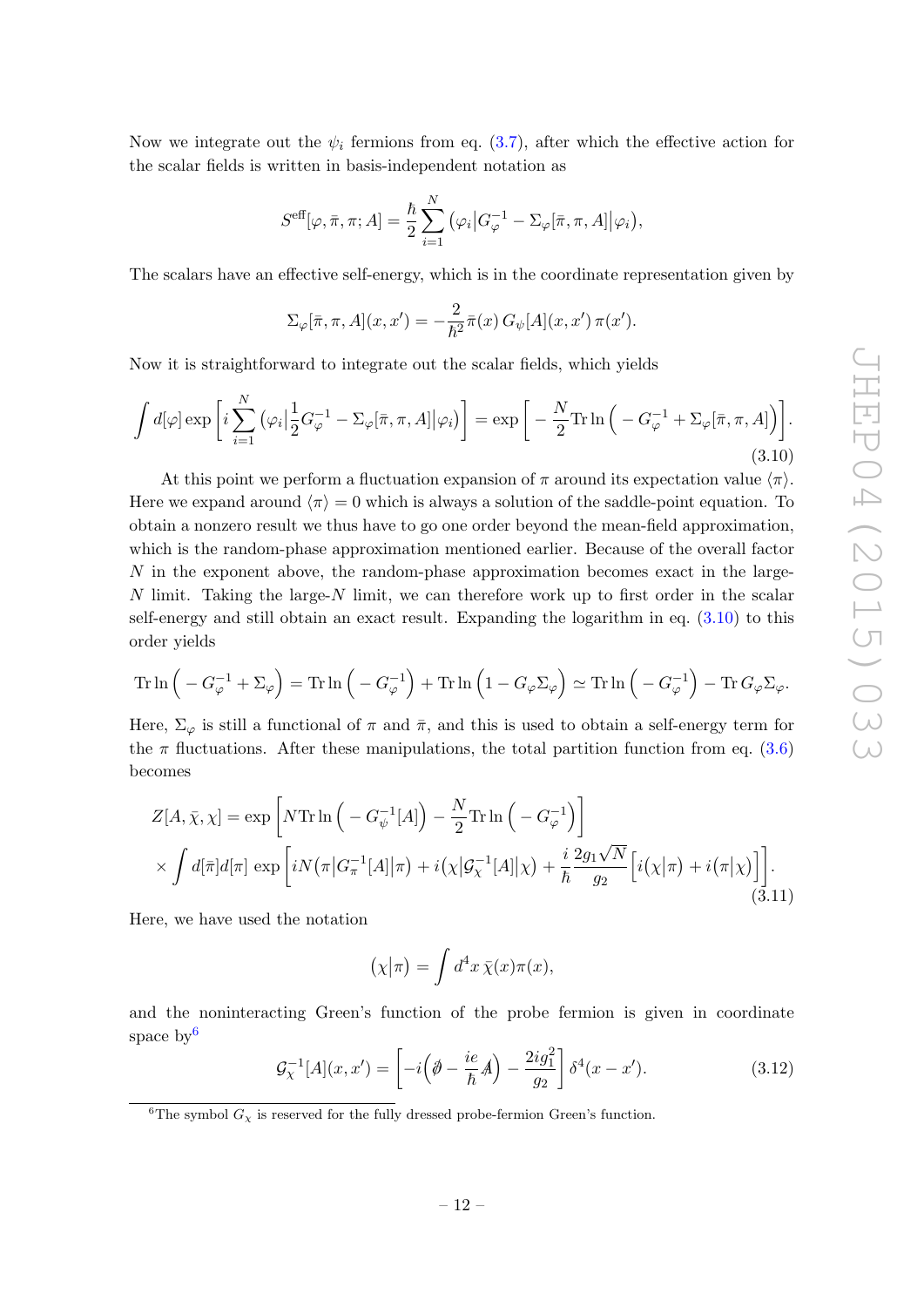Now we integrate out the $\psi_i$ fermions from eq. (3.7), after which the effective action for the scalar fields is written in basis-independent notation as

$$S^{\text{eff}}[\varphi, \bar{\pi}, \pi; A] = \frac{\hbar}{2} \sum_{i=1}^{N} \big(\varphi_i \big| G_\varphi^{-1} - \Sigma_\varphi[\bar{\pi}, \pi, A] \big| \varphi_i\big),$$

The scalars have an effective self-energy, which is in the coordinate representation given by

$$\Sigma_\varphi[\bar{\pi}, \pi, A](x, x') = -\frac{2}{\hbar^2} \bar{\pi}(x)\, G_\psi[A](x, x')\, \pi(x').$$

Now it is straightforward to integrate out the scalar fields, which yields

$$\int d[\varphi] \exp\left[ i \sum_{i=1}^{N} \big(\varphi_i \big| \frac{1}{2} G_\varphi^{-1} - \Sigma_\varphi[\bar{\pi}, \pi, A] \big| \varphi_i\big) \right] = \exp\left[ -\frac{N}{2} \text{Tr} \ln\Big( -G_\varphi^{-1} + \Sigma_\varphi[\bar{\pi}, \pi, A] \Big) \right]. \tag{3.10}$$

At this point we perform a fluctuation expansion of $\pi$ around its expectation value $\langle \pi \rangle$. Here we expand around $\langle \pi \rangle = 0$ which is always a solution of the saddle-point equation. To obtain a nonzero result we thus have to go one order beyond the mean-field approximation, which is the random-phase approximation mentioned earlier. Because of the overall factor $N$ in the exponent above, the random-phase approximation becomes exact in the large-$N$ limit. Taking the large-$N$ limit, we can therefore work up to first order in the scalar self-energy and still obtain an exact result. Expanding the logarithm in eq. (3.10) to this order yields

$$\text{Tr} \ln\Big( -G_\varphi^{-1} + \Sigma_\varphi \Big) = \text{Tr} \ln\Big( -G_\varphi^{-1} \Big) + \text{Tr} \ln\Big( 1 - G_\varphi \Sigma_\varphi \Big) \simeq \text{Tr} \ln\Big( -G_\varphi^{-1} \Big) - \text{Tr}\, G_\varphi \Sigma_\varphi.$$

Here, $\Sigma_\varphi$ is still a functional of $\pi$ and $\bar{\pi}$, and this is used to obtain a self-energy term for the $\pi$ fluctuations. After these manipulations, the total partition function from eq. (3.6) becomes

$$\begin{aligned} Z[A, \bar{\chi}, \chi] &= \exp\left[ N \text{Tr} \ln\Big( -G_\psi^{-1}[A] \Big) - \frac{N}{2} \text{Tr} \ln\Big( -G_\varphi^{-1} \Big) \right] \\ &\times \int d[\bar{\pi}] d[\pi] \, \exp\left[ iN \big(\pi \big| G_\pi^{-1}[A] \big| \pi\big) + i \big(\chi \big| \mathcal{G}_\chi^{-1}[A] \big| \chi\big) + \frac{i}{\hbar} \frac{2 g_1 \sqrt{N}}{g_2} \Big[ i \big(\chi \big| \pi\big) + i \big(\pi \big| \chi\big) \Big] \right]. \end{aligned} \tag{3.11}$$

Here, we have used the notation

$$\big(\chi \big| \pi\big) = \int d^4 x \, \bar{\chi}(x) \pi(x),$$

and the noninteracting Green's function of the probe fermion is given in coordinate space by[6]

$$\mathcal{G}_\chi^{-1}[A](x, x') = \left[ -i \Big( \partial\!\!\!/ - \frac{ie}{\hbar} A\!\!\!/ \Big) - \frac{2 i g_1^2}{g_2} \right] \delta^4(x - x'). \tag{3.12}$$

[6] The symbol $G_\chi$ is reserved for the fully dressed probe-fermion Green's function.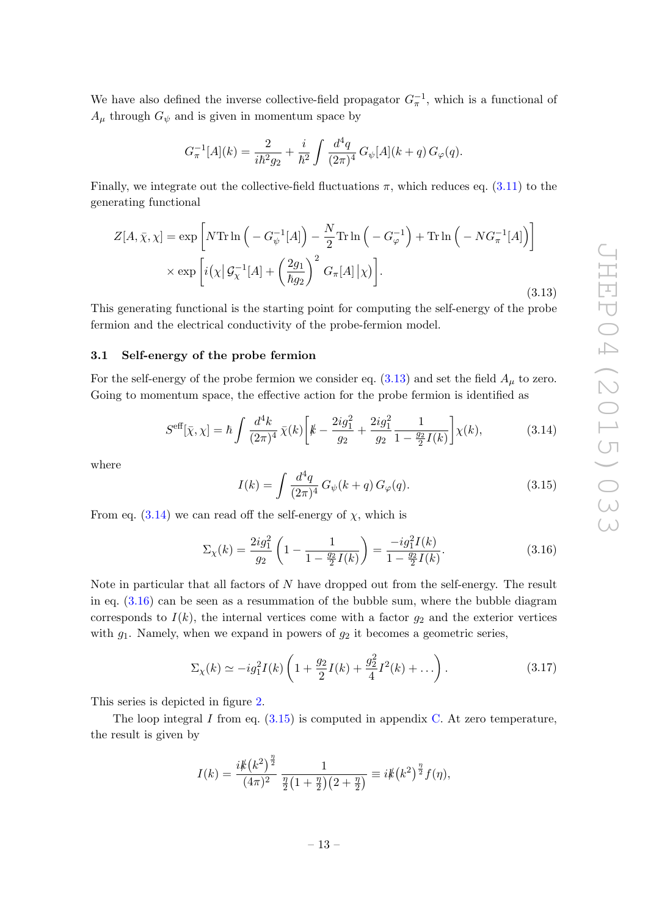We have also defined the inverse collective-field propagator $G_\pi^{-1}$, which is a functional of $A_\mu$ through $G_\psi$ and is given in momentum space by

$$G_\pi^{-1}[A](k) = \frac{2}{i\hbar^2 g_2} + \frac{i}{\hbar^2}\int \frac{d^4q}{(2\pi)^4}\, G_\psi[A](k+q)\, G_\varphi(q).$$

Finally, we integrate out the collective-field fluctuations $\pi$, which reduces eq. (3.11) to the generating functional

$$\begin{aligned} Z[A,\bar{\chi},\chi] = \exp&\left[N\mathrm{Tr}\ln\Big(-G_\psi^{-1}[A]\Big) - \frac{N}{2}\mathrm{Tr}\ln\Big(-G_\varphi^{-1}\Big) + \mathrm{Tr}\ln\Big(-NG_\pi^{-1}[A]\Big)\right] \\ &\times \exp\left[i\big(\chi\big|\,\mathcal{G}_\chi^{-1}[A] + \left(\frac{2g_1}{\hbar g_2}\right)^2 G_\pi[A]\,\big|\chi\big)\right]. \end{aligned} \tag{3.13}$$

This generating functional is the starting point for computing the self-energy of the probe fermion and the electrical conductivity of the probe-fermion model.

### 3.1 Self-energy of the probe fermion

For the self-energy of the probe fermion we consider eq. (3.13) and set the field $A_\mu$ to zero. Going to momentum space, the effective action for the probe fermion is identified as

$$S^{\mathrm{eff}}[\bar{\chi},\chi] = \hbar \int \frac{d^4k}{(2\pi)^4}\,\bar{\chi}(k)\left[\not{k} - \frac{2ig_1^2}{g_2} + \frac{2ig_1^2}{g_2}\frac{1}{1-\frac{g_2}{2}I(k)}\right]\chi(k), \tag{3.14}$$

where

$$I(k) = \int \frac{d^4q}{(2\pi)^4}\, G_\psi(k+q)\, G_\varphi(q). \tag{3.15}$$

From eq. (3.14) we can read off the self-energy of $\chi$, which is

$$\Sigma_\chi(k) = \frac{2ig_1^2}{g_2}\left(1 - \frac{1}{1-\frac{g_2}{2}I(k)}\right) = \frac{-ig_1^2 I(k)}{1-\frac{g_2}{2}I(k)}. \tag{3.16}$$

Note in particular that all factors of $N$ have dropped out from the self-energy. The result in eq. (3.16) can be seen as a resummation of the bubble sum, where the bubble diagram corresponds to $I(k)$, the internal vertices come with a factor $g_2$ and the exterior vertices with $g_1$. Namely, when we expand in powers of $g_2$ it becomes a geometric series,

$$\Sigma_\chi(k) \simeq -ig_1^2 I(k)\left(1 + \frac{g_2}{2}I(k) + \frac{g_2^2}{4}I^2(k) + \dots\right). \tag{3.17}$$

This series is depicted in figure 2.

The loop integral $I$ from eq. (3.15) is computed in appendix C. At zero temperature, the result is given by

$$I(k) = \frac{i\not{k}(k^2)^{\frac{\eta}{2}}}{(4\pi)^2}\,\frac{1}{\frac{\eta}{2}\big(1+\frac{\eta}{2}\big)\big(2+\frac{\eta}{2}\big)} \equiv i\not{k}(k^2)^{\frac{\eta}{2}}f(\eta),$$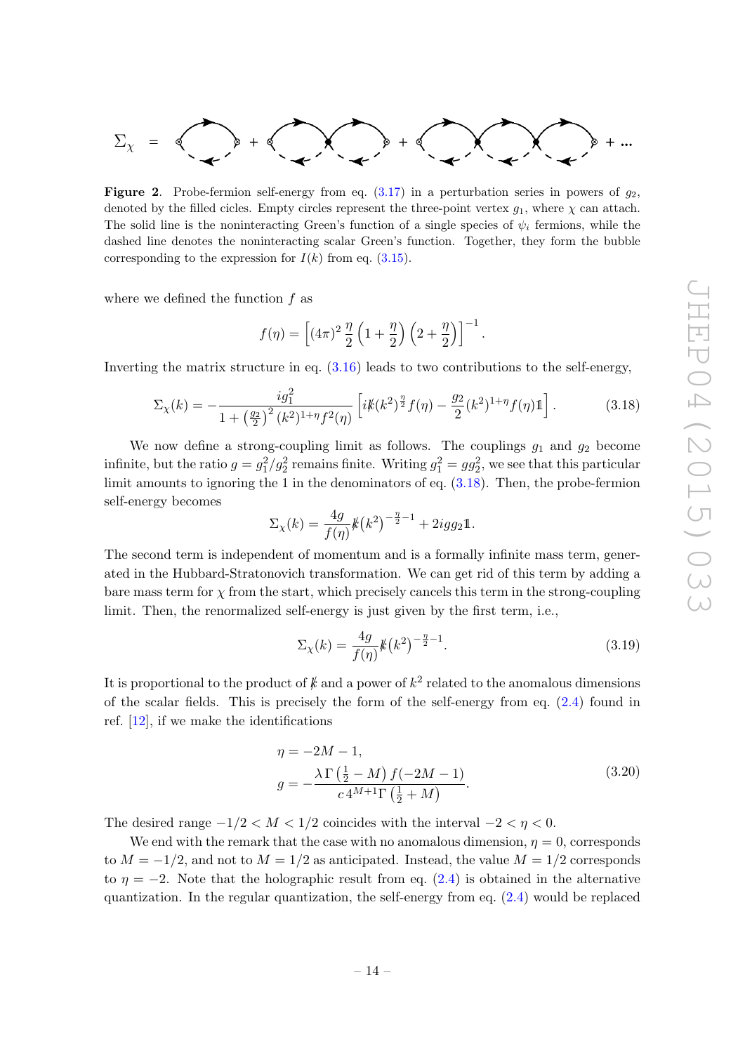$$\Sigma_\chi = \ldots + \ldots + \ldots + \ldots$$

**Figure 2**. Probe-fermion self-energy from eq. (3.17) in a perturbation series in powers of $g_2$, denoted by the filled cicles. Empty circles represent the three-point vertex $g_1$, where $\chi$ can attach. The solid line is the noninteracting Green's function of a single species of $\psi_i$ fermions, while the dashed line denotes the noninteracting scalar Green's function. Together, they form the bubble corresponding to the expression for $I(k)$ from eq. (3.15).

where we defined the function $f$ as

$$f(\eta) = \left[(4\pi)^2 \frac{\eta}{2}\left(1+\frac{\eta}{2}\right)\left(2+\frac{\eta}{2}\right)\right]^{-1}.$$

Inverting the matrix structure in eq. (3.16) leads to two contributions to the self-energy,

$$\Sigma_\chi(k) = -\frac{ig_1^2}{1+\left(\frac{g_2}{2}\right)^2 (k^2)^{1+\eta} f^2(\eta)}\left[i\not{k}(k^2)^{\frac{\eta}{2}} f(\eta) - \frac{g_2}{2}(k^2)^{1+\eta} f(\eta)\mathbb{1}\right]. \tag{3.18}$$

We now define a strong-coupling limit as follows. The couplings $g_1$ and $g_2$ become infinite, but the ratio $g = g_1^2/g_2^2$ remains finite. Writing $g_1^2 = g g_2^2$, we see that this particular limit amounts to ignoring the 1 in the denominators of eq. (3.18). Then, the probe-fermion self-energy becomes

$$\Sigma_\chi(k) = \frac{4g}{f(\eta)}\not{k}\left(k^2\right)^{-\frac{\eta}{2}-1} + 2igg_2\mathbb{1}.$$

The second term is independent of momentum and is a formally infinite mass term, generated in the Hubbard-Stratonovich transformation. We can get rid of this term by adding a bare mass term for $\chi$ from the start, which precisely cancels this term in the strong-coupling limit. Then, the renormalized self-energy is just given by the first term, i.e.,

$$\Sigma_\chi(k) = \frac{4g}{f(\eta)}\not{k}\left(k^2\right)^{-\frac{\eta}{2}-1}. \tag{3.19}$$

It is proportional to the product of $\not{k}$ and a power of $k^2$ related to the anomalous dimensions of the scalar fields. This is precisely the form of the self-energy from eq. (2.4) found in ref. [12], if we make the identifications

$$\begin{aligned} \eta &= -2M-1, \\ g &= -\frac{\lambda\,\Gamma\left(\frac{1}{2}-M\right) f(-2M-1)}{c\,4^{M+1}\Gamma\left(\frac{1}{2}+M\right)}. \end{aligned} \tag{3.20}$$

The desired range $-1/2 < M < 1/2$ coincides with the interval $-2 < \eta < 0$.

We end with the remark that the case with no anomalous dimension, $\eta = 0$, corresponds to $M = -1/2$, and not to $M = 1/2$ as anticipated. Instead, the value $M = 1/2$ corresponds to $\eta = -2$. Note that the holographic result from eq. (2.4) is obtained in the alternative quantization. In the regular quantization, the self-energy from eq. (2.4) would be replaced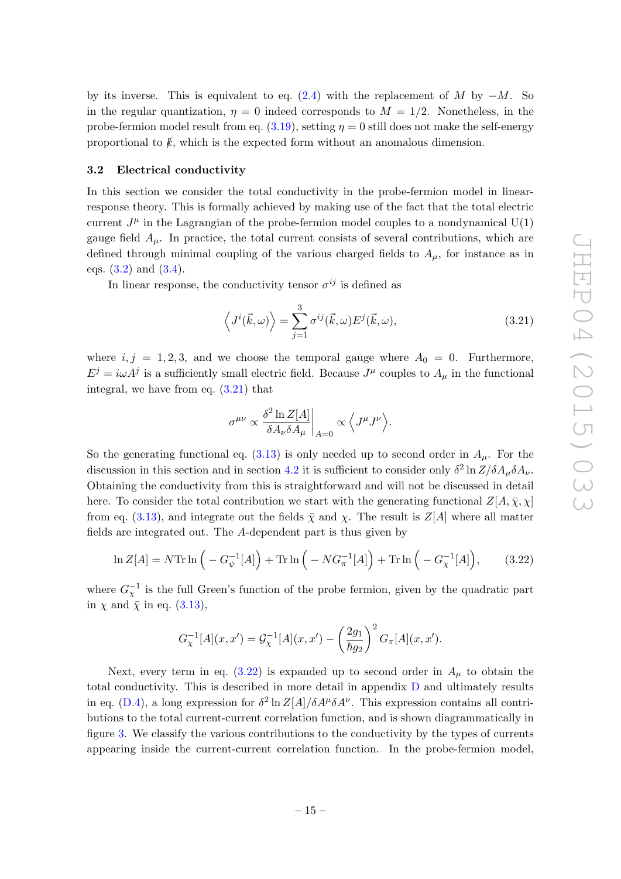by its inverse. This is equivalent to eq. (2.4) with the replacement of $M$ by $-M$. So in the regular quantization, $\eta = 0$ indeed corresponds to $M = 1/2$. Nonetheless, in the probe-fermion model result from eq. (3.19), setting $\eta = 0$ still does not make the self-energy proportional to $\not{k}$, which is the expected form without an anomalous dimension.

### 3.2 Electrical conductivity

In this section we consider the total conductivity in the probe-fermion model in linear-response theory. This is formally achieved by making use of the fact that the total electric current $J^\mu$ in the Lagrangian of the probe-fermion model couples to a nondynamical U(1) gauge field $A_\mu$. In practice, the total current consists of several contributions, which are defined through minimal coupling of the various charged fields to $A_\mu$, for instance as in eqs. (3.2) and (3.4).

In linear response, the conductivity tensor $\sigma^{ij}$ is defined as

$$\left\langle J^i(\vec{k},\omega)\right\rangle = \sum_{j=1}^{3} \sigma^{ij}(\vec{k},\omega) E^j(\vec{k},\omega), \tag{3.21}$$

where $i,j = 1,2,3$, and we choose the temporal gauge where $A_0 = 0$. Furthermore, $E^j = i\omega A^j$ is a sufficiently small electric field. Because $J^\mu$ couples to $A_\mu$ in the functional integral, we have from eq. (3.21) that

$$\sigma^{\mu\nu} \propto \left.\frac{\delta^2 \ln Z[A]}{\delta A_\nu \delta A_\mu}\right|_{A=0} \propto \left\langle J^\mu J^\nu \right\rangle.$$

So the generating functional eq. (3.13) is only needed up to second order in $A_\mu$. For the discussion in this section and in section 4.2 it is sufficient to consider only $\delta^2 \ln Z/\delta A_\mu \delta A_\nu$. Obtaining the conductivity from this is straightforward and will not be discussed in detail here. To consider the total contribution we start with the generating functional $Z[A,\bar{\chi},\chi]$ from eq. (3.13), and integrate out the fields $\bar{\chi}$ and $\chi$. The result is $Z[A]$ where all matter fields are integrated out. The $A$-dependent part is thus given by

$$\ln Z[A] = N \mathrm{Tr} \ln\Big(-G_\psi^{-1}[A]\Big) + \mathrm{Tr}\ln\Big(-NG_\pi^{-1}[A]\Big) + \mathrm{Tr}\ln\Big(-G_\chi^{-1}[A]\Big), \tag{3.22}$$

where $G_\chi^{-1}$ is the full Green's function of the probe fermion, given by the quadratic part in $\chi$ and $\bar{\chi}$ in eq. (3.13),

$$G_\chi^{-1}[A](x,x') = \mathcal{G}_\chi^{-1}[A](x,x') - \left(\frac{2g_1}{\hbar g_2}\right)^2 G_\pi[A](x,x').$$

Next, every term in eq. (3.22) is expanded up to second order in $A_\mu$ to obtain the total conductivity. This is described in more detail in appendix D and ultimately results in eq. (D.4), a long expression for $\delta^2 \ln Z[A]/\delta A^\mu \delta A^\nu$. This expression contains all contributions to the total current-current correlation function, and is shown diagrammatically in figure 3. We classify the various contributions to the conductivity by the types of currents appearing inside the current-current correlation function. In the probe-fermion model,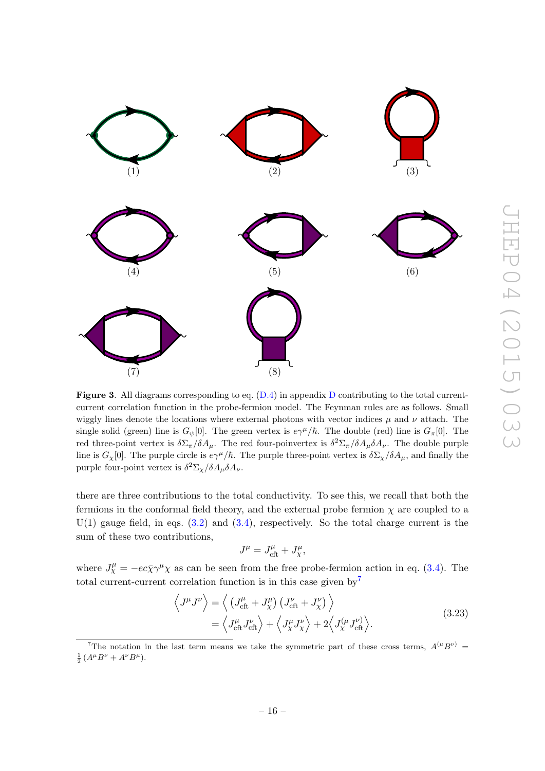(1) (2) (3)

(4) (5) (6)

(7) (8)

**Figure 3**. All diagrams corresponding to eq. (D.4) in appendix D contributing to the total current-current correlation function in the probe-fermion model. The Feynman rules are as follows. Small wiggly lines denote the locations where external photons with vector indices $\mu$ and $\nu$ attach. The single solid (green) line is $G_\psi[0]$. The green vertex is $e\gamma^\mu/\hbar$. The double (red) line is $G_\pi[0]$. The red three-point vertex is $\delta\Sigma_\pi/\delta A_\mu$. The red four-poinvertex is $\delta^2\Sigma_\pi/\delta A_\mu \delta A_\nu$. The double purple line is $G_\chi[0]$. The purple circle is $e\gamma^\mu/\hbar$. The purple three-point vertex is $\delta\Sigma_\chi/\delta A_\mu$, and finally the purple four-point vertex is $\delta^2\Sigma_\chi/\delta A_\mu \delta A_\nu$.

there are three contributions to the total conductivity. To see this, we recall that both the fermions in the conformal field theory, and the external probe fermion $\chi$ are coupled to a U(1) gauge field, in eqs. (3.2) and (3.4), respectively. So the total charge current is the sum of these two contributions,

$$J^\mu = J^\mu_{\rm cft} + J^\mu_\chi,$$

where $J^\mu_\chi = -ec\bar{\chi}\gamma^\mu\chi$ as can be seen from the free probe-fermion action in eq. (3.4). The total current-current correlation function is in this case given by[7]

$$\begin{aligned}\Big\langle J^\mu J^\nu \Big\rangle &= \Big\langle \left(J^\mu_{\rm cft} + J^\mu_\chi\right)\left(J^\nu_{\rm cft} + J^\nu_\chi\right) \Big\rangle \\ &= \Big\langle J^\mu_{\rm cft} J^\nu_{\rm cft} \Big\rangle + \Big\langle J^\mu_\chi J^\nu_\chi \Big\rangle + 2\Big\langle J^{(\mu}_\chi J^{\nu)}_{\rm cft} \Big\rangle.\end{aligned} \tag{3.23}$$

[7]The notation in the last term means we take the symmetric part of these cross terms, $A^{(\mu}B^{\nu)} = \frac{1}{2}\left(A^\mu B^\nu + A^\nu B^\mu\right)$.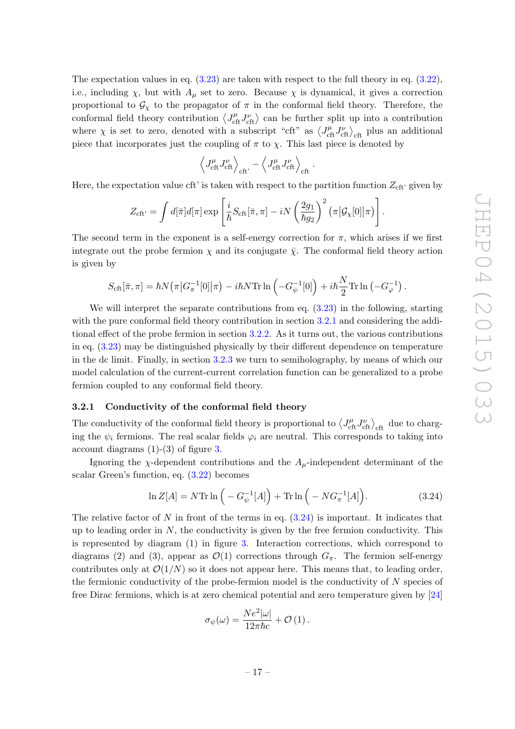The expectation values in eq. (3.23) are taken with respect to the full theory in eq. (3.22), i.e., including $\chi$, but with $A_\mu$ set to zero. Because $\chi$ is dynamical, it gives a correction proportional to $\mathcal{G}_\chi$ to the propagator of $\pi$ in the conformal field theory. Therefore, the conformal field theory contribution $\langle J^\mu_{\rm cft} J^\nu_{\rm cft}\rangle$ can be further split up into a contribution where $\chi$ is set to zero, denoted with a subscript "cft" as $\langle J^\mu_{\rm cft} J^\nu_{\rm cft}\rangle_{\rm cft}$ plus an additional piece that incorporates just the coupling of $\pi$ to $\chi$. This last piece is denoted by

$$\left\langle J^\mu_{\rm cft} J^\nu_{\rm cft}\right\rangle_{\rm cft'} - \left\langle J^\mu_{\rm cft} J^\nu_{\rm cft}\right\rangle_{\rm cft}.$$

Here, the expectation value cft' is taken with respect to the partition function $Z_{\rm cft'}$ given by

$$Z_{\rm cft'} = \int d[\bar{\pi}]d[\pi] \exp\left[\frac{i}{\hbar} S_{\rm cft}[\bar{\pi},\pi] - iN\left(\frac{2g_1}{\hbar g_2}\right)^2 \big(\pi\big|\mathcal{G}_\chi[0]\big|\pi\big)\right].$$

The second term in the exponent is a self-energy correction for $\pi$, which arises if we first integrate out the probe fermion $\chi$ and its conjugate $\bar{\chi}$. The conformal field theory action is given by

$$S_{\rm cft}[\bar{\pi},\pi] = \hbar N \big(\pi\big|G_\pi^{-1}[0]\big|\pi\big) - i\hbar N {\rm Tr}\ln\left(-G_\psi^{-1}[0]\right) + i\hbar\frac{N}{2}{\rm Tr}\ln\left(-G_\varphi^{-1}\right).$$

We will interpret the separate contributions from eq. (3.23) in the following, starting with the pure conformal field theory contribution in section 3.2.1 and considering the additional effect of the probe fermion in section 3.2.2. As it turns out, the various contributions in eq. (3.23) may be distinguished physically by their different dependence on temperature in the dc limit. Finally, in section 3.2.3 we turn to semiholography, by means of which our model calculation of the current-current correlation function can be generalized to a probe fermion coupled to any conformal field theory.

### 3.2.1 Conductivity of the conformal field theory

The conductivity of the conformal field theory is proportional to $\langle J^\mu_{\rm cft} J^\nu_{\rm cft}\rangle_{\rm cft}$ due to charging the $\psi_i$ fermions. The real scalar fields $\varphi_i$ are neutral. This corresponds to taking into account diagrams (1)-(3) of figure 3.

Ignoring the $\chi$-dependent contributions and the $A_\mu$-independent determinant of the scalar Green's function, eq. (3.22) becomes

$$\ln Z[A] = N{\rm Tr}\ln\Big(-G_\psi^{-1}[A]\Big) + {\rm Tr}\ln\Big(-NG_\pi^{-1}[A]\Big). \tag{3.24}$$

The relative factor of $N$ in front of the terms in eq. (3.24) is important. It indicates that up to leading order in $N$, the conductivity is given by the free fermion conductivity. This is represented by diagram (1) in figure 3. Interaction corrections, which correspond to diagrams (2) and (3), appear as $\mathcal{O}(1)$ corrections through $G_\pi$. The fermion self-energy contributes only at $\mathcal{O}(1/N)$ so it does not appear here. This means that, to leading order, the fermionic conductivity of the probe-fermion model is the conductivity of $N$ species of free Dirac fermions, which is at zero chemical potential and zero temperature given by [24]

$$\sigma_\psi(\omega) = \frac{Ne^2|\omega|}{12\pi\hbar c} + \mathcal{O}(1).$$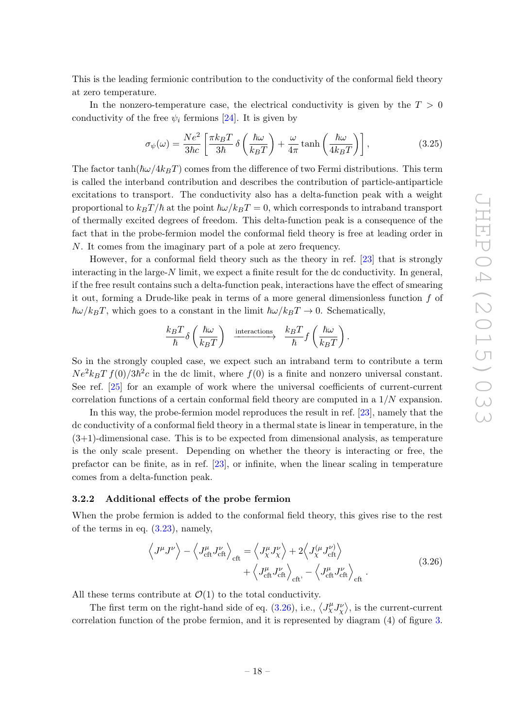This is the leading fermionic contribution to the conductivity of the conformal field theory at zero temperature.

In the nonzero-temperature case, the electrical conductivity is given by the $T > 0$ conductivity of the free $\psi_i$ fermions [24]. It is given by

$$\sigma_\psi(\omega) = \frac{Ne^2}{3\hbar c}\left[\frac{\pi k_B T}{3\hbar}\,\delta\left(\frac{\hbar\omega}{k_B T}\right) + \frac{\omega}{4\pi}\tanh\left(\frac{\hbar\omega}{4k_B T}\right)\right], \tag{3.25}$$

The factor $\tanh(\hbar\omega/4k_B T)$ comes from the difference of two Fermi distributions. This term is called the interband contribution and describes the contribution of particle-antiparticle excitations to transport. The conductivity also has a delta-function peak with a weight proportional to $k_B T/\hbar$ at the point $\hbar\omega/k_B T = 0$, which corresponds to intraband transport of thermally excited degrees of freedom. This delta-function peak is a consequence of the fact that in the probe-fermion model the conformal field theory is free at leading order in $N$. It comes from the imaginary part of a pole at zero frequency.

However, for a conformal field theory such as the theory in ref. [23] that is strongly interacting in the large-$N$ limit, we expect a finite result for the dc conductivity. In general, if the free result contains such a delta-function peak, interactions have the effect of smearing it out, forming a Drude-like peak in terms of a more general dimensionless function $f$ of $\hbar\omega/k_B T$, which goes to a constant in the limit $\hbar\omega/k_B T \to 0$. Schematically,

$$\frac{k_B T}{\hbar}\delta\left(\frac{\hbar\omega}{k_B T}\right) \xrightarrow{\text{interactions}} \frac{k_B T}{\hbar} f\left(\frac{\hbar\omega}{k_B T}\right).$$

So in the strongly coupled case, we expect such an intraband term to contribute a term $Ne^2 k_B T\, f(0)/3\hbar^2 c$ in the dc limit, where $f(0)$ is a finite and nonzero universal constant. See ref. [25] for an example of work where the universal coefficients of current-current correlation functions of a certain conformal field theory are computed in a $1/N$ expansion.

In this way, the probe-fermion model reproduces the result in ref. [23], namely that the dc conductivity of a conformal field theory in a thermal state is linear in temperature, in the (3+1)-dimensional case. This is to be expected from dimensional analysis, as temperature is the only scale present. Depending on whether the theory is interacting or free, the prefactor can be finite, as in ref. [23], or infinite, when the linear scaling in temperature comes from a delta-function peak.

### 3.2.2 Additional effects of the probe fermion

When the probe fermion is added to the conformal field theory, this gives rise to the rest of the terms in eq. (3.23), namely,

$$\begin{aligned}\left\langle J^\mu J^\nu \right\rangle - \left\langle J^\mu_{\text{cft}} J^\nu_{\text{cft}} \right\rangle_{\text{cft}} &= \left\langle J^\mu_\chi J^\nu_\chi \right\rangle + 2\left\langle J^{(\mu}_\chi J^{\nu)}_{\text{cft}} \right\rangle \\ &\quad + \left\langle J^\mu_{\text{cft}} J^\nu_{\text{cft}} \right\rangle_{\text{cft'}} - \left\langle J^\mu_{\text{cft}} J^\nu_{\text{cft}} \right\rangle_{\text{cft}}.\end{aligned} \tag{3.26}$$

All these terms contribute at $\mathcal{O}(1)$ to the total conductivity.

The first term on the right-hand side of eq. (3.26), i.e., $\langle J^\mu_\chi J^\nu_\chi \rangle$, is the current-current correlation function of the probe fermion, and it is represented by diagram (4) of figure 3.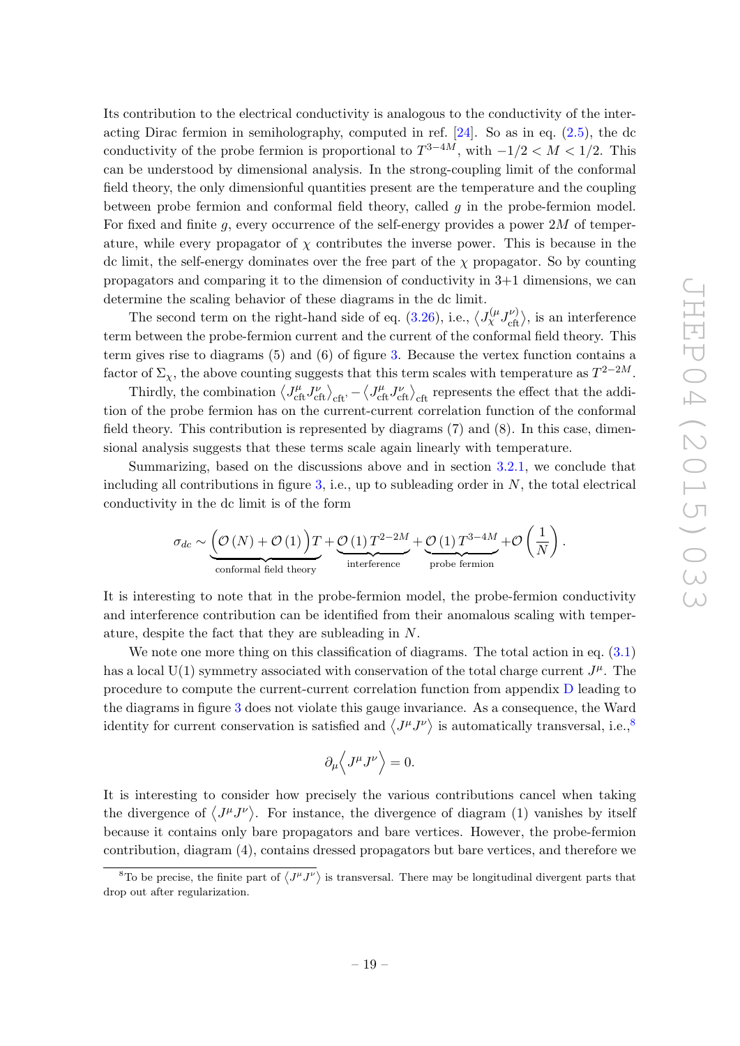Its contribution to the electrical conductivity is analogous to the conductivity of the interacting Dirac fermion in semiholography, computed in ref. [24]. So as in eq. (2.5), the dc conductivity of the probe fermion is proportional to $T^{3-4M}$, with $-1/2 < M < 1/2$. This can be understood by dimensional analysis. In the strong-coupling limit of the conformal field theory, the only dimensionful quantities present are the temperature and the coupling between probe fermion and conformal field theory, called $g$ in the probe-fermion model. For fixed and finite $g$, every occurrence of the self-energy provides a power $2M$ of temperature, while every propagator of $\chi$ contributes the inverse power. This is because in the dc limit, the self-energy dominates over the free part of the $\chi$ propagator. So by counting propagators and comparing it to the dimension of conductivity in 3+1 dimensions, we can determine the scaling behavior of these diagrams in the dc limit.

The second term on the right-hand side of eq. (3.26), i.e., $\langle J_\chi^{(\mu} J_{\text{cft}}^{\nu)} \rangle$, is an interference term between the probe-fermion current and the current of the conformal field theory. This term gives rise to diagrams (5) and (6) of figure 3. Because the vertex function contains a factor of $\Sigma_\chi$, the above counting suggests that this term scales with temperature as $T^{2-2M}$.

Thirdly, the combination $\langle J_{\text{cft}}^\mu J_{\text{cft}}^\nu \rangle_{\text{cft}'} - \langle J_{\text{cft}}^\mu J_{\text{cft}}^\nu \rangle_{\text{cft}}$ represents the effect that the addition of the probe fermion has on the current-current correlation function of the conformal field theory. This contribution is represented by diagrams (7) and (8). In this case, dimensional analysis suggests that these terms scale again linearly with temperature.

Summarizing, based on the discussions above and in section 3.2.1, we conclude that including all contributions in figure 3, i.e., up to subleading order in $N$, the total electrical conductivity in the dc limit is of the form

$$\sigma_{dc} \sim \underbrace{\Big(\mathcal{O}(N) + \mathcal{O}(1)\Big)T}_{\text{conformal field theory}} + \underbrace{\mathcal{O}(1)\, T^{2-2M}}_{\text{interference}} + \underbrace{\mathcal{O}(1)\, T^{3-4M}}_{\text{probe fermion}} + \mathcal{O}\left(\frac{1}{N}\right).$$

It is interesting to note that in the probe-fermion model, the probe-fermion conductivity and interference contribution can be identified from their anomalous scaling with temperature, despite the fact that they are subleading in $N$.

We note one more thing on this classification of diagrams. The total action in eq. (3.1) has a local U(1) symmetry associated with conservation of the total charge current $J^\mu$. The procedure to compute the current-current correlation function from appendix D leading to the diagrams in figure 3 does not violate this gauge invariance. As a consequence, the Ward identity for current conservation is satisfied and $\langle J^\mu J^\nu \rangle$ is automatically transversal, i.e.,[8]

$$\partial_\mu \Big\langle J^\mu J^\nu \Big\rangle = 0.$$

It is interesting to consider how precisely the various contributions cancel when taking the divergence of $\langle J^\mu J^\nu \rangle$. For instance, the divergence of diagram (1) vanishes by itself because it contains only bare propagators and bare vertices. However, the probe-fermion contribution, diagram (4), contains dressed propagators but bare vertices, and therefore we

[8] To be precise, the finite part of $\langle J^\mu J^\nu \rangle$ is transversal. There may be longitudinal divergent parts that drop out after regularization.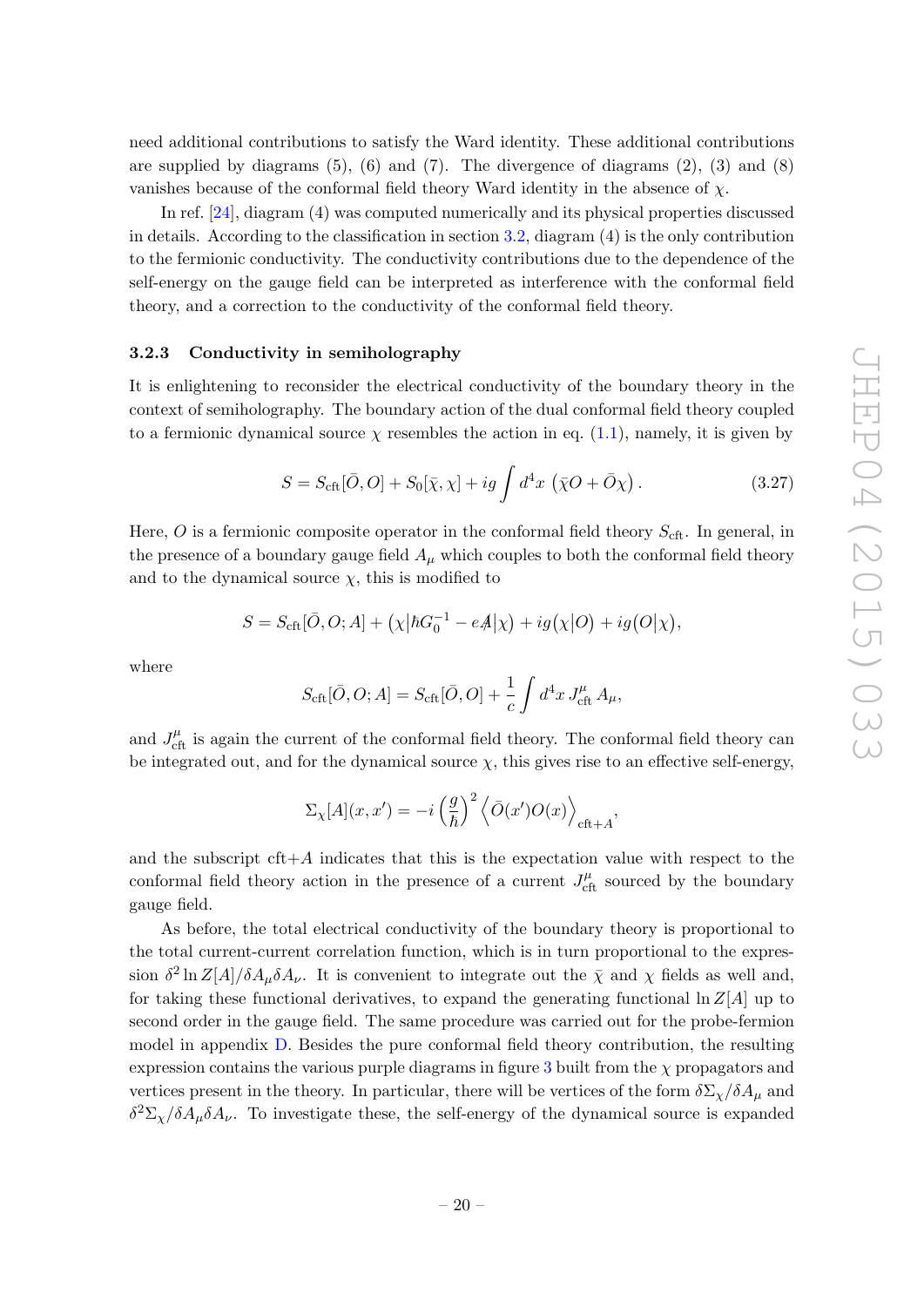need additional contributions to satisfy the Ward identity. These additional contributions are supplied by diagrams (5), (6) and (7). The divergence of diagrams (2), (3) and (8) vanishes because of the conformal field theory Ward identity in the absence of $\chi$.

In ref. [24], diagram (4) was computed numerically and its physical properties discussed in details. According to the classification in section 3.2, diagram (4) is the only contribution to the fermionic conductivity. The conductivity contributions due to the dependence of the self-energy on the gauge field can be interpreted as interference with the conformal field theory, and a correction to the conductivity of the conformal field theory.

### 3.2.3 Conductivity in semihologra­phy

It is enlightening to reconsider the electrical conductivity of the boundary theory in the context of semiholography. The boundary action of the dual conformal field theory coupled to a fermionic dynamical source $\chi$ resembles the action in eq. (1.1), namely, it is given by

$$S = S_{\rm cft}[\bar{O}, O] + S_0[\bar{\chi}, \chi] + ig \int d^4x \, \left(\bar{\chi} O + \bar{O} \chi\right). \tag{3.27}$$

Here, $O$ is a fermionic composite operator in the conformal field theory $S_{\rm cft}$. In general, in the presence of a boundary gauge field $A_\mu$ which couples to both the conformal field theory and to the dynamical source $\chi$, this is modified to

$$S = S_{\rm cft}[\bar{O}, O; A] + \left(\chi|\hbar G_0^{-1} - e\not{A}|\chi\right) + ig\left(\chi|O\right) + ig\left(O|\chi\right),$$

where

$$S_{\rm cft}[\bar{O}, O; A] = S_{\rm cft}[\bar{O}, O] + \frac{1}{c} \int d^4x \, J^\mu_{\rm cft} \, A_\mu,$$

and $J^\mu_{\rm cft}$ is again the current of the conformal field theory. The conformal field theory can be integrated out, and for the dynamical source $\chi$, this gives rise to an effective self-energy,

$$\Sigma_\chi[A](x, x') = -i \left(\frac{g}{\hbar}\right)^2 \left\langle \bar{O}(x') O(x) \right\rangle_{{\rm cft}+A},$$

and the subscript cft+$A$ indicates that this is the expectation value with respect to the conformal field theory action in the presence of a current $J^\mu_{\rm cft}$ sourced by the boundary gauge field.

As before, the total electrical conductivity of the boundary theory is proportional to the total current-current correlation function, which is in turn proportional to the expression $\delta^2 \ln Z[A]/\delta A_\mu \delta A_\nu$. It is convenient to integrate out the $\bar{\chi}$ and $\chi$ fields as well and, for taking these functional derivatives, to expand the generating functional $\ln Z[A]$ up to second order in the gauge field. The same procedure was carried out for the probe-fermion model in appendix D. Besides the pure conformal field theory contribution, the resulting expression contains the various purple diagrams in figure 3 built from the $\chi$ propagators and vertices present in the theory. In particular, there will be vertices of the form $\delta\Sigma_\chi/\delta A_\mu$ and $\delta^2\Sigma_\chi/\delta A_\mu \delta A_\nu$. To investigate these, the self-energy of the dynamical source is expanded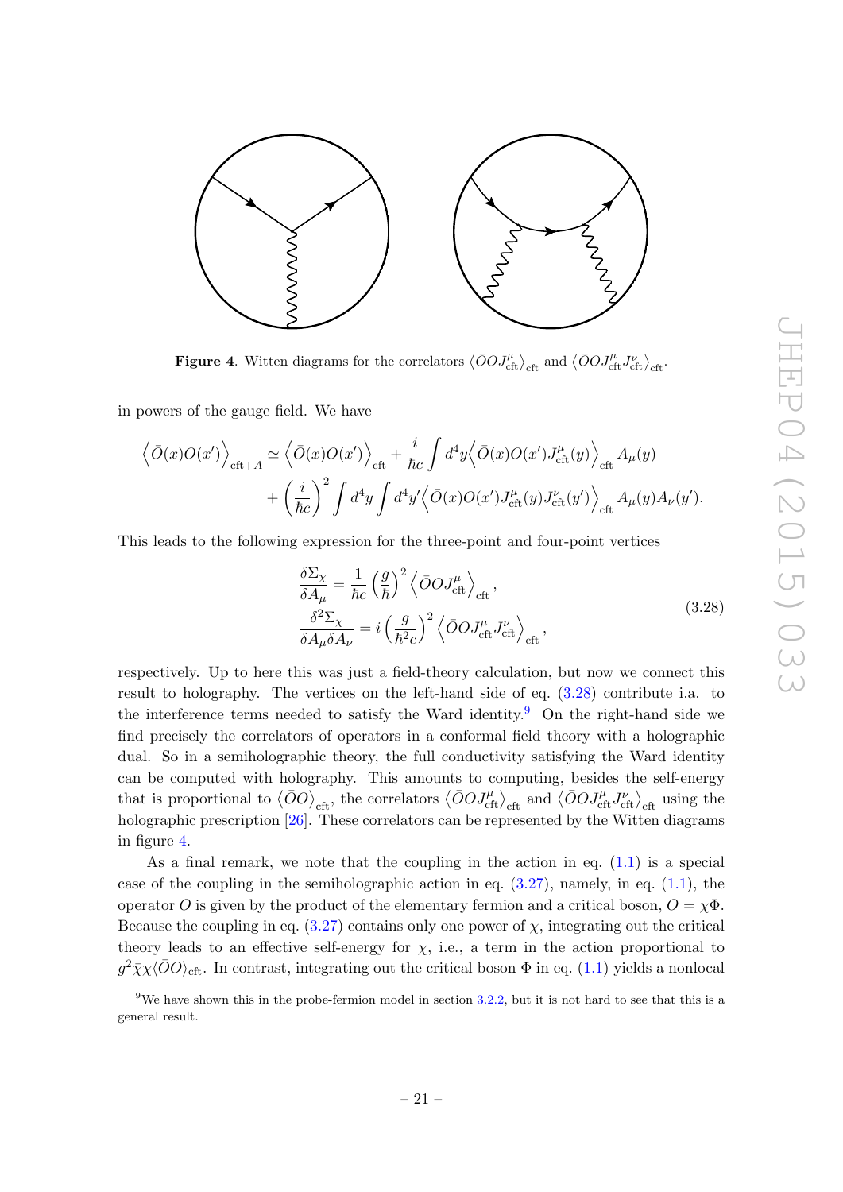**Figure 4**. Witten diagrams for the correlators $\left\langle \bar{O} O J^{\mu}_{\rm cft} \right\rangle_{\rm cft}$ and $\left\langle \bar{O} O J^{\mu}_{\rm cft} J^{\nu}_{\rm cft} \right\rangle_{\rm cft}$.

in powers of the gauge field. We have

$$
\begin{aligned}
\Big\langle \bar{O}(x) O(x') \Big\rangle_{\text{cft}+A} \simeq \Big\langle \bar{O}(x) O(x') \Big\rangle_{\text{cft}} &+ \frac{i}{\hbar c} \int d^4 y \Big\langle \bar{O}(x) O(x') J^{\mu}_{\text{cft}}(y) \Big\rangle_{\text{cft}} A_{\mu}(y) \\
&+ \left( \frac{i}{\hbar c} \right)^2 \int d^4 y \int d^4 y' \Big\langle \bar{O}(x) O(x') J^{\mu}_{\text{cft}}(y) J^{\nu}_{\text{cft}}(y') \Big\rangle_{\text{cft}} A_{\mu}(y) A_{\nu}(y').
\end{aligned}
$$

This leads to the following expression for the three-point and four-point vertices

$$
\begin{aligned}
\frac{\delta \Sigma_{\chi}}{\delta A_{\mu}} &= \frac{1}{\hbar c} \left( \frac{g}{\hbar} \right)^2 \Big\langle \bar{O} O J^{\mu}_{\text{cft}} \Big\rangle_{\text{cft}}, \\
\frac{\delta^2 \Sigma_{\chi}}{\delta A_{\mu} \delta A_{\nu}} &= i \left( \frac{g}{\hbar^2 c} \right)^2 \Big\langle \bar{O} O J^{\mu}_{\text{cft}} J^{\nu}_{\text{cft}} \Big\rangle_{\text{cft}},
\end{aligned}
\tag{3.28}
$$

respectively. Up to here this was just a field-theory calculation, but now we connect this result to holography. The vertices on the left-hand side of eq. (3.28) contribute i.a. to the interference terms needed to satisfy the Ward identity.[9] On the right-hand side we find precisely the correlators of operators in a conformal field theory with a holographic dual. So in a semiholographic theory, the full conductivity satisfying the Ward identity can be computed with holography. This amounts to computing, besides the self-energy that is proportional to $\left\langle \bar{O} O \right\rangle_{\rm cft}$, the correlators $\left\langle \bar{O} O J^{\mu}_{\rm cft} \right\rangle_{\rm cft}$ and $\left\langle \bar{O} O J^{\mu}_{\rm cft} J^{\nu}_{\rm cft} \right\rangle_{\rm cft}$ using the holographic prescription [26]. These correlators can be represented by the Witten diagrams in figure 4.

As a final remark, we note that the coupling in the action in eq. (1.1) is a special case of the coupling in the semiholographic action in eq. (3.27), namely, in eq. (1.1), the operator $O$ is given by the product of the elementary fermion and a critical boson, $O = \chi \Phi$. Because the coupling in eq. (3.27) contains only one power of $\chi$, integrating out the critical theory leads to an effective self-energy for $\chi$, i.e., a term in the action proportional to $g^2 \bar{\chi} \chi \langle \bar{O} O \rangle_{\rm cft}$. In contrast, integrating out the critical boson $\Phi$ in eq. (1.1) yields a nonlocal

[9] We have shown this in the probe-fermion model in section 3.2.2, but it is not hard to see that this is a general result.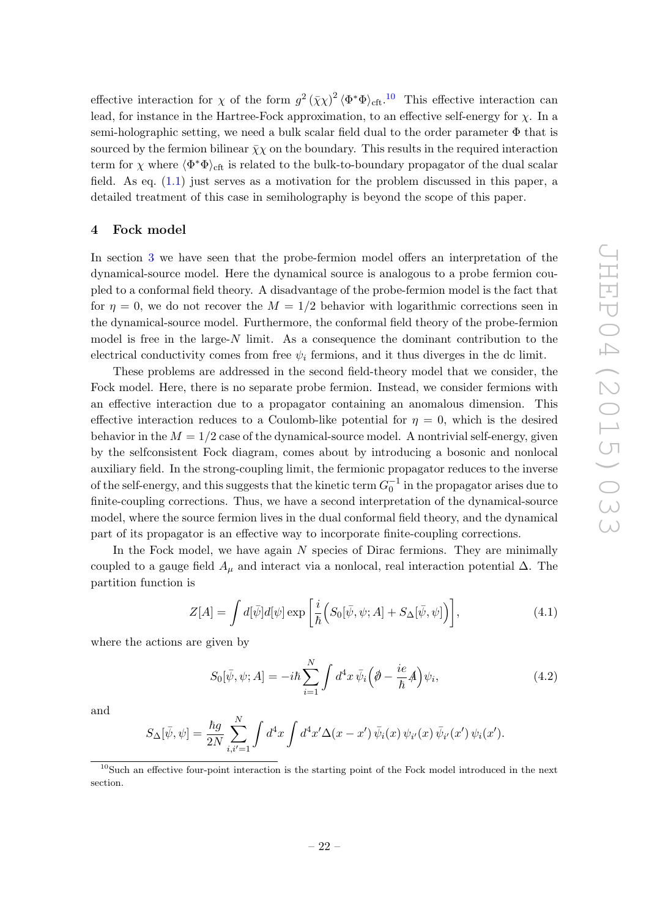effective interaction for $\chi$ of the form $g^2 (\bar{\chi}\chi)^2 \langle \Phi^* \Phi \rangle_{\text{cft}}$.[10] This effective interaction can lead, for instance in the Hartree-Fock approximation, to an effective self-energy for $\chi$. In a semi-holographic setting, we need a bulk scalar field dual to the order parameter $\Phi$ that is sourced by the fermion bilinear $\bar{\chi}\chi$ on the boundary. This results in the required interaction term for $\chi$ where $\langle \Phi^* \Phi \rangle_{\text{cft}}$ is related to the bulk-to-boundary propagator of the dual scalar field. As eq. (1.1) just serves as a motivation for the problem discussed in this paper, a detailed treatment of this case in semiholography is beyond the scope of this paper.

## 4 Fock model

In section 3 we have seen that the probe-fermion model offers an interpretation of the dynamical-source model. Here the dynamical source is analogous to a probe fermion coupled to a conformal field theory. A disadvantage of the probe-fermion model is the fact that for $\eta = 0$, we do not recover the $M = 1/2$ behavior with logarithmic corrections seen in the dynamical-source model. Furthermore, the conformal field theory of the probe-fermion model is free in the large-$N$ limit. As a consequence the dominant contribution to the electrical conductivity comes from free $\psi_i$ fermions, and it thus diverges in the dc limit.

These problems are addressed in the second field-theory model that we consider, the Fock model. Here, there is no separate probe fermion. Instead, we consider fermions with an effective interaction due to a propagator containing an anomalous dimension. This effective interaction reduces to a Coulomb-like potential for $\eta = 0$, which is the desired behavior in the $M = 1/2$ case of the dynamical-source model. A nontrivial self-energy, given by the selfconsistent Fock diagram, comes about by introducing a bosonic and nonlocal auxiliary field. In the strong-coupling limit, the fermionic propagator reduces to the inverse of the self-energy, and this suggests that the kinetic term $G_0^{-1}$ in the propagator arises due to finite-coupling corrections. Thus, we have a second interpretation of the dynamical-source model, where the source fermion lives in the dual conformal field theory, and the dynamical part of its propagator is an effective way to incorporate finite-coupling corrections.

In the Fock model, we have again $N$ species of Dirac fermions. They are minimally coupled to a gauge field $A_\mu$ and interact via a nonlocal, real interaction potential $\Delta$. The partition function is

$$Z[A] = \int d[\bar{\psi}]d[\psi] \exp\left[\frac{i}{\hbar}\Big(S_0[\bar{\psi}, \psi; A] + S_\Delta[\bar{\psi}, \psi]\Big)\right], \tag{4.1}$$

where the actions are given by

$$S_0[\bar{\psi}, \psi; A] = -i\hbar \sum_{i=1}^{N} \int d^4x\, \bar{\psi}_i \Big(\partial\!\!\!/ - \frac{ie}{\hbar} A\!\!\!/\Big) \psi_i, \tag{4.2}$$

and

$$S_\Delta[\bar{\psi}, \psi] = \frac{\hbar g}{2N} \sum_{i,i'=1}^{N} \int d^4x \int d^4x' \Delta(x - x')\, \bar{\psi}_i(x)\, \psi_{i'}(x)\, \bar{\psi}_{i'}(x')\, \psi_i(x').$$

[10] Such an effective four-point interaction is the starting point of the Fock model introduced in the next section.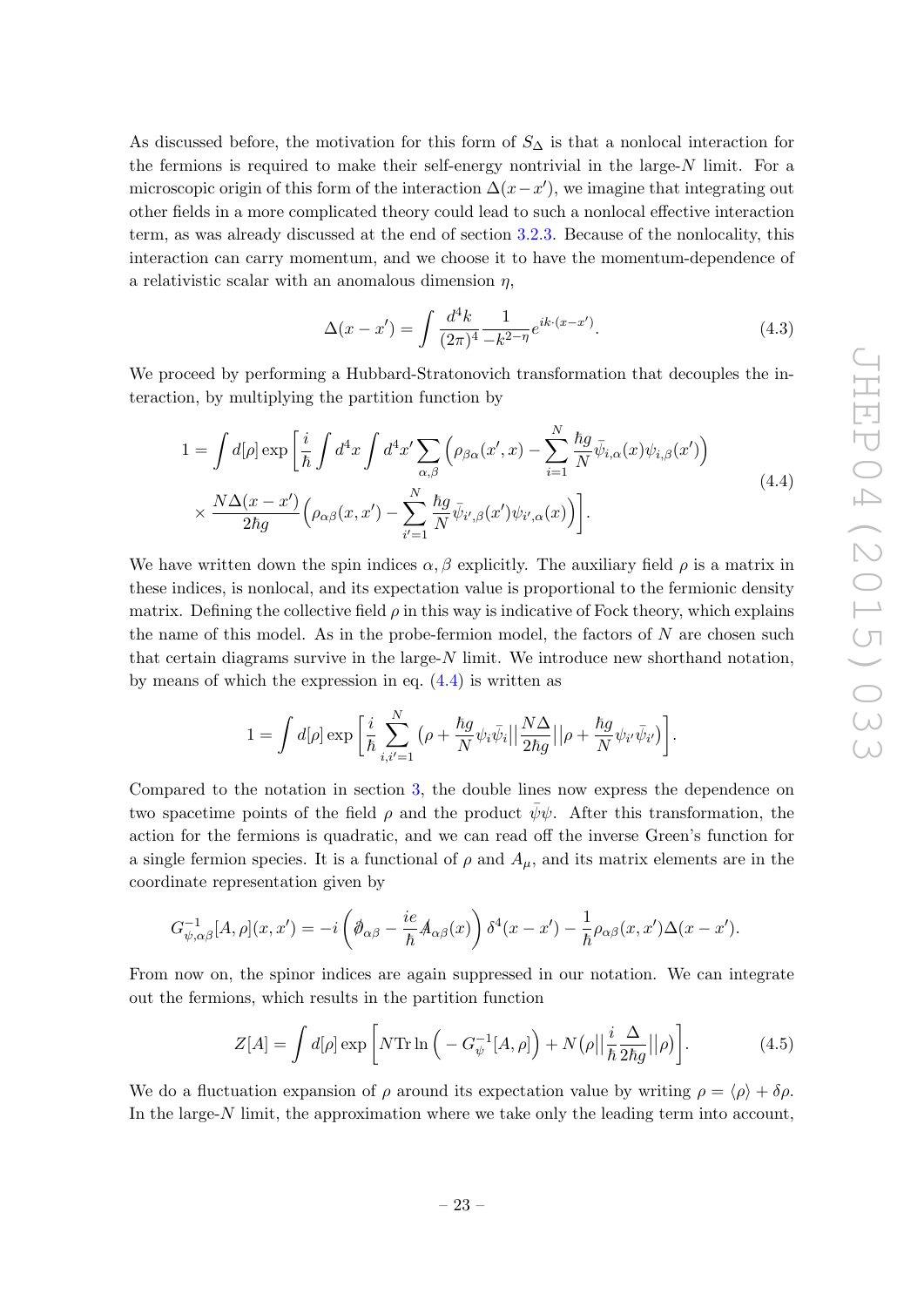As discussed before, the motivation for this form of $S_\Delta$ is that a nonlocal interaction for the fermions is required to make their self-energy nontrivial in the large-$N$ limit. For a microscopic origin of this form of the interaction $\Delta(x-x')$, we imagine that integrating out other fields in a more complicated theory could lead to such a nonlocal effective interaction term, as was already discussed at the end of section 3.2.3. Because of the nonlocality, this interaction can carry momentum, and we choose it to have the momentum-dependence of a relativistic scalar with an anomalous dimension $\eta$,

$$\Delta(x-x') = \int \frac{d^4k}{(2\pi)^4} \frac{1}{-k^{2-\eta}} e^{ik\cdot(x-x')}. \tag{4.3}$$

We proceed by performing a Hubbard-Stratonovich transformation that decouples the interaction, by multiplying the partition function by

$$\begin{aligned} 1 = \int d[\rho] \exp\Bigg[ &\frac{i}{\hbar} \int d^4x \int d^4x' \sum_{\alpha,\beta} \Big( \rho_{\beta\alpha}(x',x) - \sum_{i=1}^{N} \frac{\hbar g}{N} \bar{\psi}_{i,\alpha}(x) \psi_{i,\beta}(x') \Big) \\ &\times \frac{N\Delta(x-x')}{2\hbar g} \Big( \rho_{\alpha\beta}(x,x') - \sum_{i'=1}^{N} \frac{\hbar g}{N} \bar{\psi}_{i',\beta}(x') \psi_{i',\alpha}(x) \Big) \Bigg]. \end{aligned} \tag{4.4}$$

We have written down the spin indices $\alpha, \beta$ explicitly. The auxiliary field $\rho$ is a matrix in these indices, is nonlocal, and its expectation value is proportional to the fermionic density matrix. Defining the collective field $\rho$ in this way is indicative of Fock theory, which explains the name of this model. As in the probe-fermion model, the factors of $N$ are chosen such that certain diagrams survive in the large-$N$ limit. We introduce new shorthand notation, by means of which the expression in eq. (4.4) is written as

$$1 = \int d[\rho] \exp\left[ \frac{i}{\hbar} \sum_{i,i'=1}^{N} \left( \rho + \frac{\hbar g}{N} \psi_i \bar{\psi}_i \right| \left| \frac{N\Delta}{2\hbar g} \right| \left| \rho + \frac{\hbar g}{N} \psi_{i'} \bar{\psi}_{i'} \right) \right].$$

Compared to the notation in section 3, the double lines now express the dependence on two spacetime points of the field $\rho$ and the product $\bar{\psi}\psi$. After this transformation, the action for the fermions is quadratic, and we can read off the inverse Green's function for a single fermion species. It is a functional of $\rho$ and $A_\mu$, and its matrix elements are in the coordinate representation given by

$$G^{-1}_{\psi,\alpha\beta}[A,\rho](x,x') = -i\left( \partial\!\!\!/_{\alpha\beta} - \frac{ie}{\hbar} A\!\!\!/_{\alpha\beta}(x) \right) \delta^4(x-x') - \frac{1}{\hbar} \rho_{\alpha\beta}(x,x') \Delta(x-x').$$

From now on, the spinor indices are again suppressed in our notation. We can integrate out the fermions, which results in the partition function

$$Z[A] = \int d[\rho] \exp\left[ N \mathrm{Tr} \ln\Big( -G^{-1}_{\psi}[A,\rho] \Big) + N \big( \rho \big| \big| \frac{i}{\hbar} \frac{\Delta}{2\hbar g} \big| \big| \rho \big) \right]. \tag{4.5}$$

We do a fluctuation expansion of $\rho$ around its expectation value by writing $\rho = \langle \rho \rangle + \delta\rho$. In the large-$N$ limit, the approximation where we take only the leading term into account,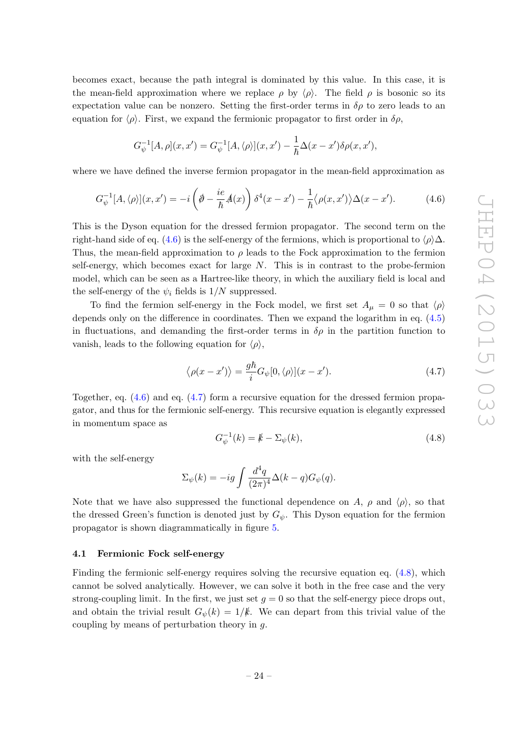becomes exact, because the path integral is dominated by this value. In this case, it is the mean-field approximation where we replace $\rho$ by $\langle\rho\rangle$. The field $\rho$ is bosonic so its expectation value can be nonzero. Setting the first-order terms in $\delta\rho$ to zero leads to an equation for $\langle\rho\rangle$. First, we expand the fermionic propagator to first order in $\delta\rho$,

$$G_\psi^{-1}[A,\rho](x,x') = G_\psi^{-1}[A,\langle\rho\rangle](x,x') - \frac{1}{\hbar}\Delta(x-x')\delta\rho(x,x'),$$

where we have defined the inverse fermion propagator in the mean-field approximation as

$$G_\psi^{-1}[A,\langle\rho\rangle](x,x') = -i\left(\partial\!\!\!/ - \frac{ie}{\hbar}A\!\!\!/(x)\right)\delta^4(x-x') - \frac{1}{\hbar}\big\langle\rho(x,x')\big\rangle\Delta(x-x'). \tag{4.6}$$

This is the Dyson equation for the dressed fermion propagator. The second term on the right-hand side of eq. (4.6) is the self-energy of the fermions, which is proportional to $\langle\rho\rangle\Delta$. Thus, the mean-field approximation to $\rho$ leads to the Fock approximation to the fermion self-energy, which becomes exact for large $N$. This is in contrast to the probe-fermion model, which can be seen as a Hartree-like theory, in which the auxiliary field is local and the self-energy of the $\psi_i$ fields is $1/N$ suppressed.

To find the fermion self-energy in the Fock model, we first set $A_\mu = 0$ so that $\langle\rho\rangle$ depends only on the difference in coordinates. Then we expand the logarithm in eq. (4.5) in fluctuations, and demanding the first-order terms in $\delta\rho$ in the partition function to vanish, leads to the following equation for $\langle\rho\rangle$,

$$\big\langle\rho(x-x')\big\rangle = \frac{g\hbar}{i}G_\psi[0,\langle\rho\rangle](x-x'). \tag{4.7}$$

Together, eq. (4.6) and eq. (4.7) form a recursive equation for the dressed fermion propagator, and thus for the fermionic self-energy. This recursive equation is elegantly expressed in momentum space as

$$G_\psi^{-1}(k) = k\!\!\!/ - \Sigma_\psi(k), \tag{4.8}$$

with the self-energy

$$\Sigma_\psi(k) = -ig\int\frac{d^4q}{(2\pi)^4}\Delta(k-q)G_\psi(q).$$

Note that we have also suppressed the functional dependence on $A$, $\rho$ and $\langle\rho\rangle$, so that the dressed Green's function is denoted just by $G_\psi$. This Dyson equation for the fermion propagator is shown diagrammatically in figure 5.

### 4.1 Fermionic Fock self-energy

Finding the fermionic self-energy requires solving the recursive equation eq. (4.8), which cannot be solved analytically. However, we can solve it both in the free case and the very strong-coupling limit. In the first, we just set $g = 0$ so that the self-energy piece drops out, and obtain the trivial result $G_\psi(k) = 1/k\!\!\!/$. We can depart from this trivial value of the coupling by means of perturbation theory in $g$.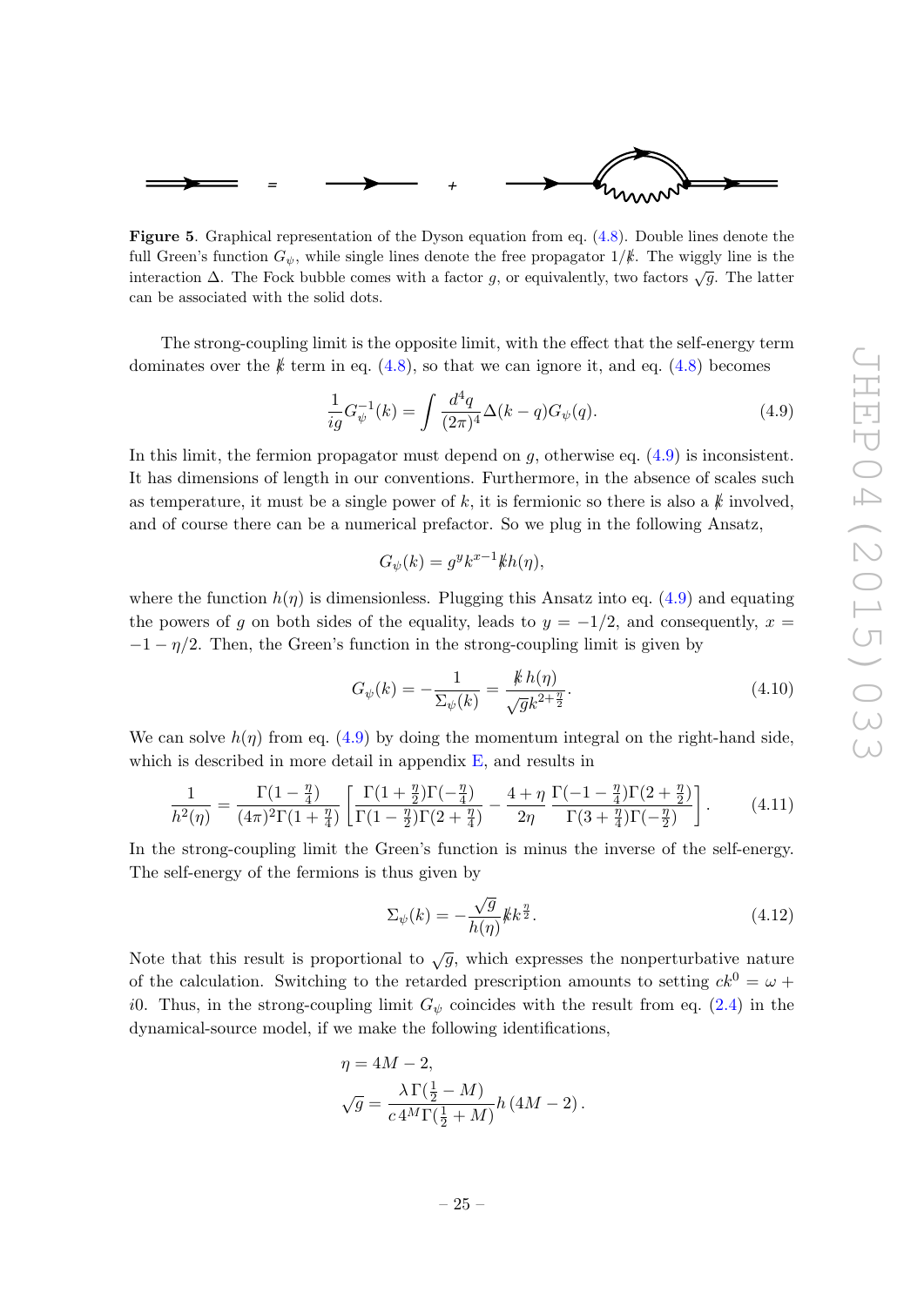**Figure 5**. Graphical representation of the Dyson equation from eq. (4.8). Double lines denote the full Green's function $G_\psi$, while single lines denote the free propagator $1/\not{k}$. The wiggly line is the interaction $\Delta$. The Fock bubble comes with a factor $g$, or equivalently, two factors $\sqrt{g}$. The latter can be associated with the solid dots.

The strong-coupling limit is the opposite limit, with the effect that the self-energy term dominates over the $\not{k}$ term in eq. (4.8), so that we can ignore it, and eq. (4.8) becomes

$$\frac{1}{ig}G_\psi^{-1}(k) = \int \frac{d^4q}{(2\pi)^4}\Delta(k-q)G_\psi(q). \tag{4.9}$$

In this limit, the fermion propagator must depend on $g$, otherwise eq. (4.9) is inconsistent. It has dimensions of length in our conventions. Furthermore, in the absence of scales such as temperature, it must be a single power of $k$, it is fermionic so there is also a $\not{k}$ involved, and of course there can be a numerical prefactor. So we plug in the following Ansatz,

$$G_\psi(k) = g^y k^{x-1}\not{k}h(\eta),$$

where the function $h(\eta)$ is dimensionless. Plugging this Ansatz into eq. (4.9) and equating the powers of $g$ on both sides of the equality, leads to $y = -1/2$, and consequently, $x = -1 - \eta/2$. Then, the Green's function in the strong-coupling limit is given by

$$G_\psi(k) = -\frac{1}{\Sigma_\psi(k)} = \frac{\not{k}\,h(\eta)}{\sqrt{g}k^{2+\frac{\eta}{2}}}. \tag{4.10}$$

We can solve $h(\eta)$ from eq. (4.9) by doing the momentum integral on the right-hand side, which is described in more detail in appendix E, and results in

$$\frac{1}{h^2(\eta)} = \frac{\Gamma(1-\frac{\eta}{4})}{(4\pi)^2\Gamma(1+\frac{\eta}{4})}\left[\frac{\Gamma(1+\frac{\eta}{2})\Gamma(-\frac{\eta}{4})}{\Gamma(1-\frac{\eta}{2})\Gamma(2+\frac{\eta}{4})} - \frac{4+\eta}{2\eta}\,\frac{\Gamma(-1-\frac{\eta}{4})\Gamma(2+\frac{\eta}{2})}{\Gamma(3+\frac{\eta}{4})\Gamma(-\frac{\eta}{2})}\right]. \tag{4.11}$$

In the strong-coupling limit the Green's function is minus the inverse of the self-energy. The self-energy of the fermions is thus given by

$$\Sigma_\psi(k) = -\frac{\sqrt{g}}{h(\eta)}\not{k}k^{\frac{\eta}{2}}. \tag{4.12}$$

Note that this result is proportional to $\sqrt{g}$, which expresses the nonperturbative nature of the calculation. Switching to the retarded prescription amounts to setting $ck^0 = \omega + i0$. Thus, in the strong-coupling limit $G_\psi$ coincides with the result from eq. (2.4) in the dynamical-source model, if we make the following identifications,

$$\eta = 4M - 2,$$
$$\sqrt{g} = \frac{\lambda\,\Gamma(\frac{1}{2}-M)}{c\,4^M\Gamma(\frac{1}{2}+M)}h\left(4M-2\right).$$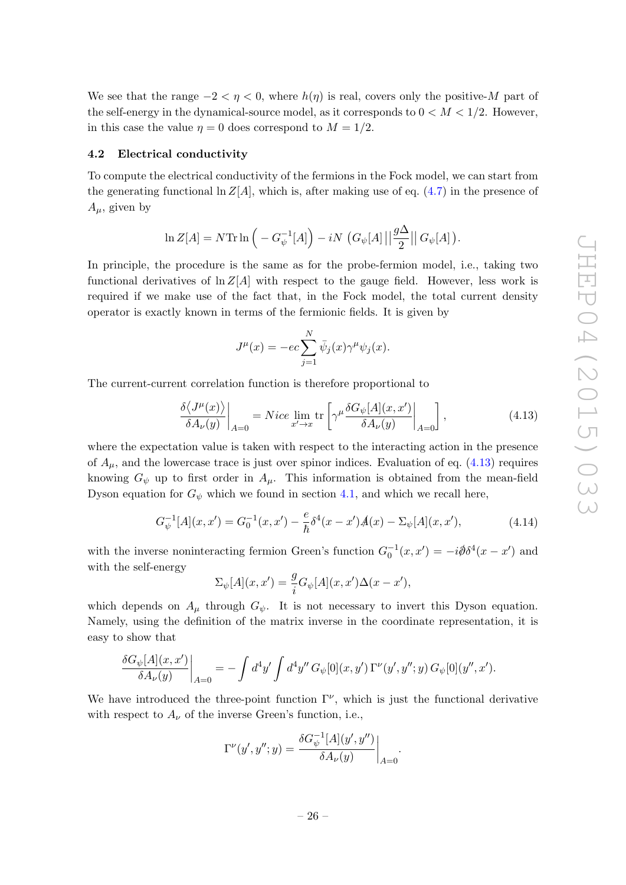We see that the range $-2 < \eta < 0$, where $h(\eta)$ is real, covers only the positive-$M$ part of the self-energy in the dynamical-source model, as it corresponds to $0 < M < 1/2$. However, in this case the value $\eta = 0$ does correspond to $M = 1/2$.

### 4.2 Electrical conductivity

To compute the electrical conductivity of the fermions in the Fock model, we can start from the generating functional $\ln Z[A]$, which is, after making use of eq. (4.7) in the presence of $A_\mu$, given by

$$\ln Z[A] = N \mathrm{Tr} \ln \Big( -G_\psi^{-1}[A] \Big) - iN \left( G_\psi[A] \left|\left| \frac{g\Delta}{2} \right|\right| G_\psi[A] \right).$$

In principle, the procedure is the same as for the probe-fermion model, i.e., taking two functional derivatives of $\ln Z[A]$ with respect to the gauge field. However, less work is required if we make use of the fact that, in the Fock model, the total current density operator is exactly known in terms of the fermionic fields. It is given by

$$J^\mu(x) = -ec \sum_{j=1}^{N} \bar{\psi}_j(x) \gamma^\mu \psi_j(x).$$

The current-current correlation function is therefore proportional to

$$\left. \frac{\delta \langle J^\mu(x) \rangle}{\delta A_\nu(y)} \right|_{A=0} = Nice \lim_{x' \to x} \mathrm{tr} \left[ \gamma^\mu \left. \frac{\delta G_\psi[A](x,x')}{\delta A_\nu(y)} \right|_{A=0} \right], \tag{4.13}$$

where the expectation value is taken with respect to the interacting action in the presence of $A_\mu$, and the lowercase trace is just over spinor indices. Evaluation of eq. (4.13) requires knowing $G_\psi$ up to first order in $A_\mu$. This information is obtained from the mean-field Dyson equation for $G_\psi$ which we found in section 4.1, and which we recall here,

$$G_\psi^{-1}[A](x,x') = G_0^{-1}(x,x') - \frac{e}{\hbar} \delta^4(x-x') \not{A}(x) - \Sigma_\psi[A](x,x'), \tag{4.14}$$

with the inverse noninteracting fermion Green's function $G_0^{-1}(x,x') = -i\not{\partial}\delta^4(x-x')$ and with the self-energy

$$\Sigma_\psi[A](x,x') = \frac{g}{i} G_\psi[A](x,x') \Delta(x-x'),$$

which depends on $A_\mu$ through $G_\psi$. It is not necessary to invert this Dyson equation. Namely, using the definition of the matrix inverse in the coordinate representation, it is easy to show that

$$\left. \frac{\delta G_\psi[A](x,x')}{\delta A_\nu(y)} \right|_{A=0} = -\int d^4y' \int d^4y''\, G_\psi[0](x,y')\, \Gamma^\nu(y',y'';y)\, G_\psi[0](y'',x').$$

We have introduced the three-point function $\Gamma^\nu$, which is just the functional derivative with respect to $A_\nu$ of the inverse Green's function, i.e.,

$$\Gamma^\nu(y',y'';y) = \left. \frac{\delta G_\psi^{-1}[A](y',y'')}{\delta A_\nu(y)} \right|_{A=0}.$$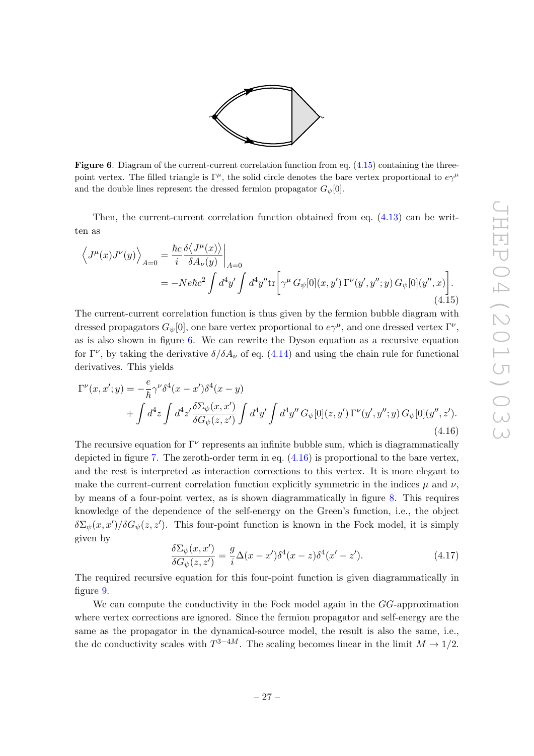**Figure 6**. Diagram of the current-current correlation function from eq. (4.15) containing the three-point vertex. The filled triangle is $\Gamma^\mu$, the solid circle denotes the bare vertex proportional to $e\gamma^\mu$ and the double lines represent the dressed fermion propagator $G_\psi[0]$.

Then, the current-current correlation function obtained from eq. (4.13) can be written as

$$
\begin{aligned}
\Big\langle J^\mu(x)J^\nu(y)\Big\rangle_{A=0} &= \frac{\hbar c}{i}\frac{\delta\big\langle J^\mu(x)\big\rangle}{\delta A_\nu(y)}\bigg|_{A=0} \\
&= -Ne\hbar c^2\int d^4y'\int d^4y''\mathrm{tr}\Big[\gamma^\mu\, G_\psi[0](x,y')\,\Gamma^\nu(y',y'';y)\,G_\psi[0](y'',x)\Big].
\end{aligned}
\tag{4.15}
$$

The current-current correlation function is thus given by the fermion bubble diagram with dressed propagators $G_\psi[0]$, one bare vertex proportional to $e\gamma^\mu$, and one dressed vertex $\Gamma^\nu$, as is also shown in figure 6. We can rewrite the Dyson equation as a recursive equation for $\Gamma^\nu$, by taking the derivative $\delta/\delta A_\nu$ of eq. (4.14) and using the chain rule for functional derivatives. This yields

$$
\begin{aligned}
\Gamma^\nu(x,x';y) =& -\frac{e}{\hbar}\gamma^\nu\delta^4(x-x')\delta^4(x-y) \\
&+\int d^4z\int d^4z'\frac{\delta\Sigma_\psi(x,x')}{\delta G_\psi(z,z')}\int d^4y'\int d^4y''\,G_\psi[0](z,y')\,\Gamma^\nu(y',y'';y)\,G_\psi[0](y'',z').
\end{aligned}
\tag{4.16}
$$

The recursive equation for $\Gamma^\nu$ represents an infinite bubble sum, which is diagrammatically depicted in figure 7. The zeroth-order term in eq. (4.16) is proportional to the bare vertex, and the rest is interpreted as interaction corrections to this vertex. It is more elegant to make the current-current correlation function explicitly symmetric in the indices $\mu$ and $\nu$, by means of a four-point vertex, as is shown diagrammatically in figure 8. This requires knowledge of the dependence of the self-energy on the Green's function, i.e., the object $\delta\Sigma_\psi(x,x')/\delta G_\psi(z,z')$. This four-point function is known in the Fock model, it is simply given by

$$
\frac{\delta\Sigma_\psi(x,x')}{\delta G_\psi(z,z')} = \frac{g}{i}\Delta(x-x')\delta^4(x-z)\delta^4(x'-z'). \tag{4.17}
$$

The required recursive equation for this four-point function is given diagrammatically in figure 9.

We can compute the conductivity in the Fock model again in the $GG$-approximation where vertex corrections are ignored. Since the fermion propagator and self-energy are the same as the propagator in the dynamical-source model, the result is also the same, i.e., the dc conductivity scales with $T^{3-4M}$. The scaling becomes linear in the limit $M\to 1/2$.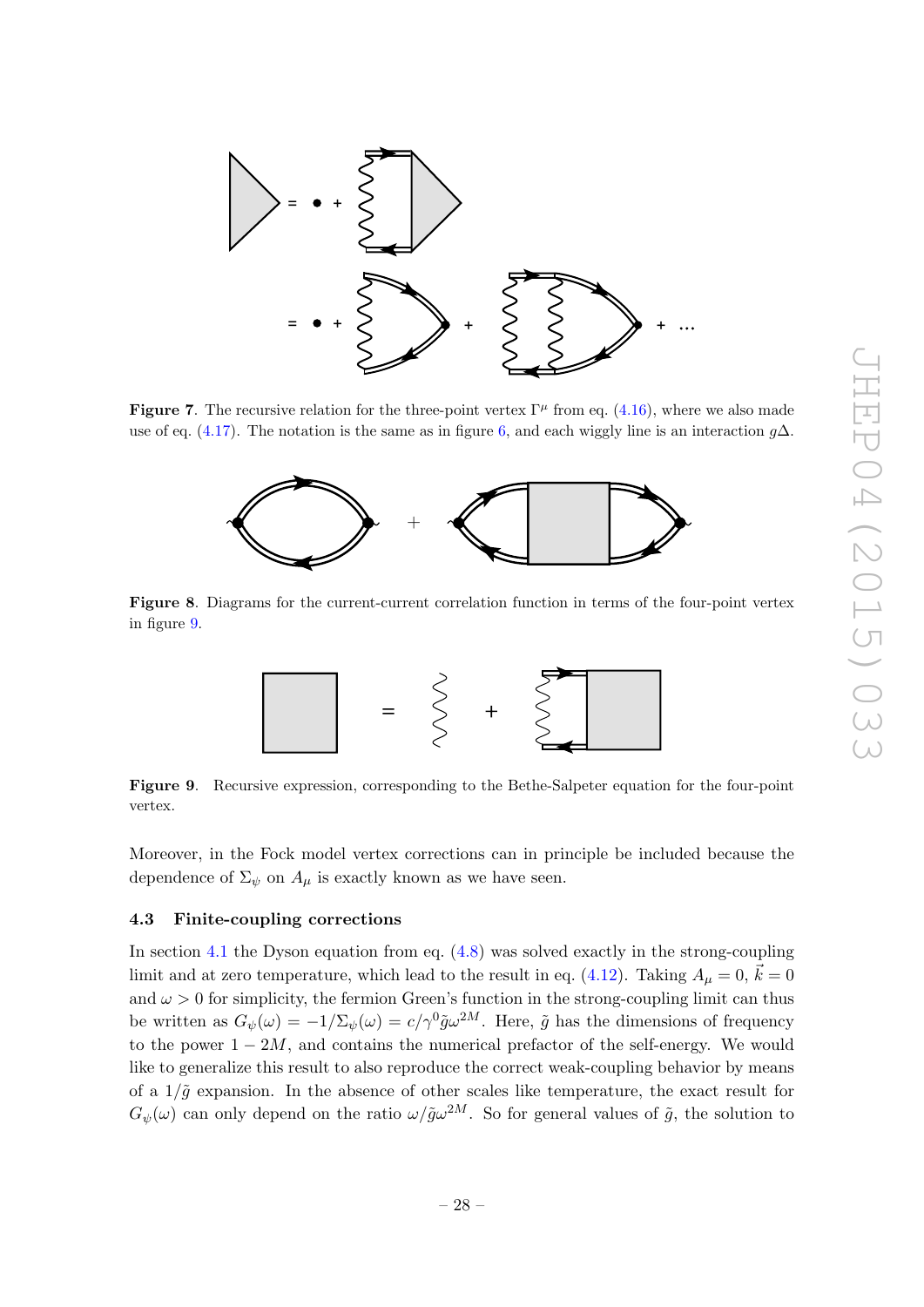**Figure 7**. The recursive relation for the three-point vertex $\Gamma^\mu$ from eq. (4.16), where we also made use of eq. (4.17). The notation is the same as in figure 6, and each wiggly line is an interaction $g\Delta$.

**Figure 8**. Diagrams for the current-current correlation function in terms of the four-point vertex in figure 9.

**Figure 9**. Recursive expression, corresponding to the Bethe-Salpeter equation for the four-point vertex.

Moreover, in the Fock model vertex corrections can in principle be included because the dependence of $\Sigma_\psi$ on $A_\mu$ is exactly known as we have seen.

### 4.3 Finite-coupling corrections

In section 4.1 the Dyson equation from eq. (4.8) was solved exactly in the strong-coupling limit and at zero temperature, which lead to the result in eq. (4.12). Taking $A_\mu = 0$, $\vec{k} = 0$ and $\omega > 0$ for simplicity, the fermion Green's function in the strong-coupling limit can thus be written as $G_\psi(\omega) = -1/\Sigma_\psi(\omega) = c/\gamma^0 \tilde{g}\omega^{2M}$. Here, $\tilde{g}$ has the dimensions of frequency to the power $1 - 2M$, and contains the numerical prefactor of the self-energy. We would like to generalize this result to also reproduce the correct weak-coupling behavior by means of a $1/\tilde{g}$ expansion. In the absence of other scales like temperature, the exact result for $G_\psi(\omega)$ can only depend on the ratio $\omega/\tilde{g}\omega^{2M}$. So for general values of $\tilde{g}$, the solution to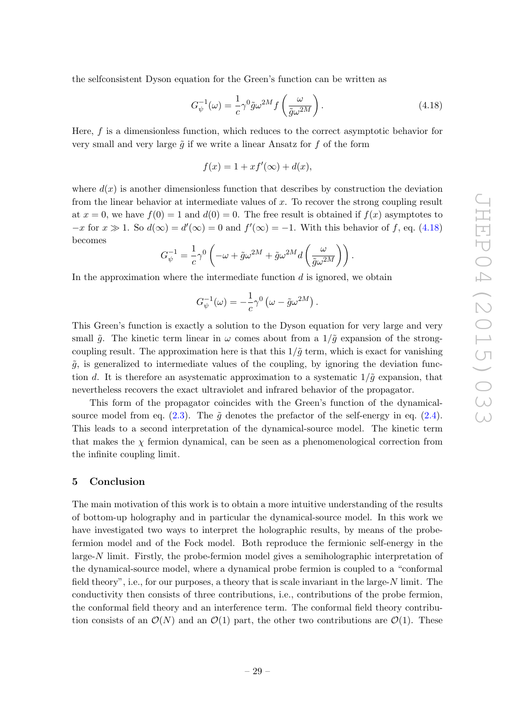the selfconsistent Dyson equation for the Green's function can be written as

$$G_{\psi}^{-1}(\omega) = \frac{1}{c}\gamma^0 \tilde{g}\omega^{2M} f\left(\frac{\omega}{\tilde{g}\omega^{2M}}\right). \tag{4.18}$$

Here, $f$ is a dimensionless function, which reduces to the correct asymptotic behavior for very small and very large $\tilde{g}$ if we write a linear Ansatz for $f$ of the form

$$f(x) = 1 + xf'(\infty) + d(x),$$

where $d(x)$ is another dimensionless function that describes by construction the deviation from the linear behavior at intermediate values of $x$. To recover the strong coupling result at $x = 0$, we have $f(0) = 1$ and $d(0) = 0$. The free result is obtained if $f(x)$ asymptotes to $-x$ for $x \gg 1$. So $d(\infty) = d'(\infty) = 0$ and $f'(\infty) = -1$. With this behavior of $f$, eq. (4.18) becomes

$$G_{\psi}^{-1} = \frac{1}{c}\gamma^0 \left(-\omega + \tilde{g}\omega^{2M} + \tilde{g}\omega^{2M} d\left(\frac{\omega}{\tilde{g}\omega^{2M}}\right)\right).$$

In the approximation where the intermediate function $d$ is ignored, we obtain

$$G_{\psi}^{-1}(\omega) = -\frac{1}{c}\gamma^0 \left(\omega - \tilde{g}\omega^{2M}\right).$$

This Green's function is exactly a solution to the Dyson equation for very large and very small $\tilde{g}$. The kinetic term linear in $\omega$ comes about from a $1/\tilde{g}$ expansion of the strong-coupling result. The approximation here is that this $1/\tilde{g}$ term, which is exact for vanishing $\tilde{g}$, is generalized to intermediate values of the coupling, by ignoring the deviation function $d$. It is therefore an asystematic approximation to a systematic $1/\tilde{g}$ expansion, that nevertheless recovers the exact ultraviolet and infrared behavior of the propagator.

This form of the propagator coincides with the Green's function of the dynamical-source model from eq. (2.3). The $\tilde{g}$ denotes the prefactor of the self-energy in eq. (2.4). This leads to a second interpretation of the dynamical-source model. The kinetic term that makes the $\chi$ fermion dynamical, can be seen as a phenomenological correction from the infinite coupling limit.

## 5 Conclusion

The main motivation of this work is to obtain a more intuitive understanding of the results of bottom-up holography and in particular the dynamical-source model. In this work we have investigated two ways to interpret the holographic results, by means of the probe-fermion model and of the Fock model. Both reproduce the fermionic self-energy in the large-$N$ limit. Firstly, the probe-fermion model gives a semiholographic interpretation of the dynamical-source model, where a dynamical probe fermion is coupled to a "conformal field theory", i.e., for our purposes, a theory that is scale invariant in the large-$N$ limit. The conductivity then consists of three contributions, i.e., contributions of the probe fermion, the conformal field theory and an interference term. The conformal field theory contribution consists of an $\mathcal{O}(N)$ and an $\mathcal{O}(1)$ part, the other two contributions are $\mathcal{O}(1)$. These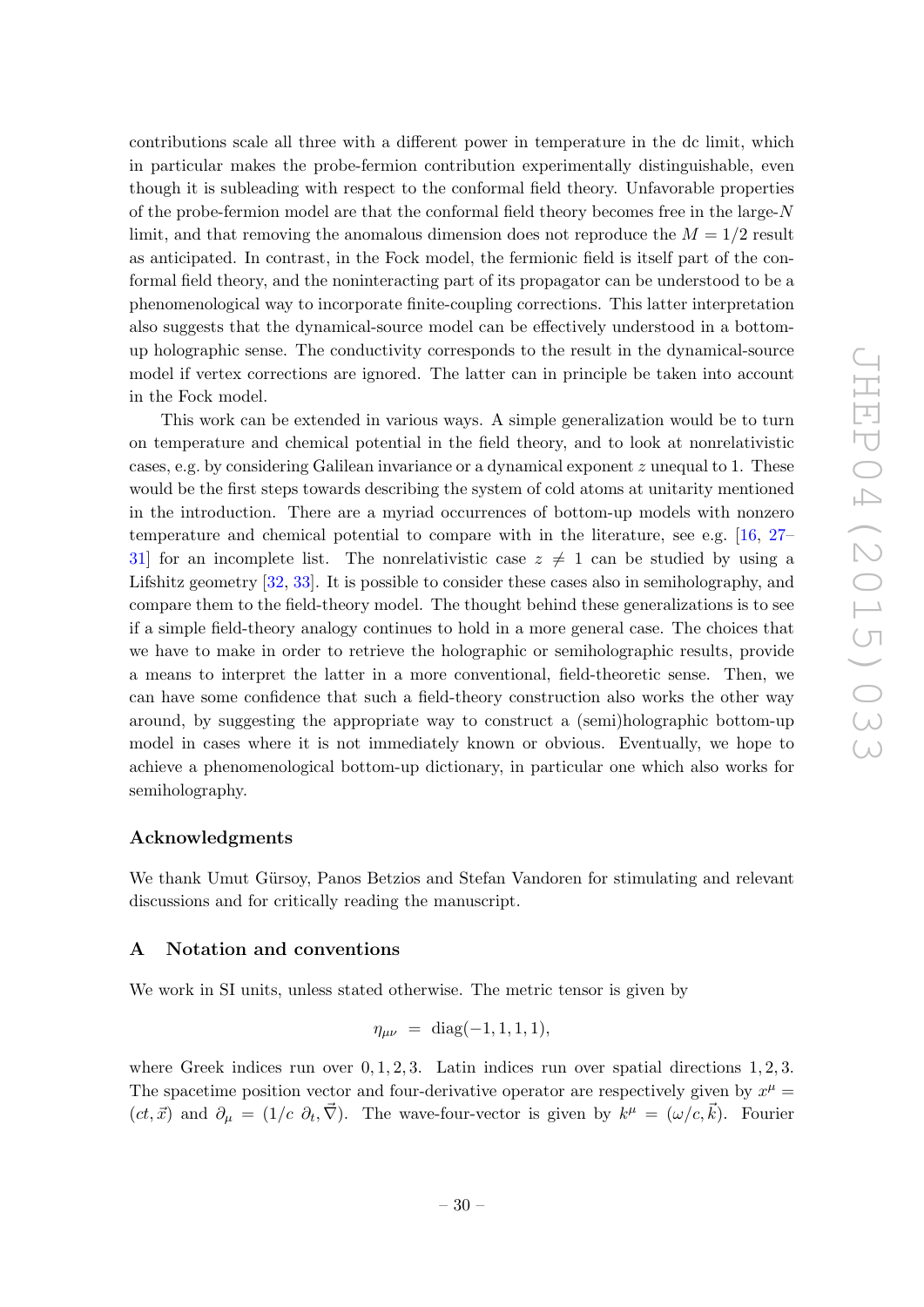contributions scale all three with a different power in temperature in the dc limit, which in particular makes the probe-fermion contribution experimentally distinguishable, even though it is subleading with respect to the conformal field theory. Unfavorable properties of the probe-fermion model are that the conformal field theory becomes free in the large-$N$ limit, and that removing the anomalous dimension does not reproduce the $M = 1/2$ result as anticipated. In contrast, in the Fock model, the fermionic field is itself part of the conformal field theory, and the noninteracting part of its propagator can be understood to be a phenomenological way to incorporate finite-coupling corrections. This latter interpretation also suggests that the dynamical-source model can be effectively understood in a bottom-up holographic sense. The conductivity corresponds to the result in the dynamical-source model if vertex corrections are ignored. The latter can in principle be taken into account in the Fock model.

This work can be extended in various ways. A simple generalization would be to turn on temperature and chemical potential in the field theory, and to look at nonrelativistic cases, e.g. by considering Galilean invariance or a dynamical exponent $z$ unequal to 1. These would be the first steps towards describing the system of cold atoms at unitarity mentioned in the introduction. There are a myriad occurrences of bottom-up models with nonzero temperature and chemical potential to compare with in the literature, see e.g. [16, 27–31] for an incomplete list. The nonrelativistic case $z \neq 1$ can be studied by using a Lifshitz geometry [32, 33]. It is possible to consider these cases also in semiholography, and compare them to the field-theory model. The thought behind these generalizations is to see if a simple field-theory analogy continues to hold in a more general case. The choices that we have to make in order to retrieve the holographic or semiholographic results, provide a means to interpret the latter in a more conventional, field-theoretic sense. Then, we can have some confidence that such a field-theory construction also works the other way around, by suggesting the appropriate way to construct a (semi)holographic bottom-up model in cases where it is not immediately known or obvious. Eventually, we hope to achieve a phenomenological bottom-up dictionary, in particular one which also works for semiholography.

## Acknowledgments

We thank Umut Gürsoy, Panos Betzios and Stefan Vandoren for stimulating and relevant discussions and for critically reading the manuscript.

## A Notation and conventions

We work in SI units, unless stated otherwise. The metric tensor is given by

$$\eta_{\mu\nu} = \text{diag}(-1, 1, 1, 1),$$

where Greek indices run over $0, 1, 2, 3$. Latin indices run over spatial directions $1, 2, 3$. The spacetime position vector and four-derivative operator are respectively given by $x^\mu = (ct, \vec{x})$ and $\partial_\mu = (1/c\ \partial_t, \vec{\nabla})$. The wave-four-vector is given by $k^\mu = (\omega/c, \vec{k})$. Fourier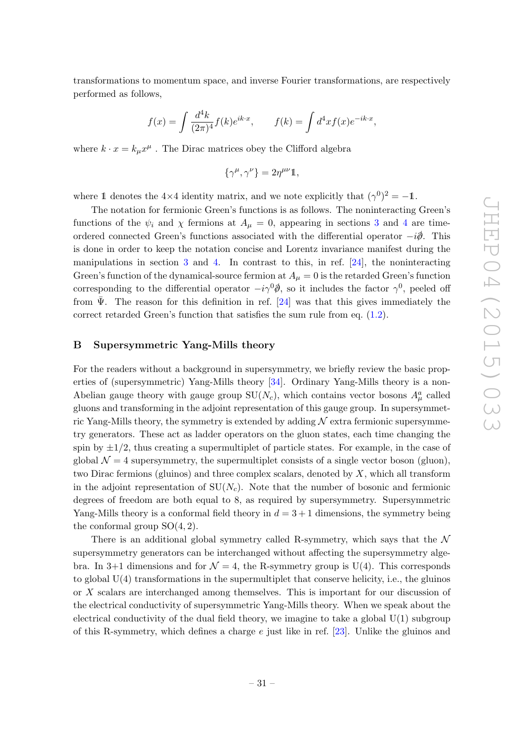transformations to momentum space, and inverse Fourier transformations, are respectively performed as follows,

$$f(x) = \int \frac{d^4k}{(2\pi)^4} f(k) e^{ik\cdot x}, \qquad f(k) = \int d^4x f(x) e^{-ik\cdot x},$$

where $k\cdot x = k_\mu x^\mu$ . The Dirac matrices obey the Clifford algebra

$$\{\gamma^\mu, \gamma^\nu\} = 2\eta^{\mu\nu}\mathbb{1},$$

where $\mathbb{1}$ denotes the $4\times4$ identity matrix, and we note explicitly that $(\gamma^0)^2 = -\mathbb{1}$.

The notation for fermionic Green's functions is as follows. The noninteracting Green's functions of the $\psi_i$ and $\chi$ fermions at $A_\mu = 0$, appearing in sections 3 and 4 are time-ordered connected Green's functions associated with the differential operator $-i\partial\!\!\!/$. This is done in order to keep the notation concise and Lorentz invariance manifest during the manipulations in section 3 and 4. In contrast to this, in ref. [24], the noninteracting Green's function of the dynamical-source fermion at $A_\mu = 0$ is the retarded Green's function corresponding to the differential operator $-i\gamma^0\partial\!\!\!/$, so it includes the factor $\gamma^0$, peeled off from $\bar{\Psi}$. The reason for this definition in ref. [24] was that this gives immediately the correct retarded Green's function that satisfies the sum rule from eq. (1.2).

## B Supersymmetric Yang-Mills theory

For the readers without a background in supersymmetry, we briefly review the basic properties of (supersymmetric) Yang-Mills theory [34]. Ordinary Yang-Mills theory is a non-Abelian gauge theory with gauge group $\mathrm{SU}(N_c)$, which contains vector bosons $A^a_\mu$ called gluons and transforming in the adjoint representation of this gauge group. In supersymmetric Yang-Mills theory, the symmetry is extended by adding $\mathcal{N}$ extra fermionic supersymmetry generators. These act as ladder operators on the gluon states, each time changing the spin by $\pm1/2$, thus creating a supermultiplet of particle states. For example, in the case of global $\mathcal{N} = 4$ supersymmetry, the supermultiplet consists of a single vector boson (gluon), two Dirac fermions (gluinos) and three complex scalars, denoted by $X$, which all transform in the adjoint representation of $\mathrm{SU}(N_c)$. Note that the number of bosonic and fermionic degrees of freedom are both equal to 8, as required by supersymmetry. Supersymmetric Yang-Mills theory is a conformal field theory in $d = 3+1$ dimensions, the symmetry being the conformal group $\mathrm{SO}(4, 2)$.

There is an additional global symmetry called R-symmetry, which says that the $\mathcal{N}$ supersymmetry generators can be interchanged without affecting the supersymmetry algebra. In 3+1 dimensions and for $\mathcal{N} = 4$, the R-symmetry group is $\mathrm{U}(4)$. This corresponds to global $\mathrm{U}(4)$ transformations in the supermultiplet that conserve helicity, i.e., the gluinos or $X$ scalars are interchanged among themselves. This is important for our discussion of the electrical conductivity of supersymmetric Yang-Mills theory. When we speak about the electrical conductivity of the dual field theory, we imagine to take a global $\mathrm{U}(1)$ subgroup of this R-symmetry, which defines a charge $e$ just like in ref. [23]. Unlike the gluinos and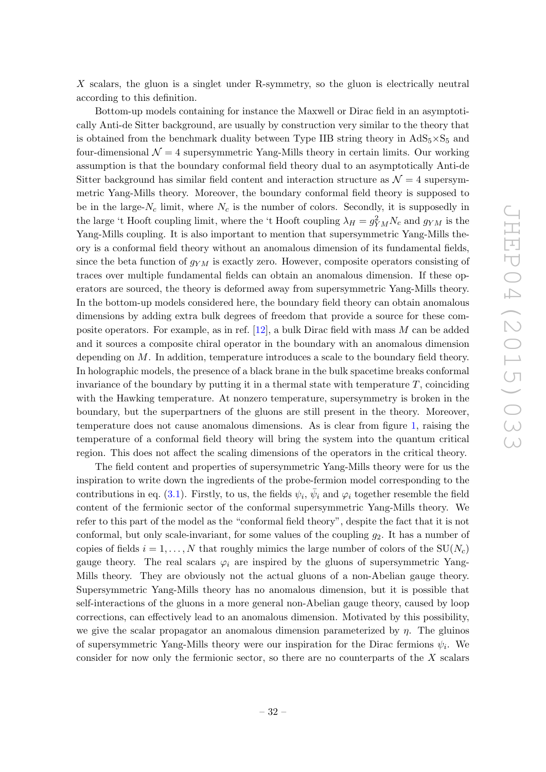$X$ scalars, the gluon is a singlet under R-symmetry, so the gluon is electrically neutral according to this definition.

Bottom-up models containing for instance the Maxwell or Dirac field in an asymptotically Anti-de Sitter background, are usually by construction very similar to the theory that is obtained from the benchmark duality between Type IIB string theory in $\text{AdS}_5 \times \text{S}_5$ and four-dimensional $\mathcal{N} = 4$ supersymmetric Yang-Mills theory in certain limits. Our working assumption is that the boundary conformal field theory dual to an asymptotically Anti-de Sitter background has similar field content and interaction structure as $\mathcal{N} = 4$ supersymmetric Yang-Mills theory. Moreover, the boundary conformal field theory is supposed to be in the large-$N_c$ limit, where $N_c$ is the number of colors. Secondly, it is supposedly in the large 't Hooft coupling limit, where the 't Hooft coupling $\lambda_H = g_{YM}^2 N_c$ and $g_{YM}$ is the Yang-Mills coupling. It is also important to mention that supersymmetric Yang-Mills theory is a conformal field theory without an anomalous dimension of its fundamental fields, since the beta function of $g_{YM}$ is exactly zero. However, composite operators consisting of traces over multiple fundamental fields can obtain an anomalous dimension. If these operators are sourced, the theory is deformed away from supersymmetric Yang-Mills theory. In the bottom-up models considered here, the boundary field theory can obtain anomalous dimensions by adding extra bulk degrees of freedom that provide a source for these composite operators. For example, as in ref. [12], a bulk Dirac field with mass $M$ can be added and it sources a composite chiral operator in the boundary with an anomalous dimension depending on $M$. In addition, temperature introduces a scale to the boundary field theory. In holographic models, the presence of a black brane in the bulk spacetime breaks conformal invariance of the boundary by putting it in a thermal state with temperature $T$, coinciding with the Hawking temperature. At nonzero temperature, supersymmetry is broken in the boundary, but the superpartners of the gluons are still present in the theory. Moreover, temperature does not cause anomalous dimensions. As is clear from figure 1, raising the temperature of a conformal field theory will bring the system into the quantum critical region. This does not affect the scaling dimensions of the operators in the critical theory.

The field content and properties of supersymmetric Yang-Mills theory were for us the inspiration to write down the ingredients of the probe-fermion model corresponding to the contributions in eq. (3.1). Firstly, to us, the fields $\psi_i$, $\bar{\psi}_i$ and $\varphi_i$ together resemble the field content of the fermionic sector of the conformal supersymmetric Yang-Mills theory. We refer to this part of the model as the "conformal field theory", despite the fact that it is not conformal, but only scale-invariant, for some values of the coupling $g_2$. It has a number of copies of fields $i = 1, \ldots, N$ that roughly mimics the large number of colors of the $\text{SU}(N_c)$ gauge theory. The real scalars $\varphi_i$ are inspired by the gluons of supersymmetric Yang-Mills theory. They are obviously not the actual gluons of a non-Abelian gauge theory. Supersymmetric Yang-Mills theory has no anomalous dimension, but it is possible that self-interactions of the gluons in a more general non-Abelian gauge theory, caused by loop corrections, can effectively lead to an anomalous dimension. Motivated by this possibility, we give the scalar propagator an anomalous dimension parameterized by $\eta$. The gluinos of supersymmetric Yang-Mills theory were our inspiration for the Dirac fermions $\psi_i$. We consider for now only the fermionic sector, so there are no counterparts of the $X$ scalars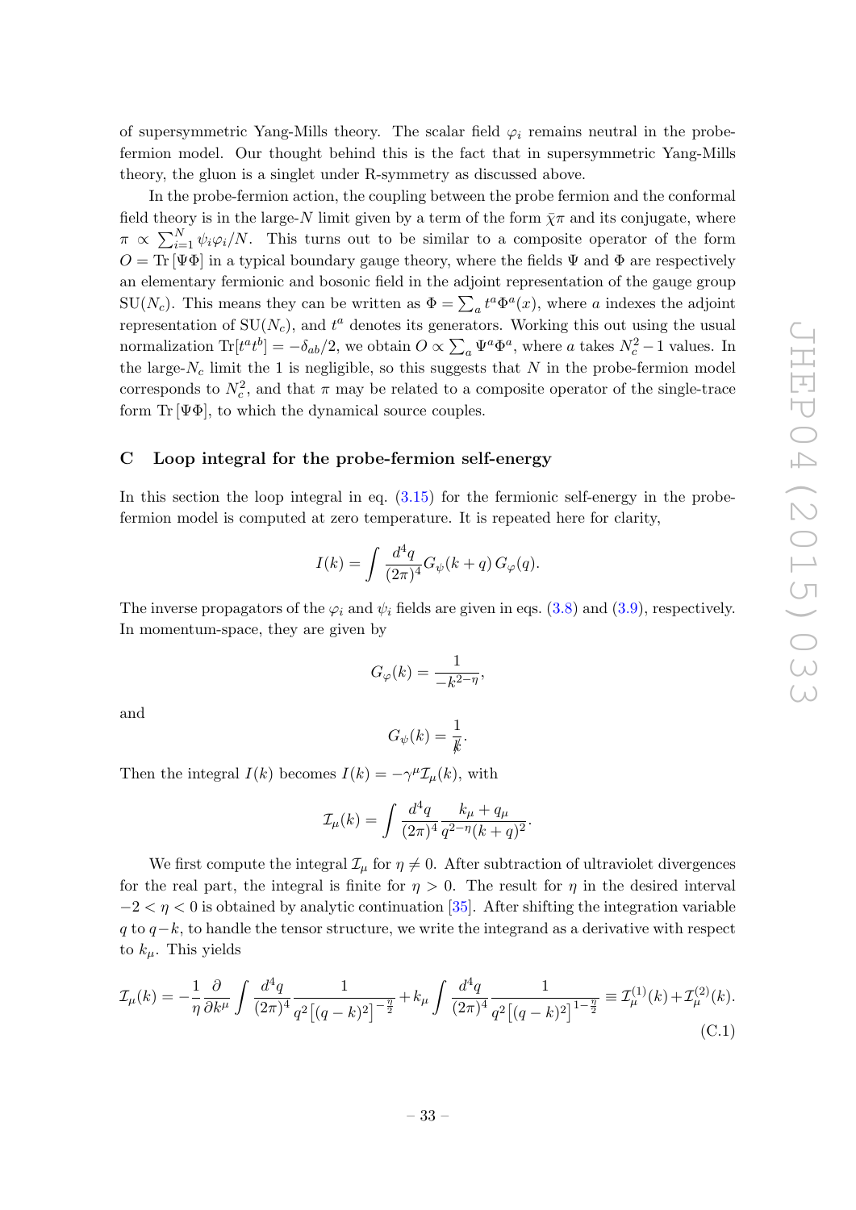of supersymmetric Yang-Mills theory. The scalar field $\varphi_i$ remains neutral in the probe-fermion model. Our thought behind this is the fact that in supersymmetric Yang-Mills theory, the gluon is a singlet under R-symmetry as discussed above.

In the probe-fermion action, the coupling between the probe fermion and the conformal field theory is in the large-$N$ limit given by a term of the form $\bar{\chi}\pi$ and its conjugate, where $\pi \propto \sum_{i=1}^{N} \psi_i \varphi_i / N$. This turns out to be similar to a composite operator of the form $O = \mathrm{Tr}\,[\Psi\Phi]$ in a typical boundary gauge theory, where the fields $\Psi$ and $\Phi$ are respectively an elementary fermionic and bosonic field in the adjoint representation of the gauge group $\mathrm{SU}(N_c)$. This means they can be written as $\Phi = \sum_a t^a \Phi^a(x)$, where $a$ indexes the adjoint representation of $\mathrm{SU}(N_c)$, and $t^a$ denotes its generators. Working this out using the usual normalization $\mathrm{Tr}[t^a t^b] = -\delta_{ab}/2$, we obtain $O \propto \sum_a \Psi^a \Phi^a$, where $a$ takes $N_c^2 - 1$ values. In the large-$N_c$ limit the 1 is negligible, so this suggests that $N$ in the probe-fermion model corresponds to $N_c^2$, and that $\pi$ may be related to a composite operator of the single-trace form $\mathrm{Tr}\,[\Psi\Phi]$, to which the dynamical source couples.

## C Loop integral for the probe-fermion self-energy

In this section the loop integral in eq. (3.15) for the fermionic self-energy in the probe-fermion model is computed at zero temperature. It is repeated here for clarity,

$$I(k) = \int \frac{d^4 q}{(2\pi)^4} G_\psi(k+q)\, G_\varphi(q).$$

The inverse propagators of the $\varphi_i$ and $\psi_i$ fields are given in eqs. (3.8) and (3.9), respectively. In momentum-space, they are given by

$$G_\varphi(k) = \frac{1}{-k^{2-\eta}},$$

and

$$G_\psi(k) = \frac{1}{\not{k}}.$$

Then the integral $I(k)$ becomes $I(k) = -\gamma^\mu \mathcal{I}_\mu(k)$, with

$$\mathcal{I}_\mu(k) = \int \frac{d^4 q}{(2\pi)^4} \frac{k_\mu + q_\mu}{q^{2-\eta}(k+q)^2}.$$

We first compute the integral $\mathcal{I}_\mu$ for $\eta \neq 0$. After subtraction of ultraviolet divergences for the real part, the integral is finite for $\eta > 0$. The result for $\eta$ in the desired interval $-2 < \eta < 0$ is obtained by analytic continuation [35]. After shifting the integration variable $q$ to $q - k$, to handle the tensor structure, we write the integrand as a derivative with respect to $k_\mu$. This yields

$$\mathcal{I}_\mu(k) = -\frac{1}{\eta}\frac{\partial}{\partial k^\mu} \int \frac{d^4 q}{(2\pi)^4} \frac{1}{q^2\left[(q-k)^2\right]^{-\frac{\eta}{2}}} + k_\mu \int \frac{d^4 q}{(2\pi)^4} \frac{1}{q^2\left[(q-k)^2\right]^{1-\frac{\eta}{2}}} \equiv \mathcal{I}_\mu^{(1)}(k) + \mathcal{I}_\mu^{(2)}(k). \tag{C.1}$$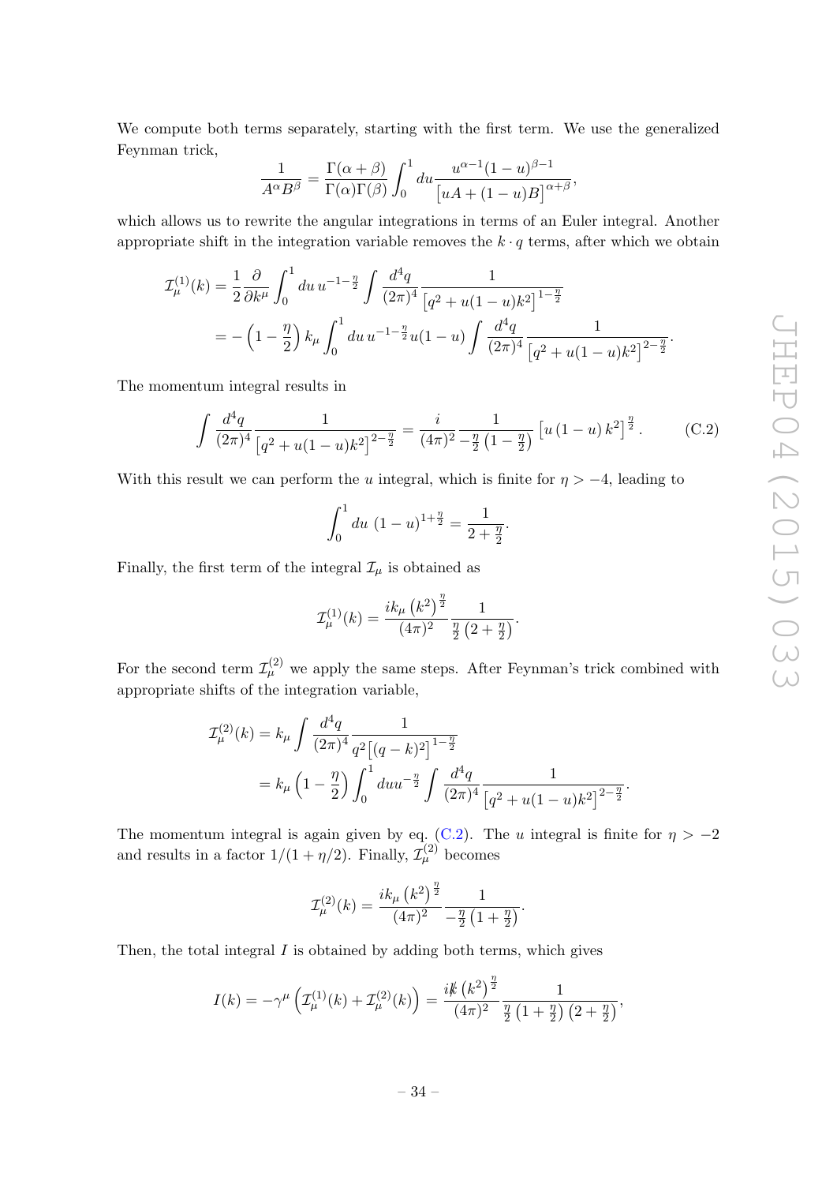We compute both terms separately, starting with the first term. We use the generalized Feynman trick,

$$\frac{1}{A^\alpha B^\beta} = \frac{\Gamma(\alpha+\beta)}{\Gamma(\alpha)\Gamma(\beta)} \int_0^1 du \frac{u^{\alpha-1}(1-u)^{\beta-1}}{\left[uA + (1-u)B\right]^{\alpha+\beta}},$$

which allows us to rewrite the angular integrations in terms of an Euler integral. Another appropriate shift in the integration variable removes the $k \cdot q$ terms, after which we obtain

$$\begin{aligned}
\mathcal{I}^{(1)}_\mu(k) &= \frac{1}{2}\frac{\partial}{\partial k^\mu} \int_0^1 du\, u^{-1-\frac{\eta}{2}} \int \frac{d^4 q}{(2\pi)^4} \frac{1}{\left[q^2 + u(1-u)k^2\right]^{1-\frac{\eta}{2}}} \\
&= -\left(1 - \frac{\eta}{2}\right) k_\mu \int_0^1 du\, u^{-1-\frac{\eta}{2}} u(1-u) \int \frac{d^4 q}{(2\pi)^4} \frac{1}{\left[q^2 + u(1-u)k^2\right]^{2-\frac{\eta}{2}}}.
\end{aligned}$$

The momentum integral results in

$$\int \frac{d^4 q}{(2\pi)^4} \frac{1}{\left[q^2 + u(1-u)k^2\right]^{2-\frac{\eta}{2}}} = \frac{i}{(4\pi)^2} \frac{1}{-\frac{\eta}{2}\left(1 - \frac{\eta}{2}\right)} \left[u\,(1-u)\,k^2\right]^{\frac{\eta}{2}}. \tag{C.2}$$

With this result we can perform the $u$ integral, which is finite for $\eta > -4$, leading to

$$\int_0^1 du\ (1-u)^{1+\frac{\eta}{2}} = \frac{1}{2 + \frac{\eta}{2}}.$$

Finally, the first term of the integral $\mathcal{I}_\mu$ is obtained as

$$\mathcal{I}^{(1)}_\mu(k) = \frac{i k_\mu \left(k^2\right)^{\frac{\eta}{2}}}{(4\pi)^2} \frac{1}{\frac{\eta}{2}\left(2 + \frac{\eta}{2}\right)}.$$

For the second term $\mathcal{I}^{(2)}_\mu$ we apply the same steps. After Feynman's trick combined with appropriate shifts of the integration variable,

$$\begin{aligned}
\mathcal{I}^{(2)}_\mu(k) &= k_\mu \int \frac{d^4 q}{(2\pi)^4} \frac{1}{q^2\left[(q-k)^2\right]^{1-\frac{\eta}{2}}} \\
&= k_\mu \left(1 - \frac{\eta}{2}\right) \int_0^1 du u^{-\frac{\eta}{2}} \int \frac{d^4 q}{(2\pi)^4} \frac{1}{\left[q^2 + u(1-u)k^2\right]^{2-\frac{\eta}{2}}}.
\end{aligned}$$

The momentum integral is again given by eq. (C.2). The $u$ integral is finite for $\eta > -2$ and results in a factor $1/(1 + \eta/2)$. Finally, $\mathcal{I}^{(2)}_\mu$ becomes

$$\mathcal{I}^{(2)}_\mu(k) = \frac{i k_\mu \left(k^2\right)^{\frac{\eta}{2}}}{(4\pi)^2} \frac{1}{-\frac{\eta}{2}\left(1 + \frac{\eta}{2}\right)}.$$

Then, the total integral $I$ is obtained by adding both terms, which gives

$$I(k) = -\gamma^\mu \left(\mathcal{I}^{(1)}_\mu(k) + \mathcal{I}^{(2)}_\mu(k)\right) = \frac{i \not{k} \left(k^2\right)^{\frac{\eta}{2}}}{(4\pi)^2} \frac{1}{\frac{\eta}{2}\left(1 + \frac{\eta}{2}\right)\left(2 + \frac{\eta}{2}\right)},$$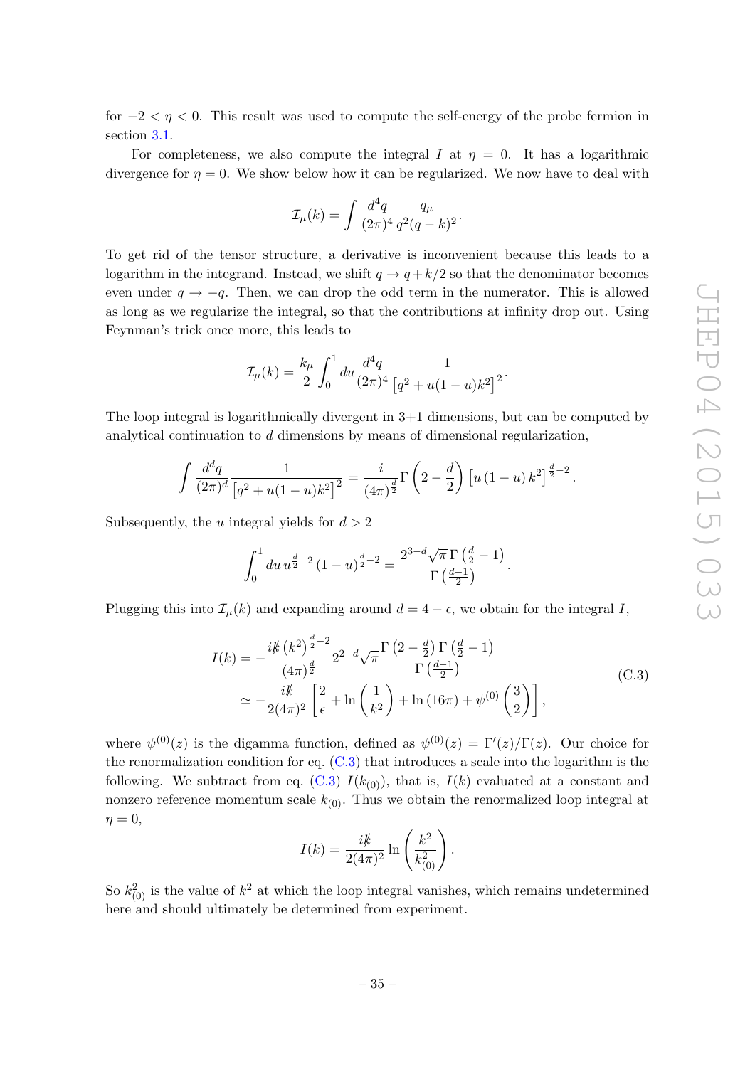for $-2 < \eta < 0$. This result was used to compute the self-energy of the probe fermion in section 3.1.

For completeness, we also compute the integral $I$ at $\eta = 0$. It has a logarithmic divergence for $\eta = 0$. We show below how it can be regularized. We now have to deal with

$$\mathcal{I}_\mu(k) = \int \frac{d^4q}{(2\pi)^4} \frac{q_\mu}{q^2(q-k)^2}.$$

To get rid of the tensor structure, a derivative is inconvenient because this leads to a logarithm in the integrand. Instead, we shift $q \to q + k/2$ so that the denominator becomes even under $q \to -q$. Then, we can drop the odd term in the numerator. This is allowed as long as we regularize the integral, so that the contributions at infinity drop out. Using Feynman's trick once more, this leads to

$$\mathcal{I}_\mu(k) = \frac{k_\mu}{2} \int_0^1 du \frac{d^4q}{(2\pi)^4} \frac{1}{\left[q^2 + u(1-u)k^2\right]^2}.$$

The loop integral is logarithmically divergent in 3+1 dimensions, but can be computed by analytical continuation to $d$ dimensions by means of dimensional regularization,

$$\int \frac{d^dq}{(2\pi)^d} \frac{1}{\left[q^2 + u(1-u)k^2\right]^2} = \frac{i}{(4\pi)^{\frac{d}{2}}} \Gamma\left(2 - \frac{d}{2}\right) \left[u\,(1-u)\,k^2\right]^{\frac{d}{2}-2}.$$

Subsequently, the $u$ integral yields for $d > 2$

$$\int_0^1 du\, u^{\frac{d}{2}-2} \,(1-u)^{\frac{d}{2}-2} = \frac{2^{3-d}\sqrt{\pi}\,\Gamma\left(\frac{d}{2}-1\right)}{\Gamma\left(\frac{d-1}{2}\right)}.$$

Plugging this into $\mathcal{I}_\mu(k)$ and expanding around $d = 4 - \epsilon$, we obtain for the integral $I$,

$$\begin{aligned} I(k) &= -\frac{i\not{k}\left(k^2\right)^{\frac{d}{2}-2}}{(4\pi)^{\frac{d}{2}}} 2^{2-d}\sqrt{\pi} \frac{\Gamma\left(2-\frac{d}{2}\right)\Gamma\left(\frac{d}{2}-1\right)}{\Gamma\left(\frac{d-1}{2}\right)} \\ &\simeq -\frac{i\not{k}}{2(4\pi)^2}\left[\frac{2}{\epsilon} + \ln\left(\frac{1}{k^2}\right) + \ln\left(16\pi\right) + \psi^{(0)}\left(\frac{3}{2}\right)\right], \end{aligned} \tag{C.3}$$

where $\psi^{(0)}(z)$ is the digamma function, defined as $\psi^{(0)}(z) = \Gamma'(z)/\Gamma(z)$. Our choice for the renormalization condition for eq. (C.3) that introduces a scale into the logarithm is the following. We subtract from eq. (C.3) $I(k_{(0)})$, that is, $I(k)$ evaluated at a constant and nonzero reference momentum scale $k_{(0)}$. Thus we obtain the renormalized loop integral at $\eta = 0$,

$$I(k) = \frac{i\not{k}}{2(4\pi)^2} \ln\left(\frac{k^2}{k_{(0)}^2}\right).$$

So $k_{(0)}^2$ is the value of $k^2$ at which the loop integral vanishes, which remains undetermined here and should ultimately be determined from experiment.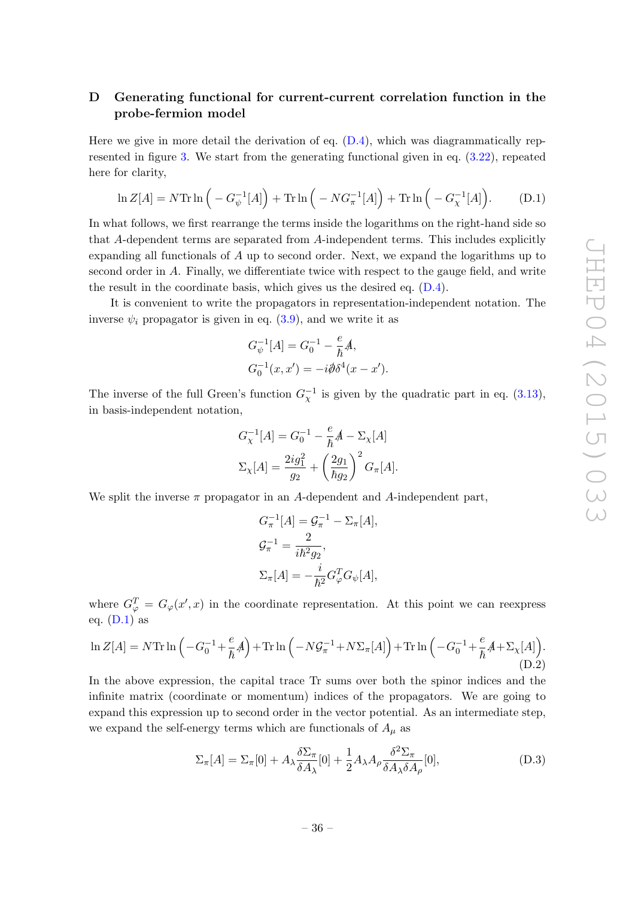## D Generating functional for current-current correlation function in the probe-fermion model

Here we give in more detail the derivation of eq. (D.4), which was diagrammatically represented in figure 3. We start from the generating functional given in eq. (3.22), repeated here for clarity,

$$\ln Z[A] = N\mathrm{Tr}\ln\Big(-G_\psi^{-1}[A]\Big) + \mathrm{Tr}\ln\Big(-NG_\pi^{-1}[A]\Big) + \mathrm{Tr}\ln\Big(-G_\chi^{-1}[A]\Big). \tag{D.1}$$

In what follows, we first rearrange the terms inside the logarithms on the right-hand side so that $A$-dependent terms are separated from $A$-independent terms. This includes explicitly expanding all functionals of $A$ up to second order. Next, we expand the logarithms up to second order in $A$. Finally, we differentiate twice with respect to the gauge field, and write the result in the coordinate basis, which gives us the desired eq. (D.4).

It is convenient to write the propagators in representation-independent notation. The inverse $\psi_i$ propagator is given in eq. (3.9), and we write it as

$$G_\psi^{-1}[A] = G_0^{-1} - \frac{e}{\hbar}\not{A},$$
$$G_0^{-1}(x,x') = -i\not{\partial}\delta^4(x-x').$$

The inverse of the full Green's function $G_\chi^{-1}$ is given by the quadratic part in eq. (3.13), in basis-independent notation,

$$G_\chi^{-1}[A] = G_0^{-1} - \frac{e}{\hbar}\not{A} - \Sigma_\chi[A]$$
$$\Sigma_\chi[A] = \frac{2ig_1^2}{g_2} + \left(\frac{2g_1}{\hbar g_2}\right)^2 G_\pi[A].$$

We split the inverse $\pi$ propagator in an $A$-dependent and $A$-independent part,

$$G_\pi^{-1}[A] = \mathcal{G}_\pi^{-1} - \Sigma_\pi[A],$$
$$\mathcal{G}_\pi^{-1} = \frac{2}{i\hbar^2 g_2},$$
$$\Sigma_\pi[A] = -\frac{i}{\hbar^2}G_\varphi^T G_\psi[A],$$

where $G_\varphi^T = G_\varphi(x',x)$ in the coordinate representation. At this point we can reexpress eq. (D.1) as

$$\ln Z[A] = N\mathrm{Tr}\ln\Big(-G_0^{-1}+\frac{e}{\hbar}\not{A}\Big)+\mathrm{Tr}\ln\Big(-N\mathcal{G}_\pi^{-1}+N\Sigma_\pi[A]\Big)+\mathrm{Tr}\ln\Big(-G_0^{-1}+\frac{e}{\hbar}\not{A}+\Sigma_\chi[A]\Big). \tag{D.2}$$

In the above expression, the capital trace Tr sums over both the spinor indices and the infinite matrix (coordinate or momentum) indices of the propagators. We are going to expand this expression up to second order in the vector potential. As an intermediate step, we expand the self-energy terms which are functionals of $A_\mu$ as

$$\Sigma_\pi[A] = \Sigma_\pi[0] + A_\lambda\frac{\delta\Sigma_\pi}{\delta A_\lambda}[0] + \frac{1}{2}A_\lambda A_\rho\frac{\delta^2\Sigma_\pi}{\delta A_\lambda\delta A_\rho}[0], \tag{D.3}$$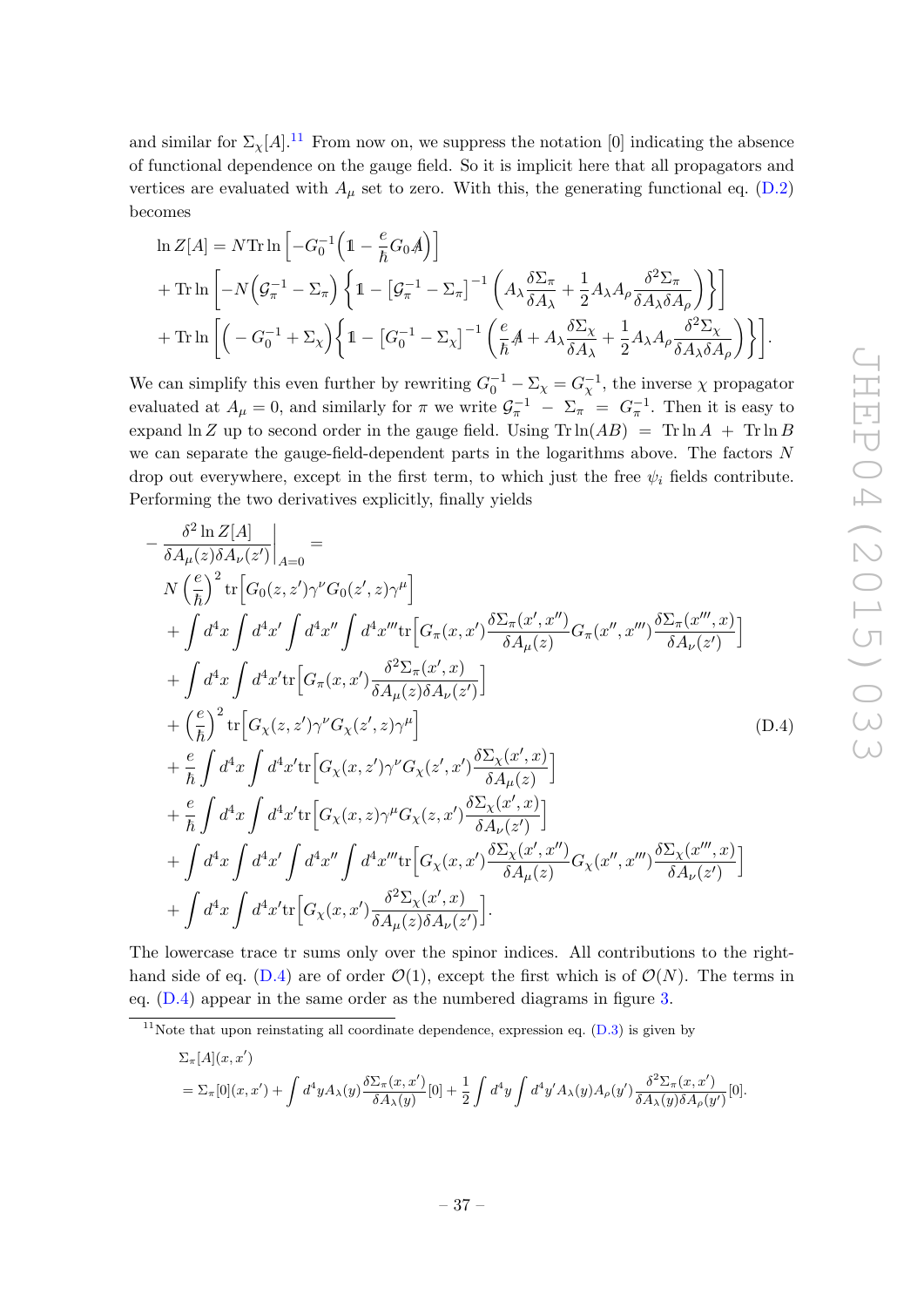and similar for $\Sigma_\chi[A]$.[11] From now on, we suppress the notation [0] indicating the absence of functional dependence on the gauge field. So it is implicit here that all propagators and vertices are evaluated with $A_\mu$ set to zero. With this, the generating functional eq. (D.2) becomes

$$
\begin{aligned}
\ln Z[A] &= N \mathrm{Tr} \ln \Big[ -G_0^{-1} \Big( \mathbb{1} - \frac{e}{\hbar} G_0 \not{A} \Big) \Big] \\
&+ \mathrm{Tr} \ln \Big[ -N \Big( \mathcal{G}_\pi^{-1} - \Sigma_\pi \Big) \Big\{ \mathbb{1} - \big[ \mathcal{G}_\pi^{-1} - \Sigma_\pi \big]^{-1} \Big( A_\lambda \frac{\delta \Sigma_\pi}{\delta A_\lambda} + \frac{1}{2} A_\lambda A_\rho \frac{\delta^2 \Sigma_\pi}{\delta A_\lambda \delta A_\rho} \Big) \Big\} \Big] \\
&+ \mathrm{Tr} \ln \Big[ \Big( -G_0^{-1} + \Sigma_\chi \Big) \Big\{ \mathbb{1} - \big[ G_0^{-1} - \Sigma_\chi \big]^{-1} \Big( \frac{e}{\hbar} \not{A} + A_\lambda \frac{\delta \Sigma_\chi}{\delta A_\lambda} + \frac{1}{2} A_\lambda A_\rho \frac{\delta^2 \Sigma_\chi}{\delta A_\lambda \delta A_\rho} \Big) \Big\} \Big].
\end{aligned}
$$

We can simplify this even further by rewriting $G_0^{-1} - \Sigma_\chi = G_\chi^{-1}$, the inverse $\chi$ propagator evaluated at $A_\mu = 0$, and similarly for $\pi$ we write $\mathcal{G}_\pi^{-1} - \Sigma_\pi = G_\pi^{-1}$. Then it is easy to expand $\ln Z$ up to second order in the gauge field. Using $\mathrm{Tr} \ln(AB) = \mathrm{Tr} \ln A + \mathrm{Tr} \ln B$ we can separate the gauge-field-dependent parts in the logarithms above. The factors $N$ drop out everywhere, except in the first term, to which just the free $\psi_i$ fields contribute. Performing the two derivatives explicitly, finally yields

$$
\begin{aligned}
-&\frac{\delta^2 \ln Z[A]}{\delta A_\mu(z) \delta A_\nu(z')} \bigg|_{A=0} = \\
&N \left( \frac{e}{\hbar} \right)^2 \mathrm{tr} \Big[ G_0(z,z') \gamma^\nu G_0(z',z) \gamma^\mu \Big] \\
&+ \int d^4x \int d^4x' \int d^4x'' \int d^4x''' \mathrm{tr} \Big[ G_\pi(x,x') \frac{\delta \Sigma_\pi(x',x'')}{\delta A_\mu(z)} G_\pi(x'',x''') \frac{\delta \Sigma_\pi(x''',x)}{\delta A_\nu(z')} \Big] \\
&+ \int d^4x \int d^4x' \mathrm{tr} \Big[ G_\pi(x,x') \frac{\delta^2 \Sigma_\pi(x',x)}{\delta A_\mu(z) \delta A_\nu(z')} \Big] \\
&+ \left( \frac{e}{\hbar} \right)^2 \mathrm{tr} \Big[ G_\chi(z,z') \gamma^\nu G_\chi(z',z) \gamma^\mu \Big] \qquad\qquad\qquad\qquad\qquad\qquad \text{(D.4)} \\
&+ \frac{e}{\hbar} \int d^4x \int d^4x' \mathrm{tr} \Big[ G_\chi(x,z') \gamma^\nu G_\chi(z',x') \frac{\delta \Sigma_\chi(x',x)}{\delta A_\mu(z)} \Big] \\
&+ \frac{e}{\hbar} \int d^4x \int d^4x' \mathrm{tr} \Big[ G_\chi(x,z) \gamma^\mu G_\chi(z,x') \frac{\delta \Sigma_\chi(x',x)}{\delta A_\nu(z')} \Big] \\
&+ \int d^4x \int d^4x' \int d^4x'' \int d^4x''' \mathrm{tr} \Big[ G_\chi(x,x') \frac{\delta \Sigma_\chi(x',x'')}{\delta A_\mu(z)} G_\chi(x'',x''') \frac{\delta \Sigma_\chi(x''',x)}{\delta A_\nu(z')} \Big] \\
&+ \int d^4x \int d^4x' \mathrm{tr} \Big[ G_\chi(x,x') \frac{\delta^2 \Sigma_\chi(x',x)}{\delta A_\mu(z) \delta A_\nu(z')} \Big].
\end{aligned}
$$

The lowercase trace tr sums only over the spinor indices. All contributions to the right-hand side of eq. (D.4) are of order $\mathcal{O}(1)$, except the first which is of $\mathcal{O}(N)$. The terms in eq. (D.4) appear in the same order as the numbered diagrams in figure 3.

[11] Note that upon reinstating all coordinate dependence, expression eq. (D.3) is given by

$$
\begin{aligned}
&\Sigma_\pi[A](x,x') \\
&= \Sigma_\pi[0](x,x') + \int d^4y A_\lambda(y) \frac{\delta \Sigma_\pi(x,x')}{\delta A_\lambda(y)}[0] + \frac{1}{2} \int d^4y \int d^4y' A_\lambda(y) A_\rho(y') \frac{\delta^2 \Sigma_\pi(x,x')}{\delta A_\lambda(y) \delta A_\rho(y')}[0].
\end{aligned}
$$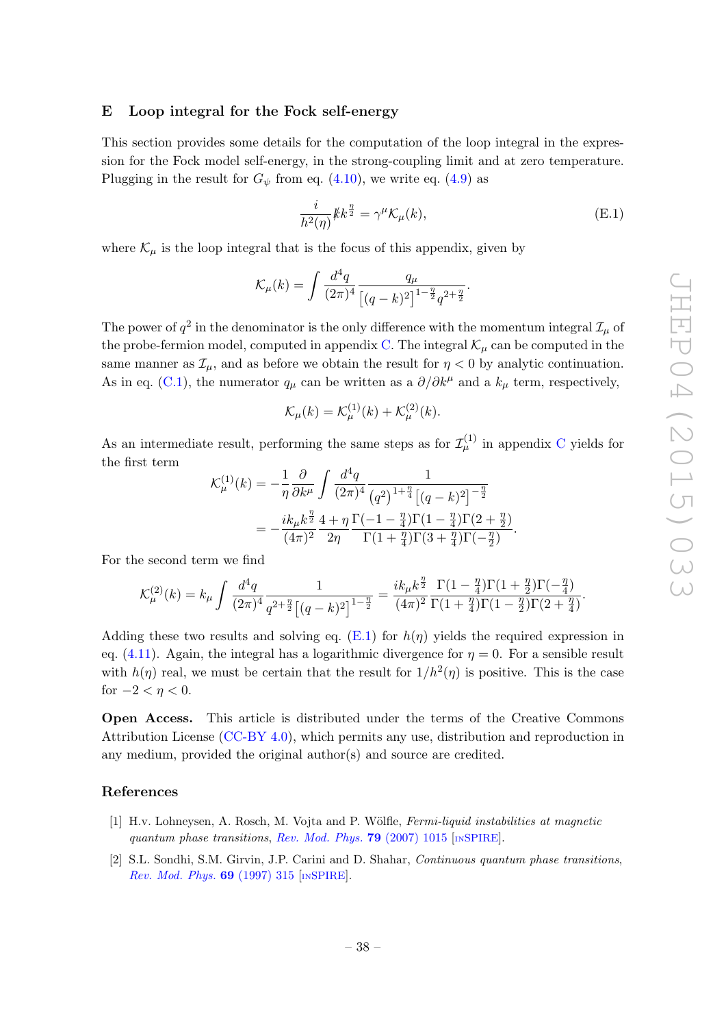## E Loop integral for the Fock self-energy

This section provides some details for the computation of the loop integral in the expression for the Fock model self-energy, in the strong-coupling limit and at zero temperature. Plugging in the result for $G_\psi$ from eq. (4.10), we write eq. (4.9) as

$$\frac{i}{h^2(\eta)} \not{k} k^{\frac{\eta}{2}} = \gamma^\mu \mathcal{K}_\mu(k), \tag{E.1}$$

where $\mathcal{K}_\mu$ is the loop integral that is the focus of this appendix, given by

$$\mathcal{K}_\mu(k) = \int \frac{d^4q}{(2\pi)^4} \frac{q_\mu}{\left[(q-k)^2\right]^{1-\frac{\eta}{2}} q^{2+\frac{\eta}{2}}}.$$

The power of $q^2$ in the denominator is the only difference with the momentum integral $\mathcal{I}_\mu$ of the probe-fermion model, computed in appendix C. The integral $\mathcal{K}_\mu$ can be computed in the same manner as $\mathcal{I}_\mu$, and as before we obtain the result for $\eta < 0$ by analytic continuation. As in eq. (C.1), the numerator $q_\mu$ can be written as a $\partial/\partial k^\mu$ and a $k_\mu$ term, respectively,

$$\mathcal{K}_\mu(k) = \mathcal{K}_\mu^{(1)}(k) + \mathcal{K}_\mu^{(2)}(k).$$

As an intermediate result, performing the same steps as for $\mathcal{I}_\mu^{(1)}$ in appendix C yields for the first term

$$\begin{aligned}
\mathcal{K}_\mu^{(1)}(k) &= -\frac{1}{\eta} \frac{\partial}{\partial k^\mu} \int \frac{d^4q}{(2\pi)^4} \frac{1}{\left(q^2\right)^{1+\frac{\eta}{4}} \left[(q-k)^2\right]^{-\frac{\eta}{2}}} \\
&= -\frac{i k_\mu k^{\frac{\eta}{2}}}{(4\pi)^2} \frac{4+\eta}{2\eta} \frac{\Gamma(-1-\frac{\eta}{4})\Gamma(1-\frac{\eta}{4})\Gamma(2+\frac{\eta}{2})}{\Gamma(1+\frac{\eta}{4})\Gamma(3+\frac{\eta}{4})\Gamma(-\frac{\eta}{2})}.
\end{aligned}$$

For the second term we find

$$\mathcal{K}_\mu^{(2)}(k) = k_\mu \int \frac{d^4q}{(2\pi)^4} \frac{1}{q^{2+\frac{\eta}{2}} \left[(q-k)^2\right]^{1-\frac{\eta}{2}}} = \frac{i k_\mu k^{\frac{\eta}{2}}}{(4\pi)^2} \frac{\Gamma(1-\frac{\eta}{4})\Gamma(1+\frac{\eta}{2})\Gamma(-\frac{\eta}{4})}{\Gamma(1+\frac{\eta}{4})\Gamma(1-\frac{\eta}{2})\Gamma(2+\frac{\eta}{4})}.$$

Adding these two results and solving eq. (E.1) for $h(\eta)$ yields the required expression in eq. (4.11). Again, the integral has a logarithmic divergence for $\eta = 0$. For a sensible result with $h(\eta)$ real, we must be certain that the result for $1/h^2(\eta)$ is positive. This is the case for $-2 < \eta < 0$.

**Open Access.** This article is distributed under the terms of the Creative Commons Attribution License (CC-BY 4.0), which permits any use, distribution and reproduction in any medium, provided the original author(s) and source are credited.

## References

[1] H.v. Lohneysen, A. Rosch, M. Vojta and P. Wölfle, *Fermi-liquid instabilities at magnetic quantum phase transitions*, Rev. Mod. Phys. **79** (2007) 1015 [INSPIRE].

[2] S.L. Sondhi, S.M. Girvin, J.P. Carini and D. Shahar, *Continuous quantum phase transitions*, Rev. Mod. Phys. **69** (1997) 315 [INSPIRE].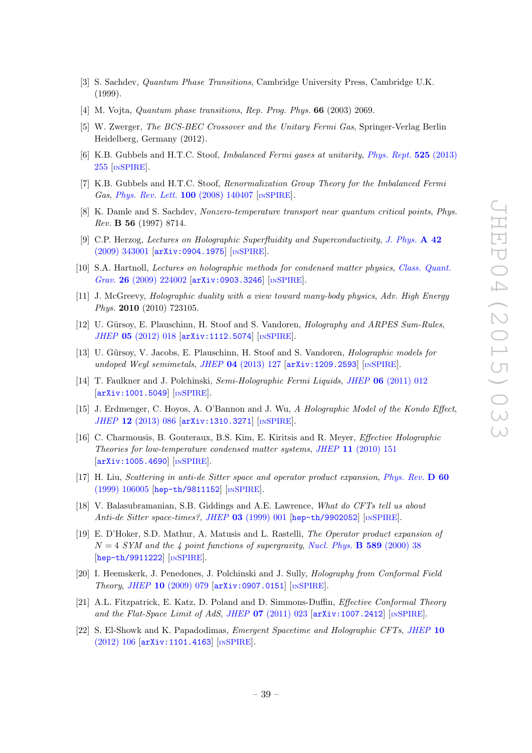- [3] S. Sachdev, *Quantum Phase Transitions*, Cambridge University Press, Cambridge U.K. (1999).
- [4] M. Vojta, *Quantum phase transitions*, *Rep. Prog. Phys.* **66** (2003) 2069.
- [5] W. Zwerger, *The BCS-BEC Crossover and the Unitary Fermi Gas*, Springer-Verlag Berlin Heidelberg, Germany (2012).
- [6] K.B. Gubbels and H.T.C. Stoof, *Imbalanced Fermi gases at unitarity*, *Phys. Rept.* **525** (2013) 255 [INSPIRE].
- [7] K.B. Gubbels and H.T.C. Stoof, *Renormalization Group Theory for the Imbalanced Fermi Gas*, *Phys. Rev. Lett.* **100** (2008) 140407 [INSPIRE].
- [8] K. Damle and S. Sachdev, *Nonzero-temperature transport near quantum critical points*, *Phys. Rev.* **B 56** (1997) 8714.
- [9] C.P. Herzog, *Lectures on Holographic Superfluidity and Superconductivity*, *J. Phys.* **A 42** (2009) 343001 [arXiv:0904.1975] [INSPIRE].
- [10] S.A. Hartnoll, *Lectures on holographic methods for condensed matter physics*, *Class. Quant. Grav.* **26** (2009) 224002 [arXiv:0903.3246] [INSPIRE].
- [11] J. McGreevy, *Holographic duality with a view toward many-body physics*, *Adv. High Energy Phys.* **2010** (2010) 723105.
- [12] U. Gürsoy, E. Plauschinn, H. Stoof and S. Vandoren, *Holography and ARPES Sum-Rules*, *JHEP* **05** (2012) 018 [arXiv:1112.5074] [INSPIRE].
- [13] U. Gürsoy, V. Jacobs, E. Plauschinn, H. Stoof and S. Vandoren, *Holographic models for undoped Weyl semimetals*, *JHEP* **04** (2013) 127 [arXiv:1209.2593] [INSPIRE].
- [14] T. Faulkner and J. Polchinski, *Semi-Holographic Fermi Liquids*, *JHEP* **06** (2011) 012 [arXiv:1001.5049] [INSPIRE].
- [15] J. Erdmenger, C. Hoyos, A. O'Bannon and J. Wu, *A Holographic Model of the Kondo Effect*, *JHEP* **12** (2013) 086 [arXiv:1310.3271] [INSPIRE].
- [16] C. Charmousis, B. Gouteraux, B.S. Kim, E. Kiritsis and R. Meyer, *Effective Holographic Theories for low-temperature condensed matter systems*, *JHEP* **11** (2010) 151 [arXiv:1005.4690] [INSPIRE].
- [17] H. Liu, *Scattering in anti-de Sitter space and operator product expansion*, *Phys. Rev.* **D 60** (1999) 106005 [hep-th/9811152] [INSPIRE].
- [18] V. Balasubramanian, S.B. Giddings and A.E. Lawrence, *What do CFTs tell us about Anti-de Sitter space-times?*, *JHEP* **03** (1999) 001 [hep-th/9902052] [INSPIRE].
- [19] E. D'Hoker, S.D. Mathur, A. Matusis and L. Rastelli, *The Operator product expansion of $N = 4$ SYM and the 4 point functions of supergravity*, *Nucl. Phys.* **B 589** (2000) 38 [hep-th/9911222] [INSPIRE].
- [20] I. Heemskerk, J. Penedones, J. Polchinski and J. Sully, *Holography from Conformal Field Theory*, *JHEP* **10** (2009) 079 [arXiv:0907.0151] [INSPIRE].
- [21] A.L. Fitzpatrick, E. Katz, D. Poland and D. Simmons-Duffin, *Effective Conformal Theory and the Flat-Space Limit of AdS*, *JHEP* **07** (2011) 023 [arXiv:1007.2412] [INSPIRE].
- [22] S. El-Showk and K. Papadodimas, *Emergent Spacetime and Holographic CFTs*, *JHEP* **10** (2012) 106 [arXiv:1101.4163] [INSPIRE].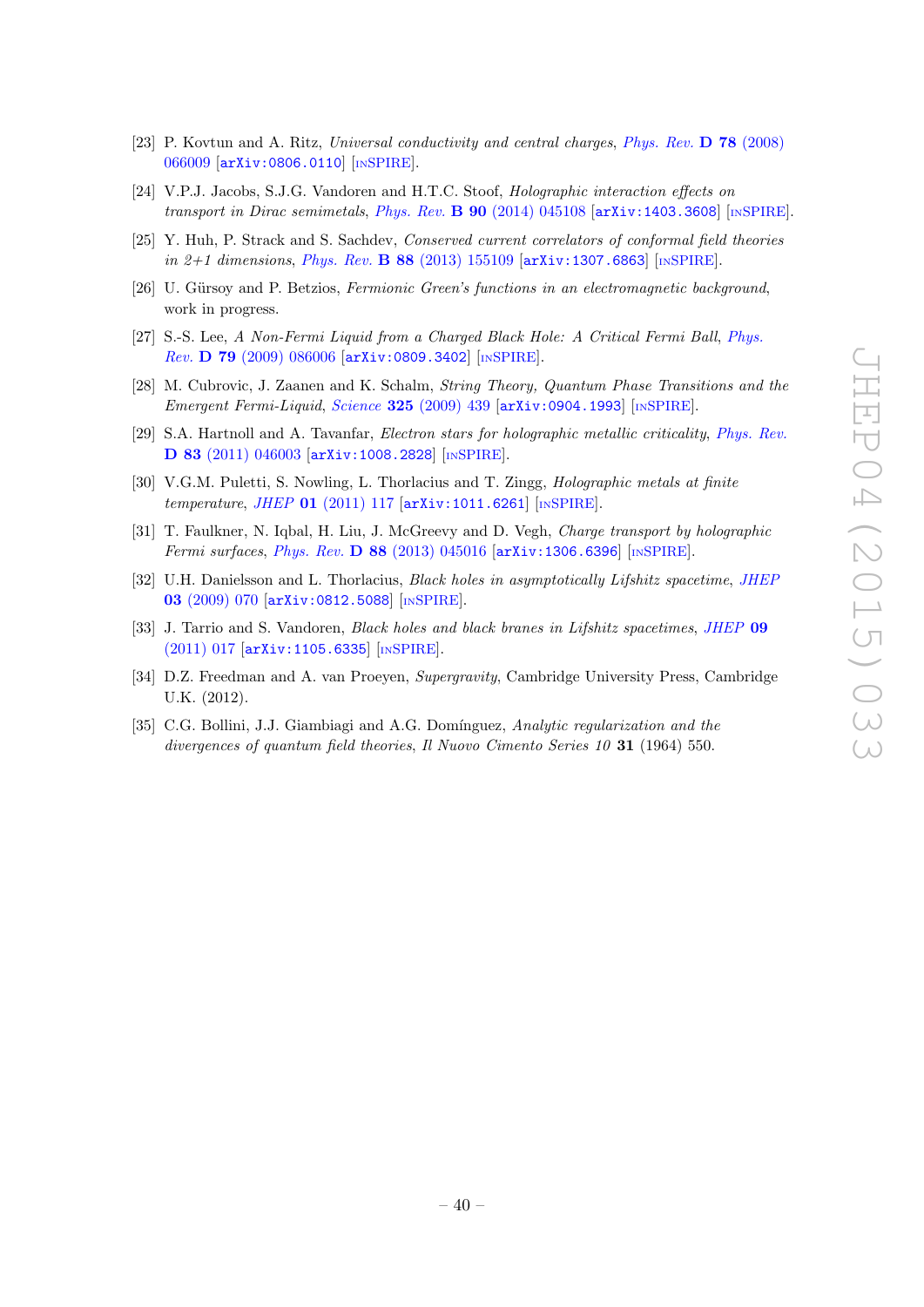[23] P. Kovtun and A. Ritz, *Universal conductivity and central charges*, *Phys. Rev.* **D 78** (2008) 066009 [arXiv:0806.0110] [INSPIRE].

[24] V.P.J. Jacobs, S.J.G. Vandoren and H.T.C. Stoof, *Holographic interaction effects on transport in Dirac semimetals*, *Phys. Rev.* **B 90** (2014) 045108 [arXiv:1403.3608] [INSPIRE].

[25] Y. Huh, P. Strack and S. Sachdev, *Conserved current correlators of conformal field theories in 2+1 dimensions*, *Phys. Rev.* **B 88** (2013) 155109 [arXiv:1307.6863] [INSPIRE].

[26] U. Gürsoy and P. Betzios, *Fermionic Green's functions in an electromagnetic background*, work in progress.

[27] S.-S. Lee, *A Non-Fermi Liquid from a Charged Black Hole: A Critical Fermi Ball*, *Phys. Rev.* **D 79** (2009) 086006 [arXiv:0809.3402] [INSPIRE].

[28] M. Cubrovic, J. Zaanen and K. Schalm, *String Theory, Quantum Phase Transitions and the Emergent Fermi-Liquid*, *Science* **325** (2009) 439 [arXiv:0904.1993] [INSPIRE].

[29] S.A. Hartnoll and A. Tavanfar, *Electron stars for holographic metallic criticality*, *Phys. Rev.* **D 83** (2011) 046003 [arXiv:1008.2828] [INSPIRE].

[30] V.G.M. Puletti, S. Nowling, L. Thorlacius and T. Zingg, *Holographic metals at finite temperature*, *JHEP* **01** (2011) 117 [arXiv:1011.6261] [INSPIRE].

[31] T. Faulkner, N. Iqbal, H. Liu, J. McGreevy and D. Vegh, *Charge transport by holographic Fermi surfaces*, *Phys. Rev.* **D 88** (2013) 045016 [arXiv:1306.6396] [INSPIRE].

[32] U.H. Danielsson and L. Thorlacius, *Black holes in asymptotically Lifshitz spacetime*, *JHEP* **03** (2009) 070 [arXiv:0812.5088] [INSPIRE].

[33] J. Tarrio and S. Vandoren, *Black holes and black branes in Lifshitz spacetimes*, *JHEP* **09** (2011) 017 [arXiv:1105.6335] [INSPIRE].

[34] D.Z. Freedman and A. van Proeyen, *Supergravity*, Cambridge University Press, Cambridge U.K. (2012).

[35] C.G. Bollini, J.J. Giambiagi and A.G. Domínguez, *Analytic regularization and the divergences of quantum field theories*, *Il Nuovo Cimento Series 10* **31** (1964) 550.